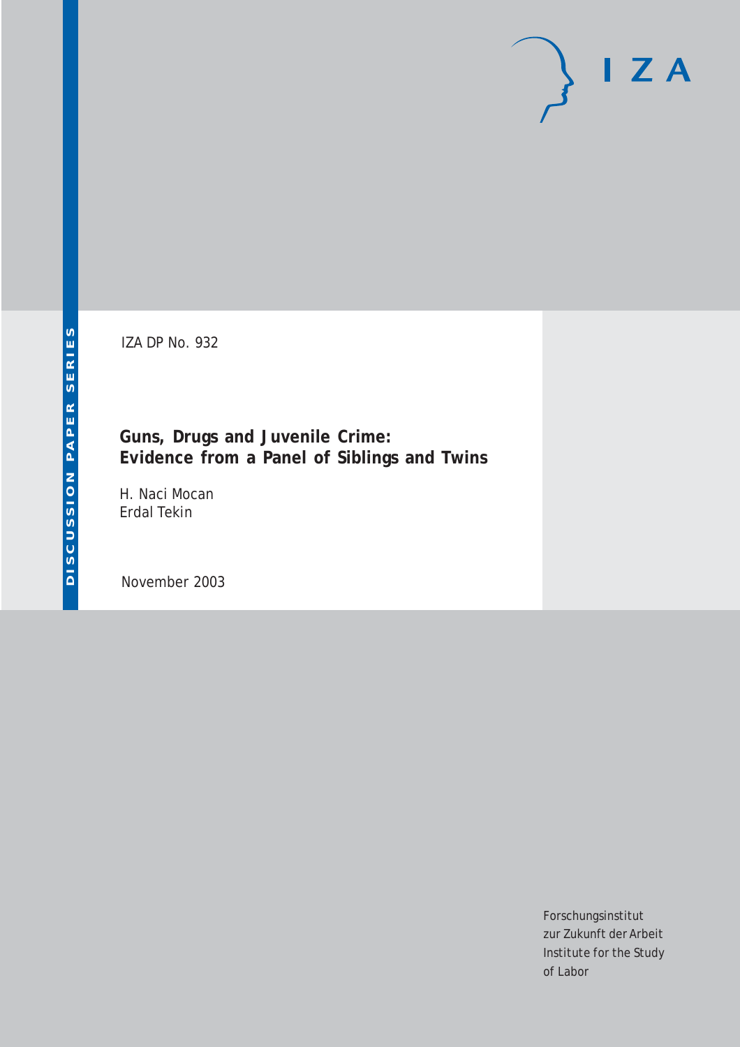IZA

DISCUSSION PAPER SERIES

IZA DP No. 932

# Guns, Drugs and Juvenile Crime: Evidence from a Panel of Siblings and Twins

H. Naci Mocan
Erdal Tekin

November 2003

Forschungsinstitut
zur Zukunft der Arbeit
Institute for the Study
of Labor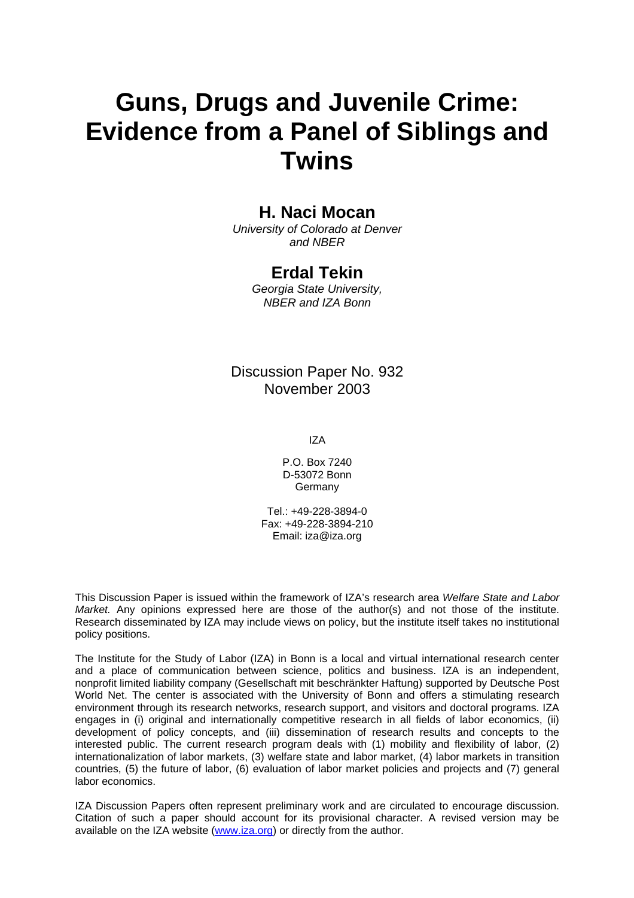# Guns, Drugs and Juvenile Crime: Evidence from a Panel of Siblings and Twins

## H. Naci Mocan

*University of Colorado at Denver and NBER*

## Erdal Tekin

*Georgia State University, NBER and IZA Bonn*

Discussion Paper No. 932
November 2003

IZA

P.O. Box 7240
D-53072 Bonn
Germany

Tel.: +49-228-3894-0
Fax: +49-228-3894-210
Email: iza@iza.org

This Discussion Paper is issued within the framework of IZA's research area *Welfare State and Labor Market.* Any opinions expressed here are those of the author(s) and not those of the institute. Research disseminated by IZA may include views on policy, but the institute itself takes no institutional policy positions.

The Institute for the Study of Labor (IZA) in Bonn is a local and virtual international research center and a place of communication between science, politics and business. IZA is an independent, nonprofit limited liability company (Gesellschaft mit beschränkter Haftung) supported by Deutsche Post World Net. The center is associated with the University of Bonn and offers a stimulating research environment through its research networks, research support, and visitors and doctoral programs. IZA engages in (i) original and internationally competitive research in all fields of labor economics, (ii) development of policy concepts, and (iii) dissemination of research results and concepts to the interested public. The current research program deals with (1) mobility and flexibility of labor, (2) internationalization of labor markets, (3) welfare state and labor market, (4) labor markets in transition countries, (5) the future of labor, (6) evaluation of labor market policies and projects and (7) general labor economics.

IZA Discussion Papers often represent preliminary work and are circulated to encourage discussion. Citation of such a paper should account for its provisional character. A revised version may be available on the IZA website (www.iza.org) or directly from the author.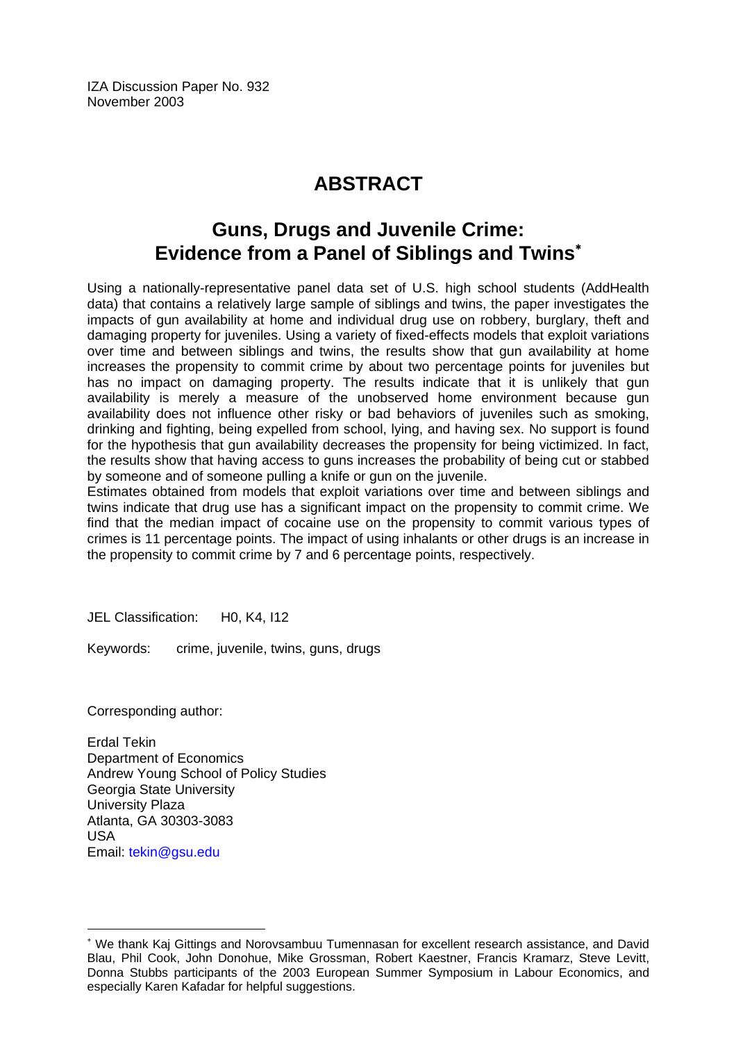IZA Discussion Paper No. 932
November 2003

# ABSTRACT

## Guns, Drugs and Juvenile Crime: Evidence from a Panel of Siblings and Twins[*]

Using a nationally-representative panel data set of U.S. high school students (AddHealth data) that contains a relatively large sample of siblings and twins, the paper investigates the impacts of gun availability at home and individual drug use on robbery, burglary, theft and damaging property for juveniles. Using a variety of fixed-effects models that exploit variations over time and between siblings and twins, the results show that gun availability at home increases the propensity to commit crime by about two percentage points for juveniles but has no impact on damaging property. The results indicate that it is unlikely that gun availability is merely a measure of the unobserved home environment because gun availability does not influence other risky or bad behaviors of juveniles such as smoking, drinking and fighting, being expelled from school, lying, and having sex. No support is found for the hypothesis that gun availability decreases the propensity for being victimized. In fact, the results show that having access to guns increases the probability of being cut or stabbed by someone and of someone pulling a knife or gun on the juvenile.

Estimates obtained from models that exploit variations over time and between siblings and twins indicate that drug use has a significant impact on the propensity to commit crime. We find that the median impact of cocaine use on the propensity to commit various types of crimes is 11 percentage points. The impact of using inhalants or other drugs is an increase in the propensity to commit crime by 7 and 6 percentage points, respectively.

JEL Classification: H0, K4, I12

Keywords: crime, juvenile, twins, guns, drugs

Corresponding author:

Erdal Tekin
Department of Economics
Andrew Young School of Policy Studies
Georgia State University
University Plaza
Atlanta, GA 30303-3083
USA
Email: tekin@gsu.edu

[*] We thank Kaj Gittings and Norovsambuu Tumennasan for excellent research assistance, and David Blau, Phil Cook, John Donohue, Mike Grossman, Robert Kaestner, Francis Kramarz, Steve Levitt, Donna Stubbs participants of the 2003 European Summer Symposium in Labour Economics, and especially Karen Kafadar for helpful suggestions.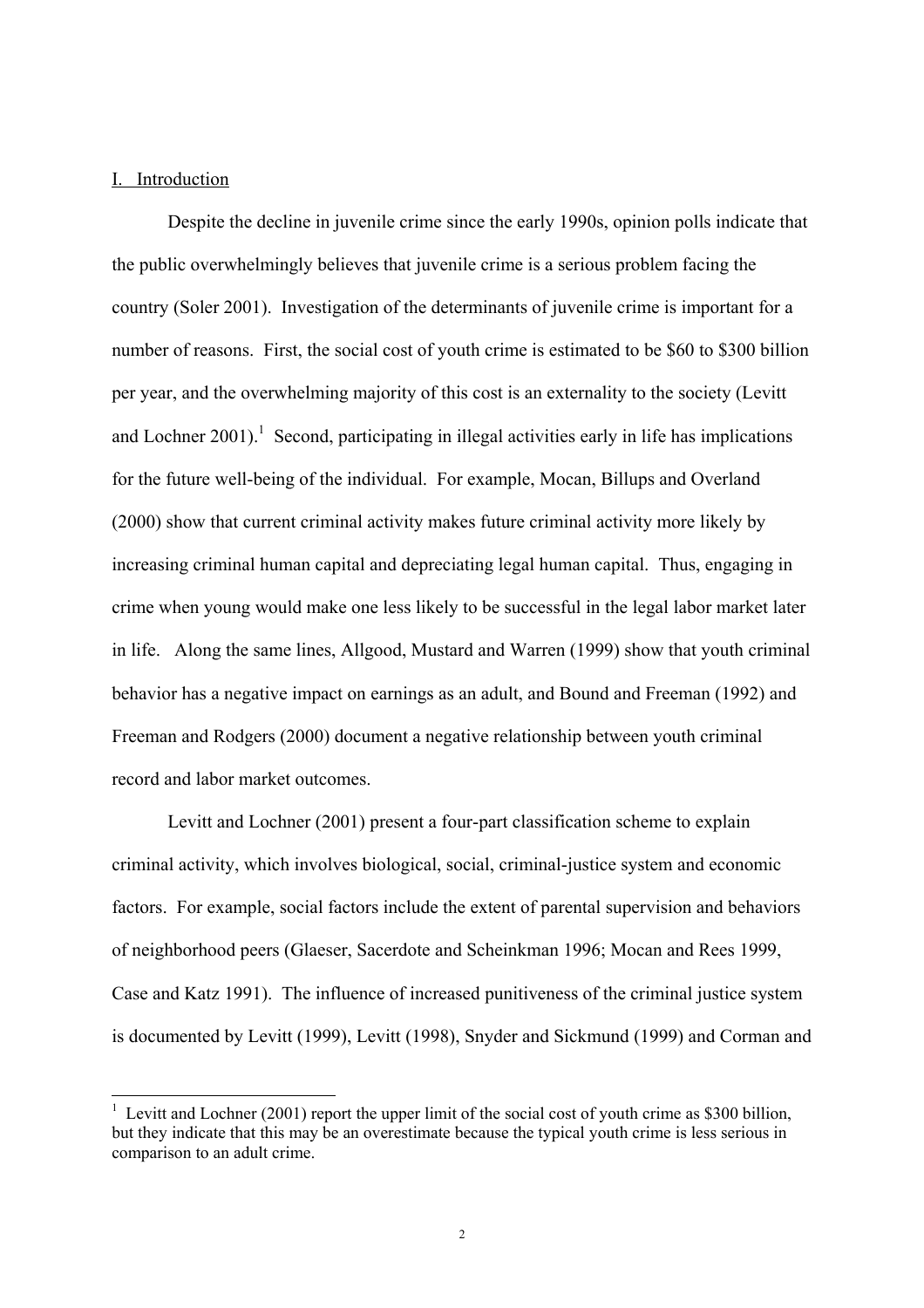## I. Introduction

Despite the decline in juvenile crime since the early 1990s, opinion polls indicate that the public overwhelmingly believes that juvenile crime is a serious problem facing the country (Soler 2001). Investigation of the determinants of juvenile crime is important for a number of reasons. First, the social cost of youth crime is estimated to be \$60 to \$300 billion per year, and the overwhelming majority of this cost is an externality to the society (Levitt and Lochner 2001).[1] Second, participating in illegal activities early in life has implications for the future well-being of the individual. For example, Mocan, Billups and Overland (2000) show that current criminal activity makes future criminal activity more likely by increasing criminal human capital and depreciating legal human capital. Thus, engaging in crime when young would make one less likely to be successful in the legal labor market later in life. Along the same lines, Allgood, Mustard and Warren (1999) show that youth criminal behavior has a negative impact on earnings as an adult, and Bound and Freeman (1992) and Freeman and Rodgers (2000) document a negative relationship between youth criminal record and labor market outcomes.

Levitt and Lochner (2001) present a four-part classification scheme to explain criminal activity, which involves biological, social, criminal-justice system and economic factors. For example, social factors include the extent of parental supervision and behaviors of neighborhood peers (Glaeser, Sacerdote and Scheinkman 1996; Mocan and Rees 1999, Case and Katz 1991). The influence of increased punitiveness of the criminal justice system is documented by Levitt (1999), Levitt (1998), Snyder and Sickmund (1999) and Corman and

---

[1] Levitt and Lochner (2001) report the upper limit of the social cost of youth crime as \$300 billion, but they indicate that this may be an overestimate because the typical youth crime is less serious in comparison to an adult crime.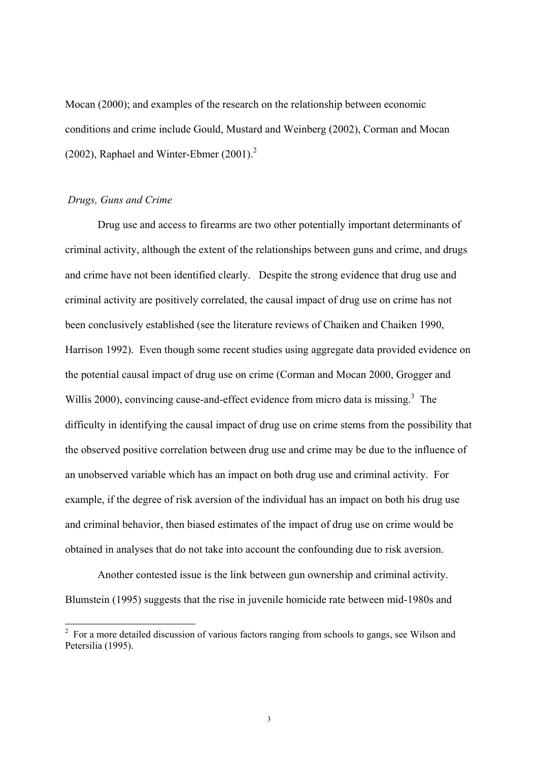Mocan (2000); and examples of the research on the relationship between economic conditions and crime include Gould, Mustard and Weinberg (2002), Corman and Mocan (2002), Raphael and Winter-Ebmer (2001).[2]

### *Drugs, Guns and Crime*

Drug use and access to firearms are two other potentially important determinants of criminal activity, although the extent of the relationships between guns and crime, and drugs and crime have not been identified clearly. Despite the strong evidence that drug use and criminal activity are positively correlated, the causal impact of drug use on crime has not been conclusively established (see the literature reviews of Chaiken and Chaiken 1990, Harrison 1992). Even though some recent studies using aggregate data provided evidence on the potential causal impact of drug use on crime (Corman and Mocan 2000, Grogger and Willis 2000), convincing cause-and-effect evidence from micro data is missing.[3] The difficulty in identifying the causal impact of drug use on crime stems from the possibility that the observed positive correlation between drug use and crime may be due to the influence of an unobserved variable which has an impact on both drug use and criminal activity. For example, if the degree of risk aversion of the individual has an impact on both his drug use and criminal behavior, then biased estimates of the impact of drug use on crime would be obtained in analyses that do not take into account the confounding due to risk aversion.

Another contested issue is the link between gun ownership and criminal activity. Blumstein (1995) suggests that the rise in juvenile homicide rate between mid-1980s and

---

[2] For a more detailed discussion of various factors ranging from schools to gangs, see Wilson and Petersilia (1995).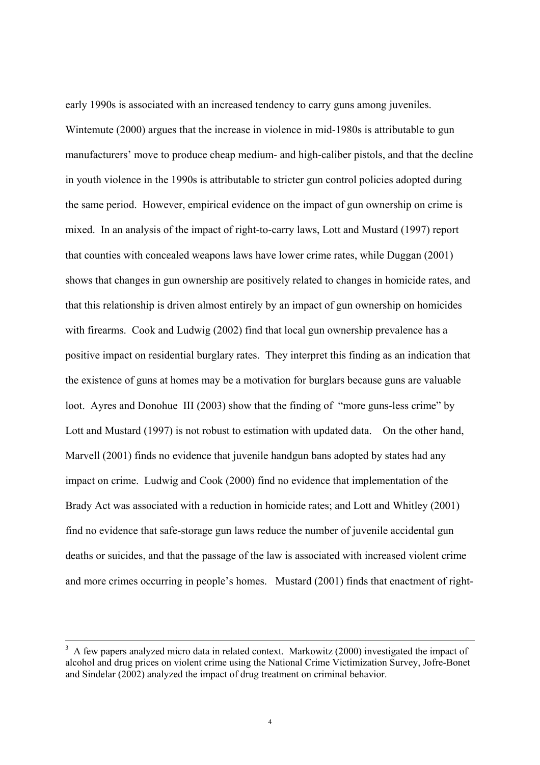early 1990s is associated with an increased tendency to carry guns among juveniles. Wintemute (2000) argues that the increase in violence in mid-1980s is attributable to gun manufacturers' move to produce cheap medium- and high-caliber pistols, and that the decline in youth violence in the 1990s is attributable to stricter gun control policies adopted during the same period. However, empirical evidence on the impact of gun ownership on crime is mixed. In an analysis of the impact of right-to-carry laws, Lott and Mustard (1997) report that counties with concealed weapons laws have lower crime rates, while Duggan (2001) shows that changes in gun ownership are positively related to changes in homicide rates, and that this relationship is driven almost entirely by an impact of gun ownership on homicides with firearms. Cook and Ludwig (2002) find that local gun ownership prevalence has a positive impact on residential burglary rates. They interpret this finding as an indication that the existence of guns at homes may be a motivation for burglars because guns are valuable loot. Ayres and Donohue III (2003) show that the finding of "more guns-less crime" by Lott and Mustard (1997) is not robust to estimation with updated data. On the other hand, Marvell (2001) finds no evidence that juvenile handgun bans adopted by states had any impact on crime. Ludwig and Cook (2000) find no evidence that implementation of the Brady Act was associated with a reduction in homicide rates; and Lott and Whitley (2001) find no evidence that safe-storage gun laws reduce the number of juvenile accidental gun deaths or suicides, and that the passage of the law is associated with increased violent crime and more crimes occurring in people's homes. Mustard (2001) finds that enactment of right-

[3] A few papers analyzed micro data in related context. Markowitz (2000) investigated the impact of alcohol and drug prices on violent crime using the National Crime Victimization Survey, Jofre-Bonet and Sindelar (2002) analyzed the impact of drug treatment on criminal behavior.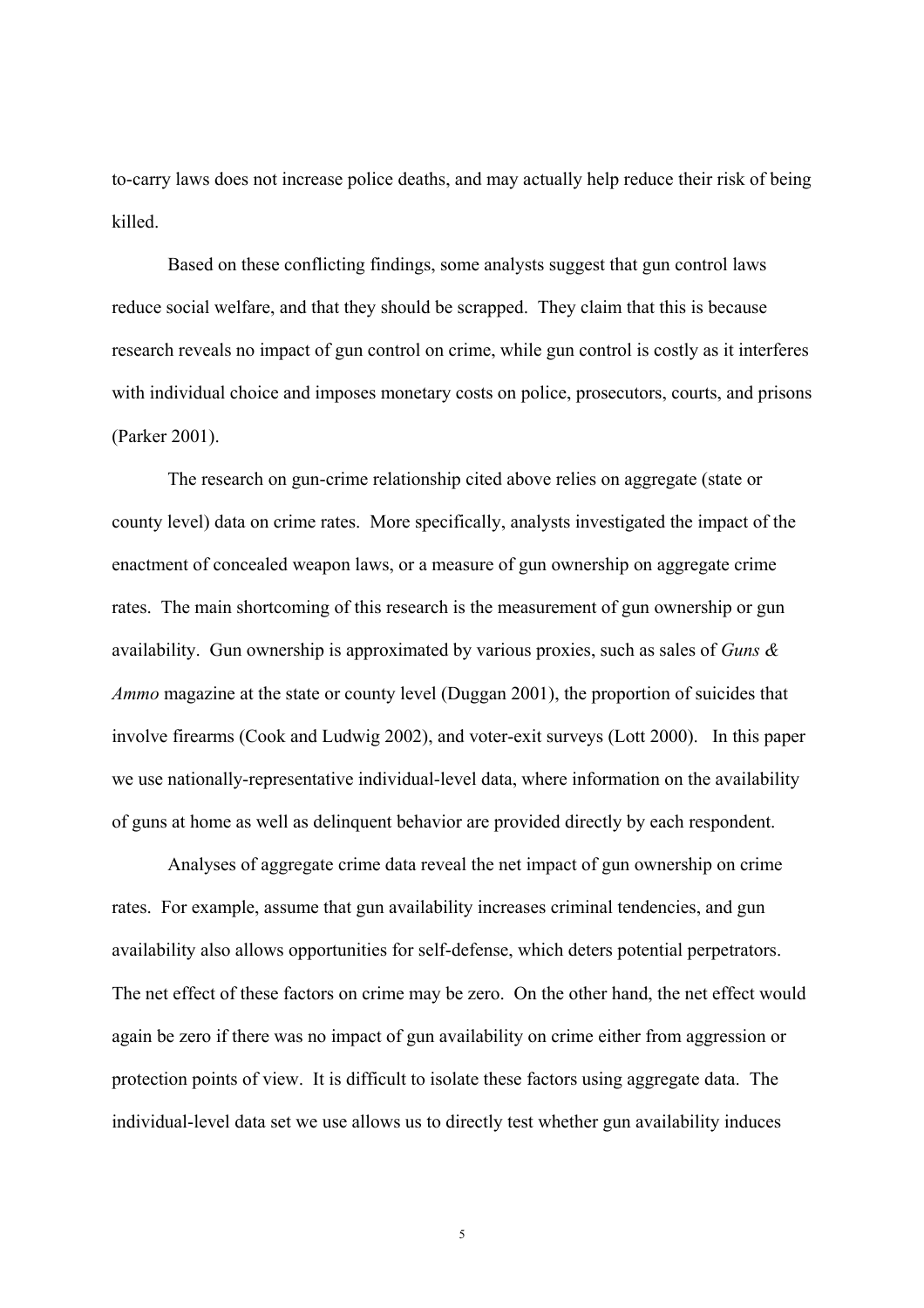to-carry laws does not increase police deaths, and may actually help reduce their risk of being killed.

Based on these conflicting findings, some analysts suggest that gun control laws reduce social welfare, and that they should be scrapped. They claim that this is because research reveals no impact of gun control on crime, while gun control is costly as it interferes with individual choice and imposes monetary costs on police, prosecutors, courts, and prisons (Parker 2001).

The research on gun-crime relationship cited above relies on aggregate (state or county level) data on crime rates. More specifically, analysts investigated the impact of the enactment of concealed weapon laws, or a measure of gun ownership on aggregate crime rates. The main shortcoming of this research is the measurement of gun ownership or gun availability. Gun ownership is approximated by various proxies, such as sales of *Guns & Ammo* magazine at the state or county level (Duggan 2001), the proportion of suicides that involve firearms (Cook and Ludwig 2002), and voter-exit surveys (Lott 2000). In this paper we use nationally-representative individual-level data, where information on the availability of guns at home as well as delinquent behavior are provided directly by each respondent.

Analyses of aggregate crime data reveal the net impact of gun ownership on crime rates. For example, assume that gun availability increases criminal tendencies, and gun availability also allows opportunities for self-defense, which deters potential perpetrators. The net effect of these factors on crime may be zero. On the other hand, the net effect would again be zero if there was no impact of gun availability on crime either from aggression or protection points of view. It is difficult to isolate these factors using aggregate data. The individual-level data set we use allows us to directly test whether gun availability induces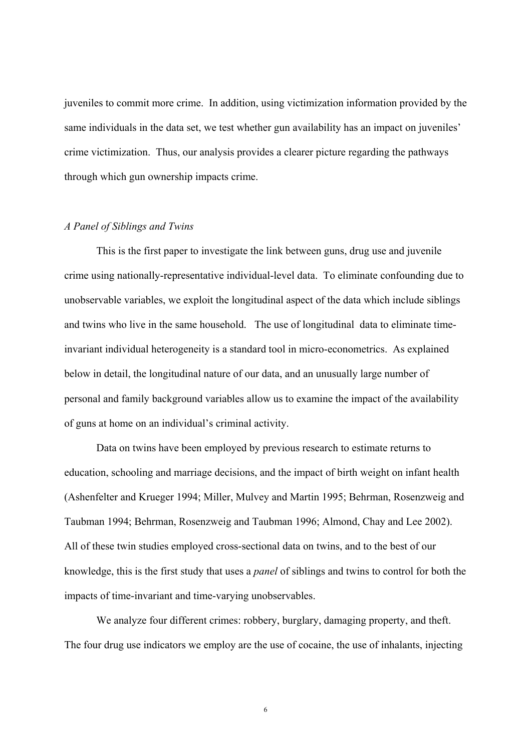juveniles to commit more crime. In addition, using victimization information provided by the same individuals in the data set, we test whether gun availability has an impact on juveniles' crime victimization. Thus, our analysis provides a clearer picture regarding the pathways through which gun ownership impacts crime.

*A Panel of Siblings and Twins*

This is the first paper to investigate the link between guns, drug use and juvenile crime using nationally-representative individual-level data. To eliminate confounding due to unobservable variables, we exploit the longitudinal aspect of the data which include siblings and twins who live in the same household. The use of longitudinal data to eliminate time-invariant individual heterogeneity is a standard tool in micro-econometrics. As explained below in detail, the longitudinal nature of our data, and an unusually large number of personal and family background variables allow us to examine the impact of the availability of guns at home on an individual's criminal activity.

Data on twins have been employed by previous research to estimate returns to education, schooling and marriage decisions, and the impact of birth weight on infant health (Ashenfelter and Krueger 1994; Miller, Mulvey and Martin 1995; Behrman, Rosenzweig and Taubman 1994; Behrman, Rosenzweig and Taubman 1996; Almond, Chay and Lee 2002). All of these twin studies employed cross-sectional data on twins, and to the best of our knowledge, this is the first study that uses a *panel* of siblings and twins to control for both the impacts of time-invariant and time-varying unobservables.

We analyze four different crimes: robbery, burglary, damaging property, and theft. The four drug use indicators we employ are the use of cocaine, the use of inhalants, injecting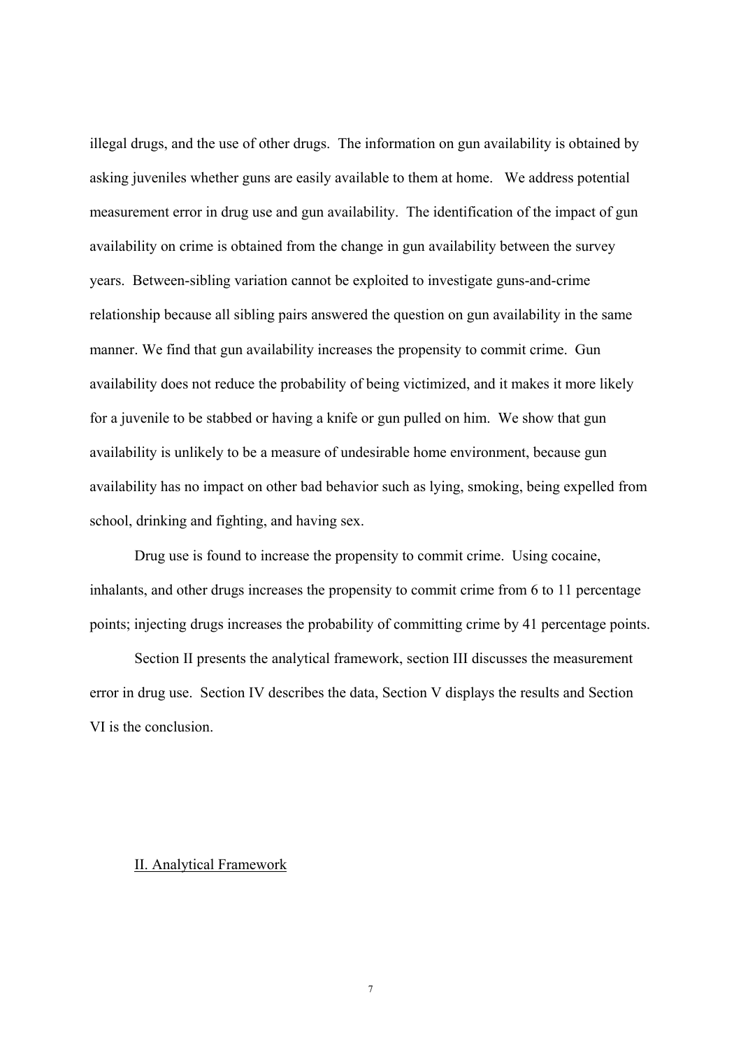illegal drugs, and the use of other drugs. The information on gun availability is obtained by asking juveniles whether guns are easily available to them at home. We address potential measurement error in drug use and gun availability. The identification of the impact of gun availability on crime is obtained from the change in gun availability between the survey years. Between-sibling variation cannot be exploited to investigate guns-and-crime relationship because all sibling pairs answered the question on gun availability in the same manner. We find that gun availability increases the propensity to commit crime. Gun availability does not reduce the probability of being victimized, and it makes it more likely for a juvenile to be stabbed or having a knife or gun pulled on him. We show that gun availability is unlikely to be a measure of undesirable home environment, because gun availability has no impact on other bad behavior such as lying, smoking, being expelled from school, drinking and fighting, and having sex.

Drug use is found to increase the propensity to commit crime. Using cocaine, inhalants, and other drugs increases the propensity to commit crime from 6 to 11 percentage points; injecting drugs increases the probability of committing crime by 41 percentage points.

Section II presents the analytical framework, section III discusses the measurement error in drug use. Section IV describes the data, Section V displays the results and Section VI is the conclusion.

## II. Analytical Framework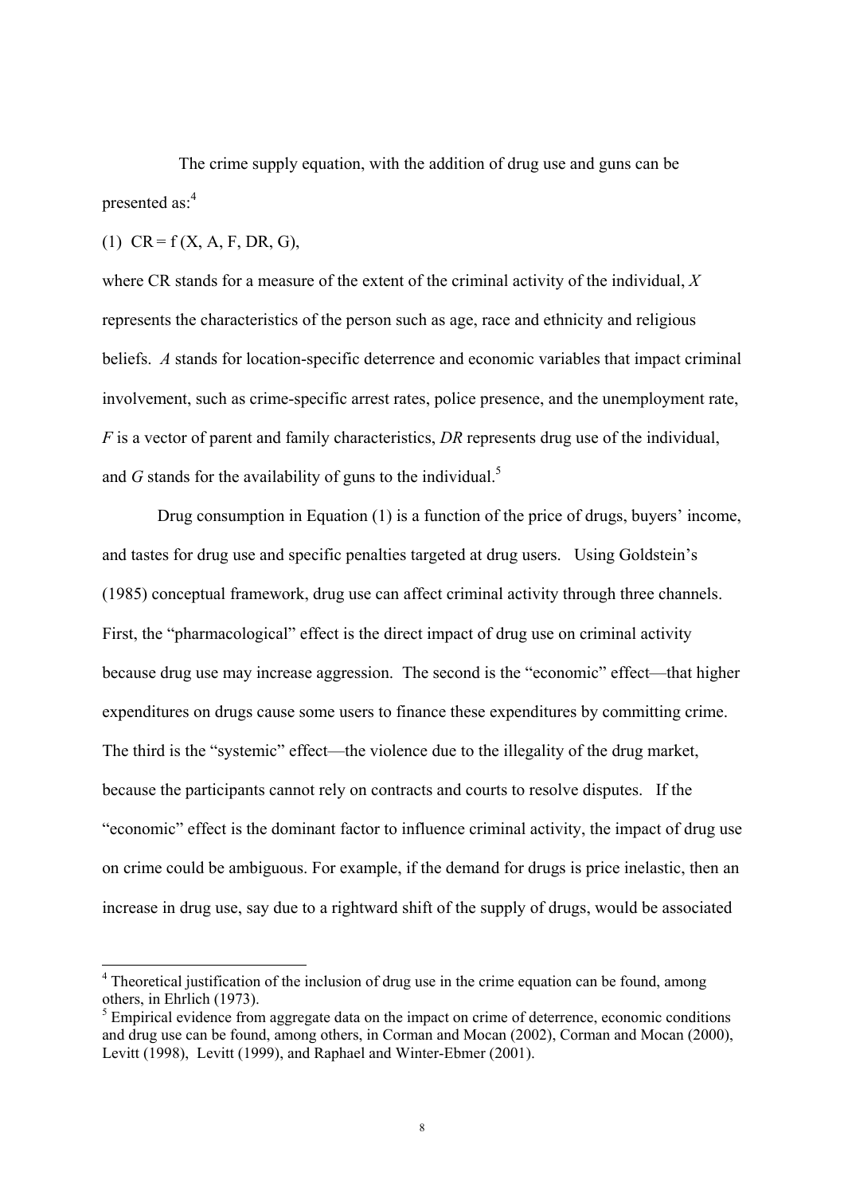The crime supply equation, with the addition of drug use and guns can be presented as:[4]

(1) CR = f (X, A, F, DR, G),

where CR stands for a measure of the extent of the criminal activity of the individual, *X* represents the characteristics of the person such as age, race and ethnicity and religious beliefs. *A* stands for location-specific deterrence and economic variables that impact criminal involvement, such as crime-specific arrest rates, police presence, and the unemployment rate, *F* is a vector of parent and family characteristics, *DR* represents drug use of the individual, and *G* stands for the availability of guns to the individual.[5]

Drug consumption in Equation (1) is a function of the price of drugs, buyers' income, and tastes for drug use and specific penalties targeted at drug users. Using Goldstein's (1985) conceptual framework, drug use can affect criminal activity through three channels. First, the "pharmacological" effect is the direct impact of drug use on criminal activity because drug use may increase aggression. The second is the "economic" effect—that higher expenditures on drugs cause some users to finance these expenditures by committing crime. The third is the "systemic" effect—the violence due to the illegality of the drug market, because the participants cannot rely on contracts and courts to resolve disputes. If the "economic" effect is the dominant factor to influence criminal activity, the impact of drug use on crime could be ambiguous. For example, if the demand for drugs is price inelastic, then an increase in drug use, say due to a rightward shift of the supply of drugs, would be associated

---

[4] Theoretical justification of the inclusion of drug use in the crime equation can be found, among others, in Ehrlich (1973).

[5] Empirical evidence from aggregate data on the impact on crime of deterrence, economic conditions and drug use can be found, among others, in Corman and Mocan (2002), Corman and Mocan (2000), Levitt (1998), Levitt (1999), and Raphael and Winter-Ebmer (2001).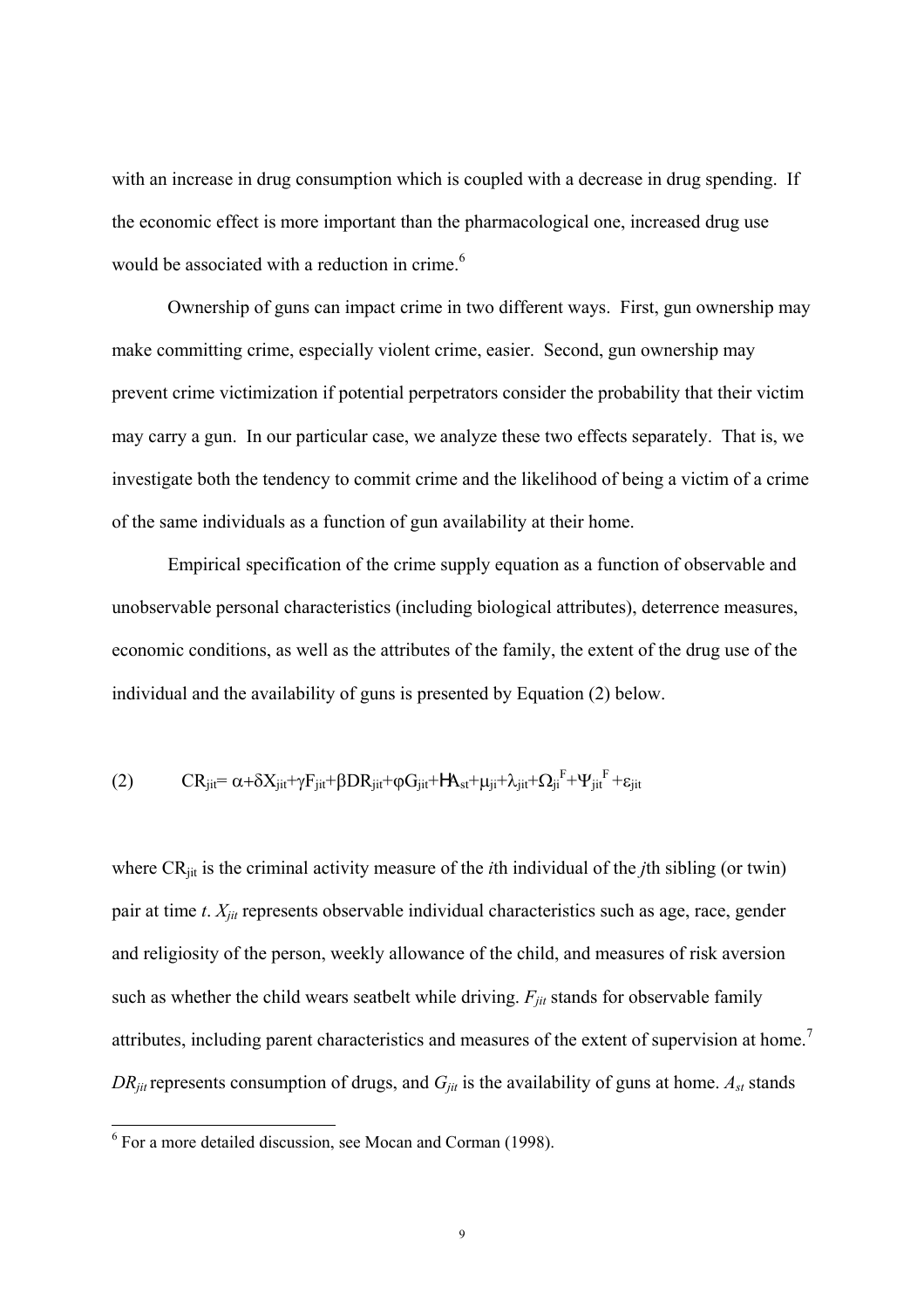with an increase in drug consumption which is coupled with a decrease in drug spending. If the economic effect is more important than the pharmacological one, increased drug use would be associated with a reduction in crime.[6]

Ownership of guns can impact crime in two different ways. First, gun ownership may make committing crime, especially violent crime, easier. Second, gun ownership may prevent crime victimization if potential perpetrators consider the probability that their victim may carry a gun. In our particular case, we analyze these two effects separately. That is, we investigate both the tendency to commit crime and the likelihood of being a victim of a crime of the same individuals as a function of gun availability at their home.

Empirical specification of the crime supply equation as a function of observable and unobservable personal characteristics (including biological attributes), deterrence measures, economic conditions, as well as the attributes of the family, the extent of the drug use of the individual and the availability of guns is presented by Equation (2) below.

$$\text{(2)} \qquad CR_{jit} = \alpha + \delta X_{jit} + \gamma F_{jit} + \beta DR_{jit} + \varphi G_{jit} + HA_{st} + \mu_{ji} + \lambda_{jit} + \Omega_{ji}^{F} + \Psi_{jit}^{F} + \varepsilon_{jit}$$

where $CR_{jit}$ is the criminal activity measure of the *i*th individual of the *j*th sibling (or twin) pair at time *t*. $X_{jit}$ represents observable individual characteristics such as age, race, gender and religiosity of the person, weekly allowance of the child, and measures of risk aversion such as whether the child wears seatbelt while driving. $F_{jit}$ stands for observable family attributes, including parent characteristics and measures of the extent of supervision at home.[7] $DR_{jit}$ represents consumption of drugs, and $G_{jit}$ is the availability of guns at home. $A_{st}$ stands

[6] For a more detailed discussion, see Mocan and Corman (1998).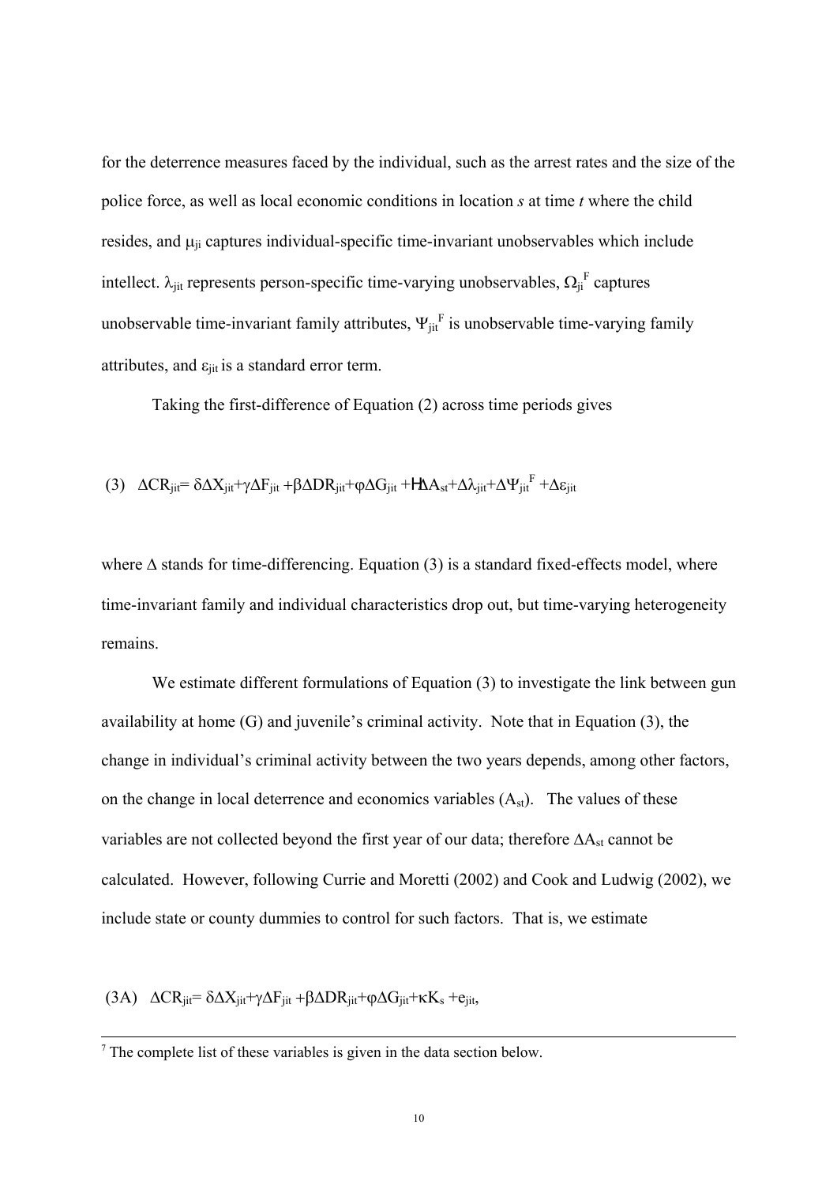for the deterrence measures faced by the individual, such as the arrest rates and the size of the police force, as well as local economic conditions in location *s* at time *t* where the child resides, and $\mu_{ji}$ captures individual-specific time-invariant unobservables which include intellect. $\lambda_{jit}$ represents person-specific time-varying unobservables, $\Omega_{ji}^{F}$ captures unobservable time-invariant family attributes, $\Psi_{jit}^{F}$ is unobservable time-varying family attributes, and $\varepsilon_{jit}$ is a standard error term.

Taking the first-difference of Equation (2) across time periods gives

$$(3) \quad \Delta CR_{jit} = \delta\Delta X_{jit} + \gamma\Delta F_{jit} + \beta\Delta DR_{jit} + \varphi\Delta G_{jit} + H\Delta A_{st} + \Delta\lambda_{jit} + \Delta\Psi_{jit}^{F} + \Delta\varepsilon_{jit}$$

where $\Delta$ stands for time-differencing. Equation (3) is a standard fixed-effects model, where time-invariant family and individual characteristics drop out, but time-varying heterogeneity remains.

We estimate different formulations of Equation (3) to investigate the link between gun availability at home (G) and juvenile's criminal activity. Note that in Equation (3), the change in individual's criminal activity between the two years depends, among other factors, on the change in local deterrence and economics variables ($A_{st}$). The values of these variables are not collected beyond the first year of our data; therefore $\Delta A_{st}$ cannot be calculated. However, following Currie and Moretti (2002) and Cook and Ludwig (2002), we include state or county dummies to control for such factors. That is, we estimate

$$(3A) \quad \Delta CR_{jit} = \delta\Delta X_{jit} + \gamma\Delta F_{jit} + \beta\Delta DR_{jit} + \varphi\Delta G_{jit} + \kappa K_s + e_{jit},$$

[7] The complete list of these variables is given in the data section below.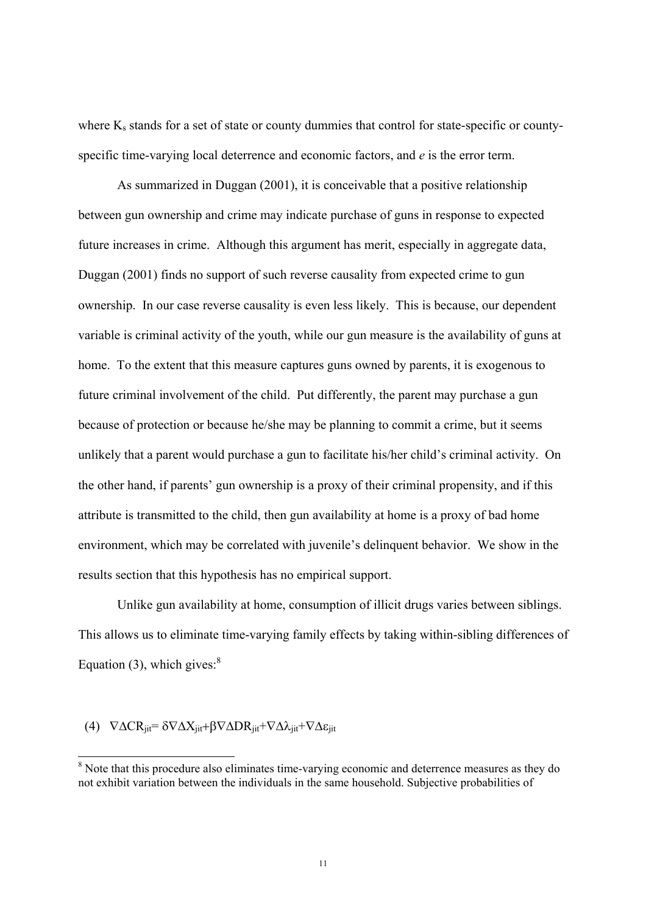where $K_s$ stands for a set of state or county dummies that control for state-specific or county-specific time-varying local deterrence and economic factors, and *e* is the error term.

As summarized in Duggan (2001), it is conceivable that a positive relationship between gun ownership and crime may indicate purchase of guns in response to expected future increases in crime. Although this argument has merit, especially in aggregate data, Duggan (2001) finds no support of such reverse causality from expected crime to gun ownership. In our case reverse causality is even less likely. This is because, our dependent variable is criminal activity of the youth, while our gun measure is the availability of guns at home. To the extent that this measure captures guns owned by parents, it is exogenous to future criminal involvement of the child. Put differently, the parent may purchase a gun because of protection or because he/she may be planning to commit a crime, but it seems unlikely that a parent would purchase a gun to facilitate his/her child's criminal activity. On the other hand, if parents' gun ownership is a proxy of their criminal propensity, and if this attribute is transmitted to the child, then gun availability at home is a proxy of bad home environment, which may be correlated with juvenile's delinquent behavior. We show in the results section that this hypothesis has no empirical support.

Unlike gun availability at home, consumption of illicit drugs varies between siblings. This allows us to eliminate time-varying family effects by taking within-sibling differences of Equation (3), which gives:[8]

$$(4) \quad \nabla\Delta CR_{jit} = \delta\nabla\Delta X_{jit} + \beta\nabla\Delta DR_{jit} + \nabla\Delta\lambda_{jit} + \nabla\Delta\varepsilon_{jit}$$

[8] Note that this procedure also eliminates time-varying economic and deterrence measures as they do not exhibit variation between the individuals in the same household. Subjective probabilities of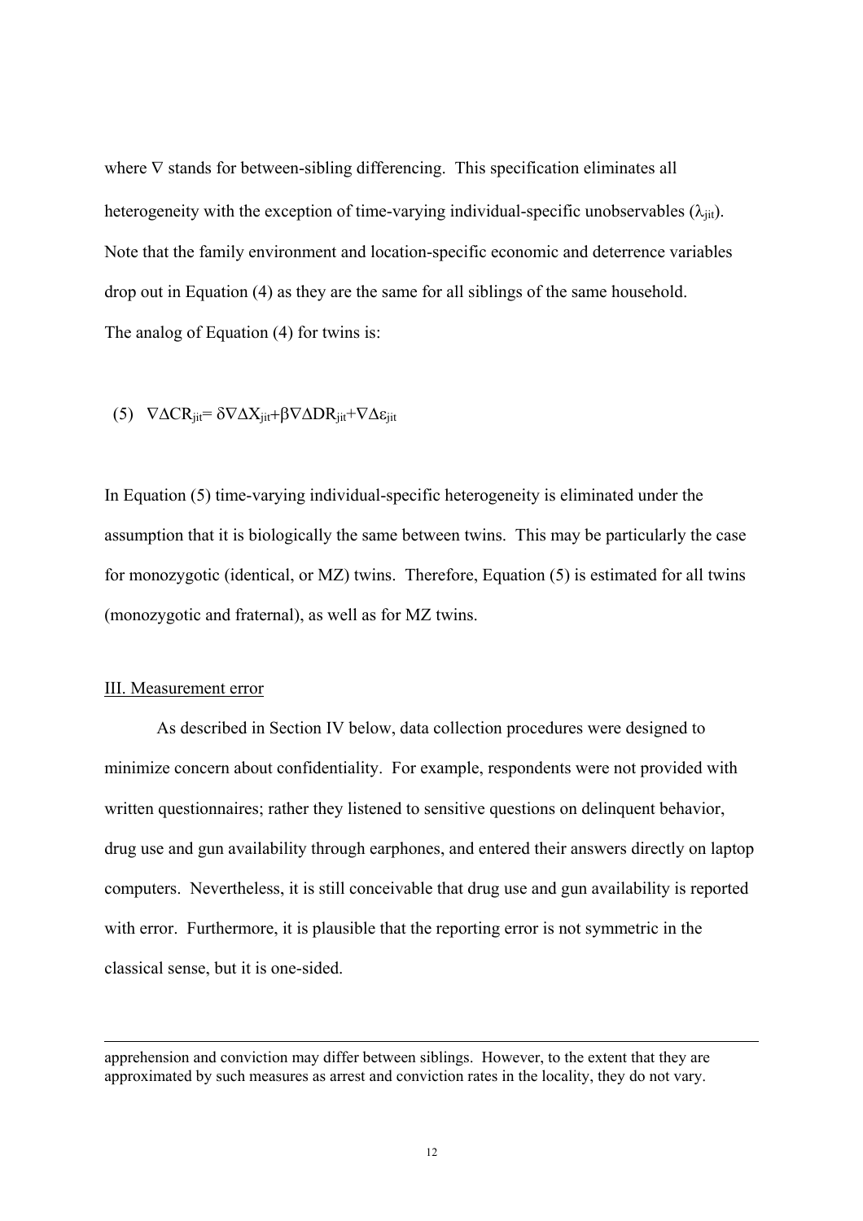where $\nabla$ stands for between-sibling differencing. This specification eliminates all heterogeneity with the exception of time-varying individual-specific unobservables ($\lambda_{jit}$). Note that the family environment and location-specific economic and deterrence variables drop out in Equation (4) as they are the same for all siblings of the same household. The analog of Equation (4) for twins is:

$$(5) \quad \nabla\Delta CR_{jit} = \delta\nabla\Delta X_{jit} + \beta\nabla\Delta DR_{jit} + \nabla\Delta\varepsilon_{jit}$$

In Equation (5) time-varying individual-specific heterogeneity is eliminated under the assumption that it is biologically the same between twins. This may be particularly the case for monozygotic (identical, or MZ) twins. Therefore, Equation (5) is estimated for all twins (monozygotic and fraternal), as well as for MZ twins.

## III. Measurement error

As described in Section IV below, data collection procedures were designed to minimize concern about confidentiality. For example, respondents were not provided with written questionnaires; rather they listened to sensitive questions on delinquent behavior, drug use and gun availability through earphones, and entered their answers directly on laptop computers. Nevertheless, it is still conceivable that drug use and gun availability is reported with error. Furthermore, it is plausible that the reporting error is not symmetric in the classical sense, but it is one-sided.

---

apprehension and conviction may differ between siblings. However, to the extent that they are approximated by such measures as arrest and conviction rates in the locality, they do not vary.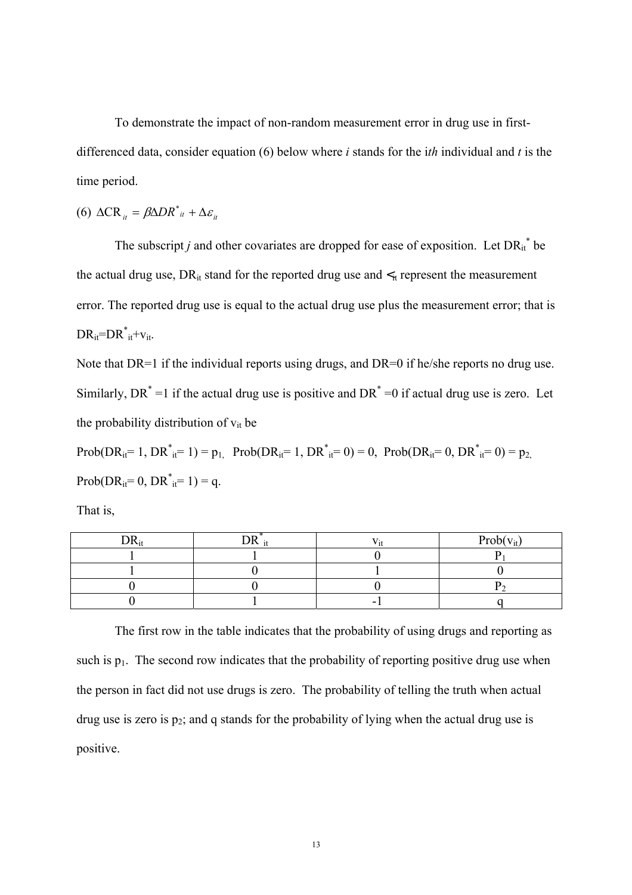To demonstrate the impact of non-random measurement error in drug use in first-differenced data, consider equation (6) below where *i* stands for the i*th* individual and *t* is the time period.

$$(6)\ \Delta \mathrm{CR}_{it} = \beta \Delta DR^*_{it} + \Delta \varepsilon_{it}$$

The subscript *j* and other covariates are dropped for ease of exposition. Let $DR_{it}^*$ be the actual drug use, $DR_{it}$ stand for the reported drug use and $\nu_{it}$ represent the measurement error. The reported drug use is equal to the actual drug use plus the measurement error; that is $DR_{it}=DR^*_{it}+v_{it}$.

Note that DR=1 if the individual reports using drugs, and DR=0 if he/she reports no drug use. Similarly, $DR^*=1$ if the actual drug use is positive and $DR^*=0$ if actual drug use is zero. Let the probability distribution of $v_{it}$ be

$\text{Prob}(DR_{it}=1, DR^*_{it}=1) = p_1$, $\text{Prob}(DR_{it}=1, DR^*_{it}=0) = 0$, $\text{Prob}(DR_{it}=0, DR^*_{it}=0) = p_2$, $\text{Prob}(DR_{it}=0, DR^*_{it}=1) = q$.

That is,

| $DR_{it}$ | $DR^*_{it}$ | $v_{it}$ | $\text{Prob}(v_{it})$ |
|---|---|---|---|
| 1 | 1 | 0 | $P_1$ |
| 1 | 0 | 1 | 0 |
| 0 | 0 | 0 | $P_2$ |
| 0 | 1 | -1 | q |

The first row in the table indicates that the probability of using drugs and reporting as such is $p_1$. The second row indicates that the probability of reporting positive drug use when the person in fact did not use drugs is zero. The probability of telling the truth when actual drug use is zero is $p_2$; and q stands for the probability of lying when the actual drug use is positive.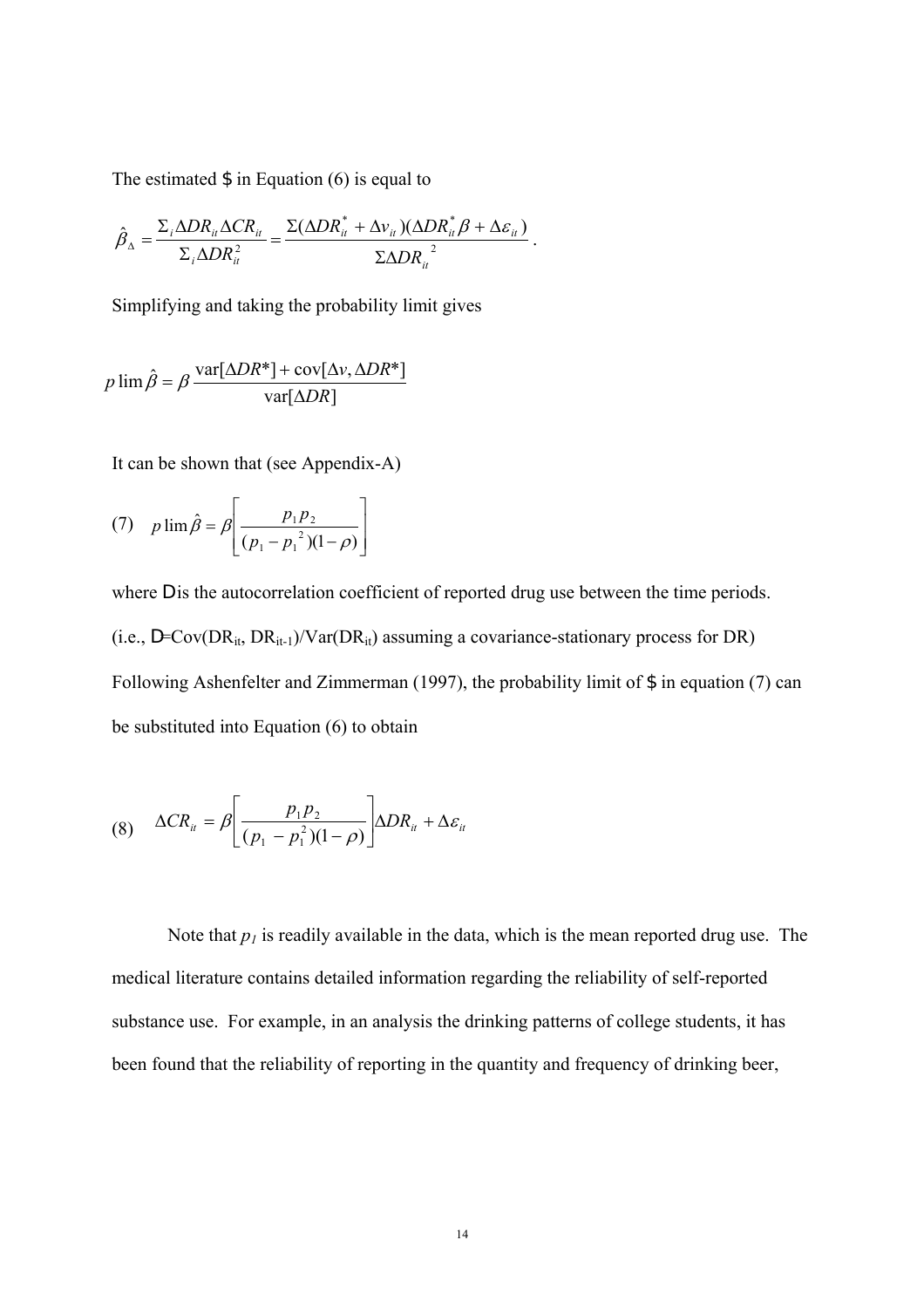The estimated $\beta$ in Equation (6) is equal to

$$\hat{\beta}_{\Delta} = \frac{\Sigma_i \Delta DR_{it} \Delta CR_{it}}{\Sigma_i \Delta DR_{it}^2} = \frac{\Sigma(\Delta DR_{it}^* + \Delta v_{it})(\Delta DR_{it}^* \beta + \Delta \varepsilon_{it})}{\Sigma \Delta DR_{it}^{\ 2}}.$$

Simplifying and taking the probability limit gives

$$p\lim \hat{\beta} = \beta \frac{\text{var}[\Delta DR^*] + \text{cov}[\Delta v, \Delta DR^*]}{\text{var}[\Delta DR]}$$

It can be shown that (see Appendix-A)

$$(7) \quad p\lim \hat{\beta} = \beta \left[ \frac{p_1 p_2}{(p_1 - p_1^{\ 2})(1-\rho)} \right]$$

where $\rho$ is the autocorrelation coefficient of reported drug use between the time periods. (i.e., $\rho$=Cov($DR_{it}$, $DR_{it-1}$)/Var($DR_{it}$) assuming a covariance-stationary process for DR) Following Ashenfelter and Zimmerman (1997), the probability limit of $\beta$ in equation (7) can be substituted into Equation (6) to obtain

$$(8) \quad \Delta CR_{it} = \beta \left[ \frac{p_1 p_2}{(p_1 - p_1^2)(1-\rho)} \right] \Delta DR_{it} + \Delta \varepsilon_{it}$$

Note that $p_1$ is readily available in the data, which is the mean reported drug use. The medical literature contains detailed information regarding the reliability of self-reported substance use. For example, in an analysis the drinking patterns of college students, it has been found that the reliability of reporting in the quantity and frequency of drinking beer,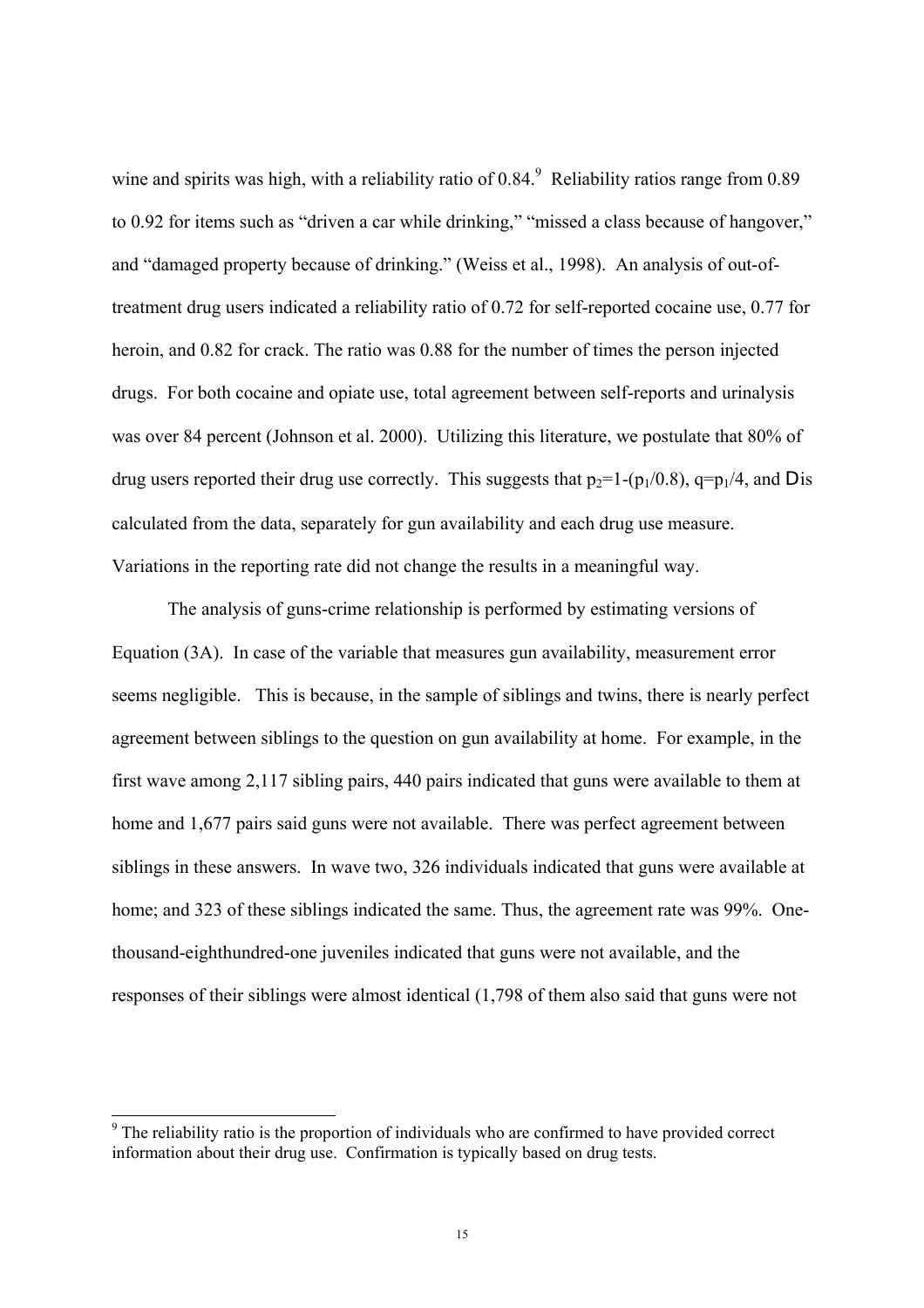wine and spirits was high, with a reliability ratio of 0.84.[9] Reliability ratios range from 0.89 to 0.92 for items such as "driven a car while drinking," "missed a class because of hangover," and "damaged property because of drinking." (Weiss et al., 1998). An analysis of out-of-treatment drug users indicated a reliability ratio of 0.72 for self-reported cocaine use, 0.77 for heroin, and 0.82 for crack. The ratio was 0.88 for the number of times the person injected drugs. For both cocaine and opiate use, total agreement between self-reports and urinalysis was over 84 percent (Johnson et al. 2000). Utilizing this literature, we postulate that 80% of drug users reported their drug use correctly. This suggests that $p_2=1-(p_1/0.8)$, $q=p_1/4$, and $D$ is calculated from the data, separately for gun availability and each drug use measure. Variations in the reporting rate did not change the results in a meaningful way.

The analysis of guns-crime relationship is performed by estimating versions of Equation (3A). In case of the variable that measures gun availability, measurement error seems negligible. This is because, in the sample of siblings and twins, there is nearly perfect agreement between siblings to the question on gun availability at home. For example, in the first wave among 2,117 sibling pairs, 440 pairs indicated that guns were available to them at home and 1,677 pairs said guns were not available. There was perfect agreement between siblings in these answers. In wave two, 326 individuals indicated that guns were available at home; and 323 of these siblings indicated the same. Thus, the agreement rate was 99%. One-thousand-eighthundred-one juveniles indicated that guns were not available, and the responses of their siblings were almost identical (1,798 of them also said that guns were not

[9] The reliability ratio is the proportion of individuals who are confirmed to have provided correct information about their drug use. Confirmation is typically based on drug tests.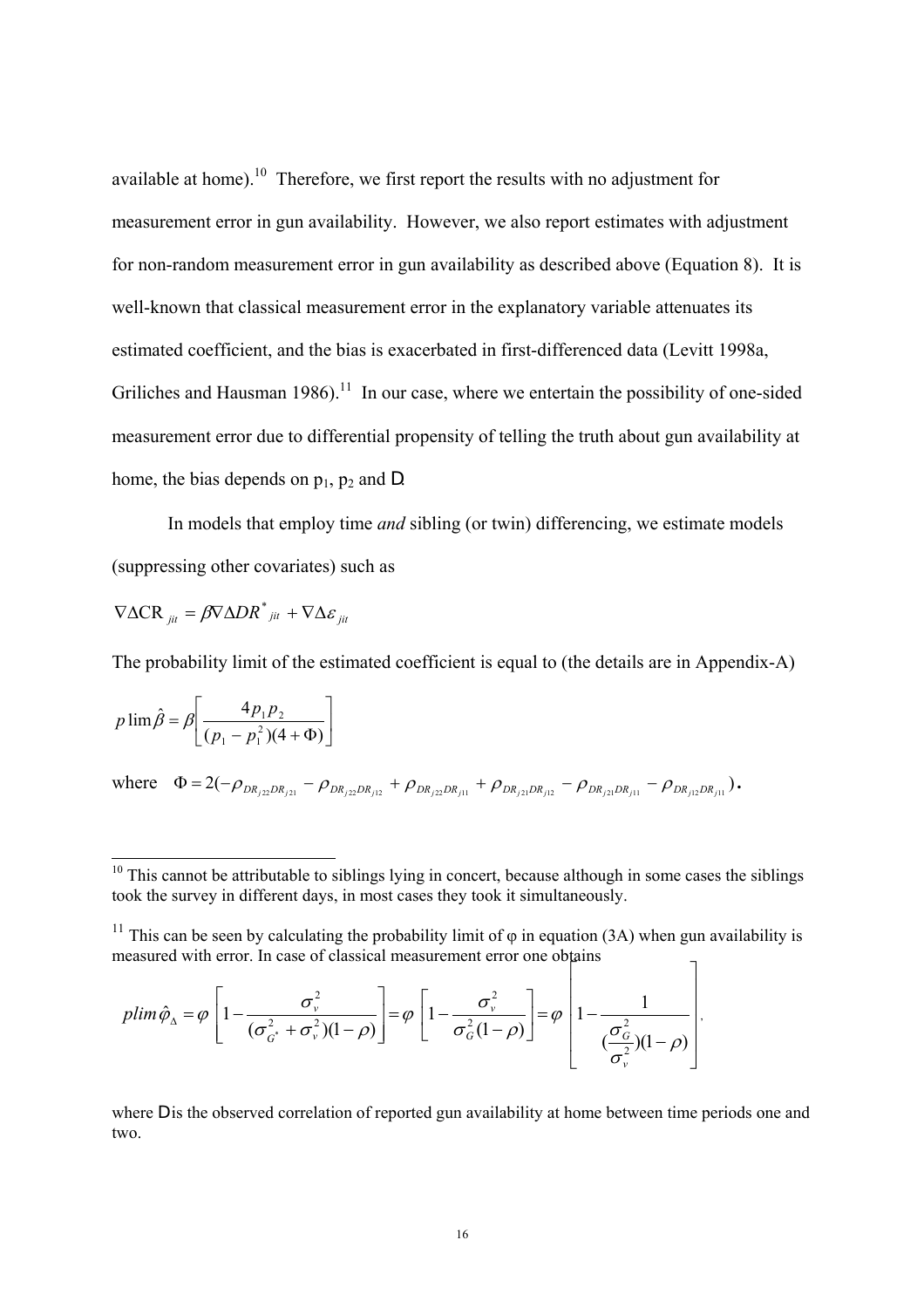available at home).[10] Therefore, we first report the results with no adjustment for measurement error in gun availability. However, we also report estimates with adjustment for non-random measurement error in gun availability as described above (Equation 8). It is well-known that classical measurement error in the explanatory variable attenuates its estimated coefficient, and the bias is exacerbated in first-differenced data (Levitt 1998a, Griliches and Hausman 1986).[11] In our case, where we entertain the possibility of one-sided measurement error due to differential propensity of telling the truth about gun availability at home, the bias depends on $p_1$, $p_2$ and $\rho$.

In models that employ time *and* sibling (or twin) differencing, we estimate models (suppressing other covariates) such as

$$\nabla \Delta \mathrm{CR}_{jit} = \beta \nabla \Delta DR^*_{jit} + \nabla \Delta \varepsilon_{jit}$$

The probability limit of the estimated coefficient is equal to (the details are in Appendix-A)

$$p\lim \hat{\beta} = \beta \left[ \frac{4 p_1 p_2}{(p_1 - p_1^2)(4 + \Phi)} \right]$$

where $\Phi = 2(-\rho_{DR_{j22}DR_{j21}} - \rho_{DR_{j22}DR_{j12}} + \rho_{DR_{j22}DR_{j11}} + \rho_{DR_{j21}DR_{j12}} - \rho_{DR_{j21}DR_{j11}} - \rho_{DR_{j12}DR_{j11}})$.

---

[10] This cannot be attributable to siblings lying in concert, because although in some cases the siblings took the survey in different days, in most cases they took it simultaneously.

[11] This can be seen by calculating the probability limit of $\varphi$ in equation (3A) when gun availability is measured with error. In case of classical measurement error one obtains

$$plim\, \hat{\varphi}_{\Delta} = \varphi \left[ 1 - \frac{\sigma_v^2}{(\sigma_{G^*}^2 + \sigma_v^2)(1-\rho)} \right] = \varphi \left[ 1 - \frac{\sigma_v^2}{\sigma_G^2 (1-\rho)} \right] = \varphi \left[ 1 - \frac{1}{(\frac{\sigma_G^2}{\sigma_v^2})(1-\rho)} \right],$$

where $\rho$ is the observed correlation of reported gun availability at home between time periods one and two.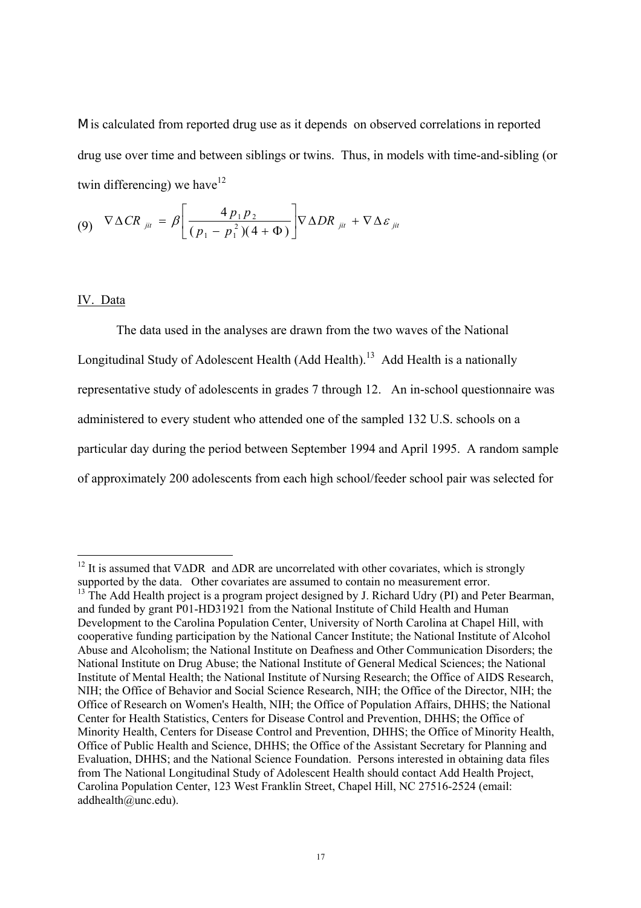$M$ is calculated from reported drug use as it depends on observed correlations in reported drug use over time and between siblings or twins. Thus, in models with time-and-sibling (or twin differencing) we have[12]

$$\text{(9)} \quad \nabla \Delta CR_{jit} = \beta \left[ \frac{4 p_1 p_2}{(p_1 - p_1^2)(4 + \Phi)} \right] \nabla \Delta DR_{jit} + \nabla \Delta \varepsilon_{jit}$$

IV. Data

The data used in the analyses are drawn from the two waves of the National Longitudinal Study of Adolescent Health (Add Health).[13] Add Health is a nationally representative study of adolescents in grades 7 through 12. An in-school questionnaire was administered to every student who attended one of the sampled 132 U.S. schools on a particular day during the period between September 1994 and April 1995. A random sample of approximately 200 adolescents from each high school/feeder school pair was selected for

---

[12] It is assumed that $\nabla\Delta DR$ and $\Delta DR$ are uncorrelated with other covariates, which is strongly supported by the data. Other covariates are assumed to contain no measurement error.

[13] The Add Health project is a program project designed by J. Richard Udry (PI) and Peter Bearman, and funded by grant P01-HD31921 from the National Institute of Child Health and Human Development to the Carolina Population Center, University of North Carolina at Chapel Hill, with cooperative funding participation by the National Cancer Institute; the National Institute of Alcohol Abuse and Alcoholism; the National Institute on Deafness and Other Communication Disorders; the National Institute on Drug Abuse; the National Institute of General Medical Sciences; the National Institute of Mental Health; the National Institute of Nursing Research; the Office of AIDS Research, NIH; the Office of Behavior and Social Science Research, NIH; the Office of the Director, NIH; the Office of Research on Women's Health, NIH; the Office of Population Affairs, DHHS; the National Center for Health Statistics, Centers for Disease Control and Prevention, DHHS; the Office of Minority Health, Centers for Disease Control and Prevention, DHHS; the Office of Minority Health, Office of Public Health and Science, DHHS; the Office of the Assistant Secretary for Planning and Evaluation, DHHS; and the National Science Foundation. Persons interested in obtaining data files from The National Longitudinal Study of Adolescent Health should contact Add Health Project, Carolina Population Center, 123 West Franklin Street, Chapel Hill, NC 27516-2524 (email: addhealth@unc.edu).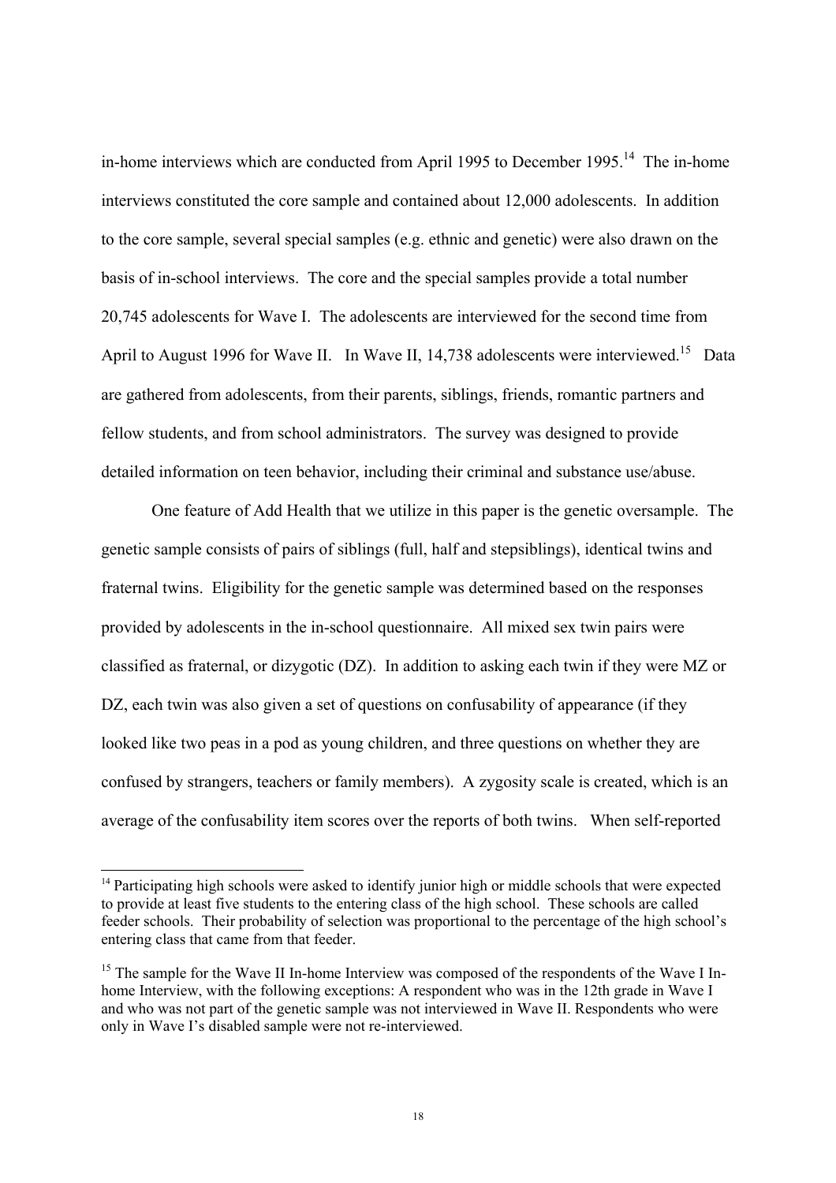in-home interviews which are conducted from April 1995 to December 1995.[14] The in-home interviews constituted the core sample and contained about 12,000 adolescents. In addition to the core sample, several special samples (e.g. ethnic and genetic) were also drawn on the basis of in-school interviews. The core and the special samples provide a total number 20,745 adolescents for Wave I. The adolescents are interviewed for the second time from April to August 1996 for Wave II. In Wave II, 14,738 adolescents were interviewed.[15] Data are gathered from adolescents, from their parents, siblings, friends, romantic partners and fellow students, and from school administrators. The survey was designed to provide detailed information on teen behavior, including their criminal and substance use/abuse.

One feature of Add Health that we utilize in this paper is the genetic oversample. The genetic sample consists of pairs of siblings (full, half and stepsiblings), identical twins and fraternal twins. Eligibility for the genetic sample was determined based on the responses provided by adolescents in the in-school questionnaire. All mixed sex twin pairs were classified as fraternal, or dizygotic (DZ). In addition to asking each twin if they were MZ or DZ, each twin was also given a set of questions on confusability of appearance (if they looked like two peas in a pod as young children, and three questions on whether they are confused by strangers, teachers or family members). A zygosity scale is created, which is an average of the confusability item scores over the reports of both twins. When self-reported

---

[14] Participating high schools were asked to identify junior high or middle schools that were expected to provide at least five students to the entering class of the high school. These schools are called feeder schools. Their probability of selection was proportional to the percentage of the high school's entering class that came from that feeder.

[15] The sample for the Wave II In-home Interview was composed of the respondents of the Wave I In-home Interview, with the following exceptions: A respondent who was in the 12th grade in Wave I and who was not part of the genetic sample was not interviewed in Wave II. Respondents who were only in Wave I's disabled sample were not re-interviewed.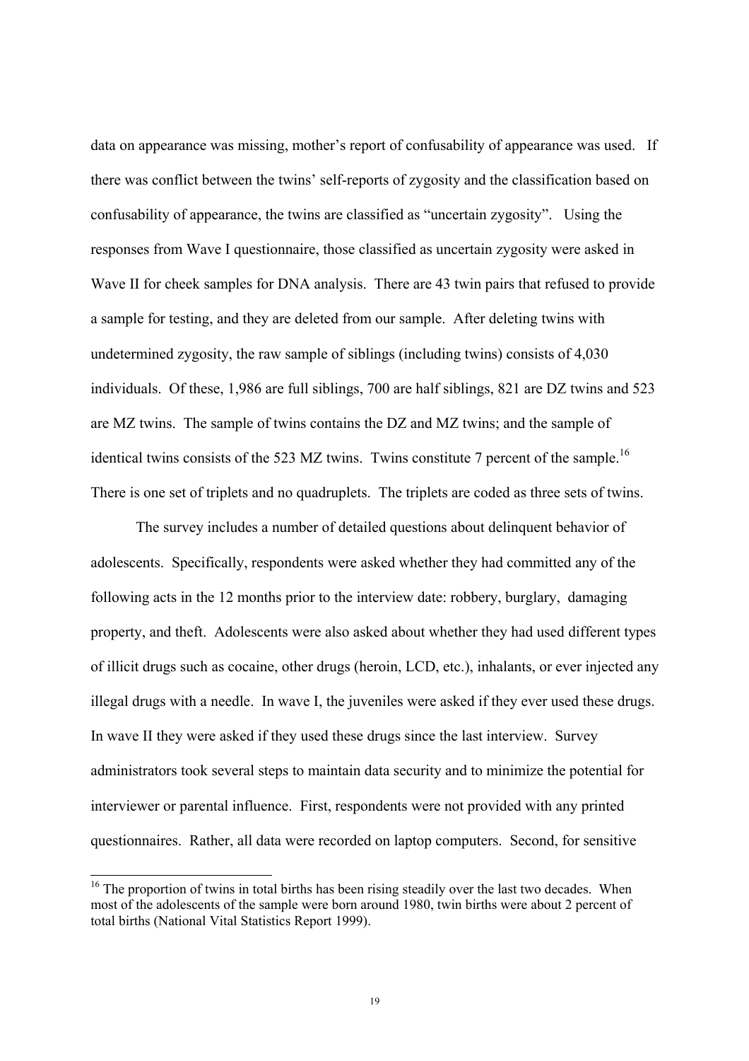data on appearance was missing, mother's report of confusability of appearance was used. If there was conflict between the twins' self-reports of zygosity and the classification based on confusability of appearance, the twins are classified as "uncertain zygosity". Using the responses from Wave I questionnaire, those classified as uncertain zygosity were asked in Wave II for cheek samples for DNA analysis. There are 43 twin pairs that refused to provide a sample for testing, and they are deleted from our sample. After deleting twins with undetermined zygosity, the raw sample of siblings (including twins) consists of 4,030 individuals. Of these, 1,986 are full siblings, 700 are half siblings, 821 are DZ twins and 523 are MZ twins. The sample of twins contains the DZ and MZ twins; and the sample of identical twins consists of the 523 MZ twins. Twins constitute 7 percent of the sample.[16] There is one set of triplets and no quadruplets. The triplets are coded as three sets of twins.

The survey includes a number of detailed questions about delinquent behavior of adolescents. Specifically, respondents were asked whether they had committed any of the following acts in the 12 months prior to the interview date: robbery, burglary, damaging property, and theft. Adolescents were also asked about whether they had used different types of illicit drugs such as cocaine, other drugs (heroin, LCD, etc.), inhalants, or ever injected any illegal drugs with a needle. In wave I, the juveniles were asked if they ever used these drugs. In wave II they were asked if they used these drugs since the last interview. Survey administrators took several steps to maintain data security and to minimize the potential for interviewer or parental influence. First, respondents were not provided with any printed questionnaires. Rather, all data were recorded on laptop computers. Second, for sensitive

[16] The proportion of twins in total births has been rising steadily over the last two decades. When most of the adolescents of the sample were born around 1980, twin births were about 2 percent of total births (National Vital Statistics Report 1999).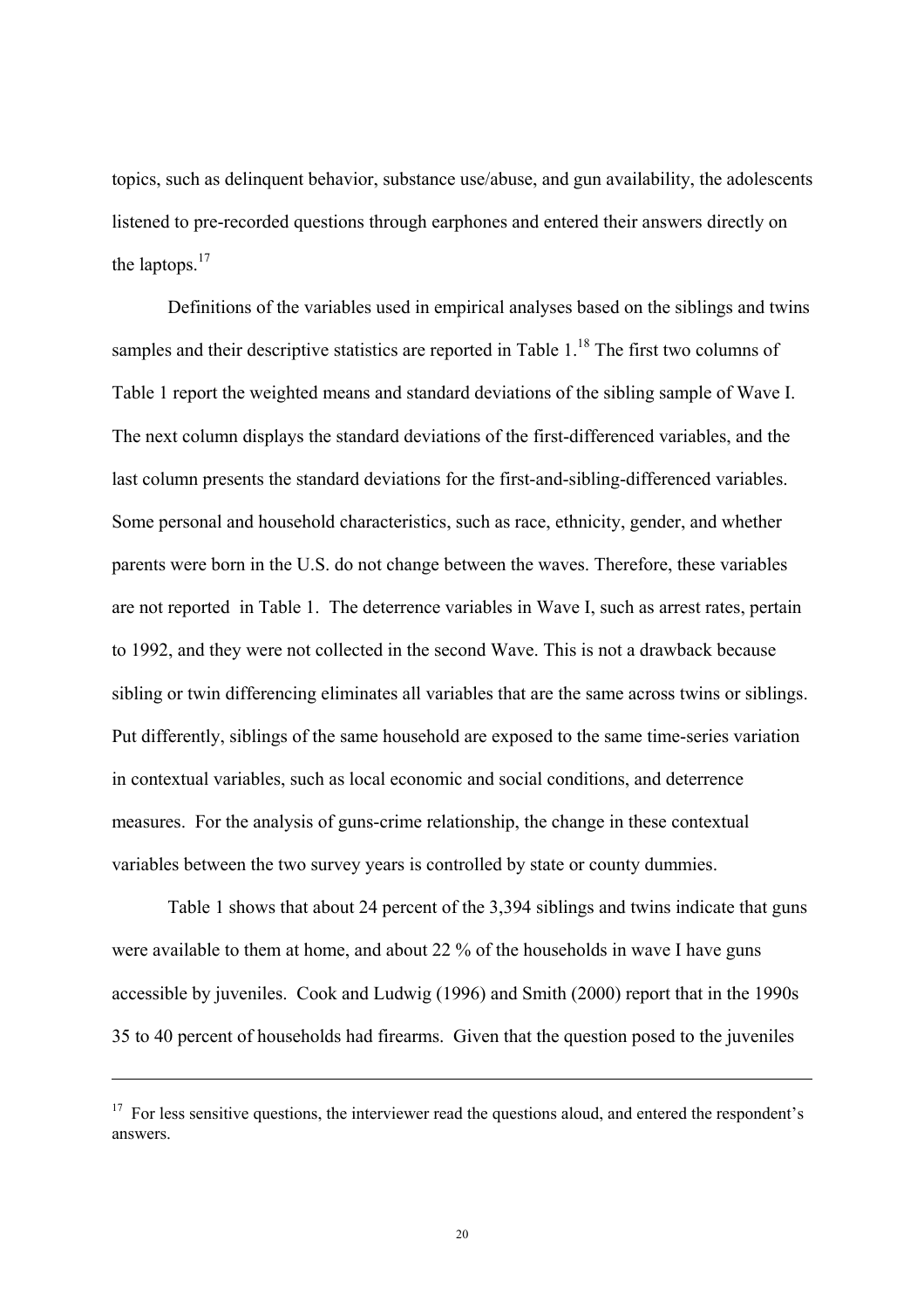topics, such as delinquent behavior, substance use/abuse, and gun availability, the adolescents listened to pre-recorded questions through earphones and entered their answers directly on the laptops.[17]

Definitions of the variables used in empirical analyses based on the siblings and twins samples and their descriptive statistics are reported in Table 1.[18] The first two columns of Table 1 report the weighted means and standard deviations of the sibling sample of Wave I. The next column displays the standard deviations of the first-differenced variables, and the last column presents the standard deviations for the first-and-sibling-differenced variables. Some personal and household characteristics, such as race, ethnicity, gender, and whether parents were born in the U.S. do not change between the waves. Therefore, these variables are not reported in Table 1. The deterrence variables in Wave I, such as arrest rates, pertain to 1992, and they were not collected in the second Wave. This is not a drawback because sibling or twin differencing eliminates all variables that are the same across twins or siblings. Put differently, siblings of the same household are exposed to the same time-series variation in contextual variables, such as local economic and social conditions, and deterrence measures. For the analysis of guns-crime relationship, the change in these contextual variables between the two survey years is controlled by state or county dummies.

Table 1 shows that about 24 percent of the 3,394 siblings and twins indicate that guns were available to them at home, and about 22 % of the households in wave I have guns accessible by juveniles. Cook and Ludwig (1996) and Smith (2000) report that in the 1990s 35 to 40 percent of households had firearms. Given that the question posed to the juveniles

---

[17] For less sensitive questions, the interviewer read the questions aloud, and entered the respondent's answers.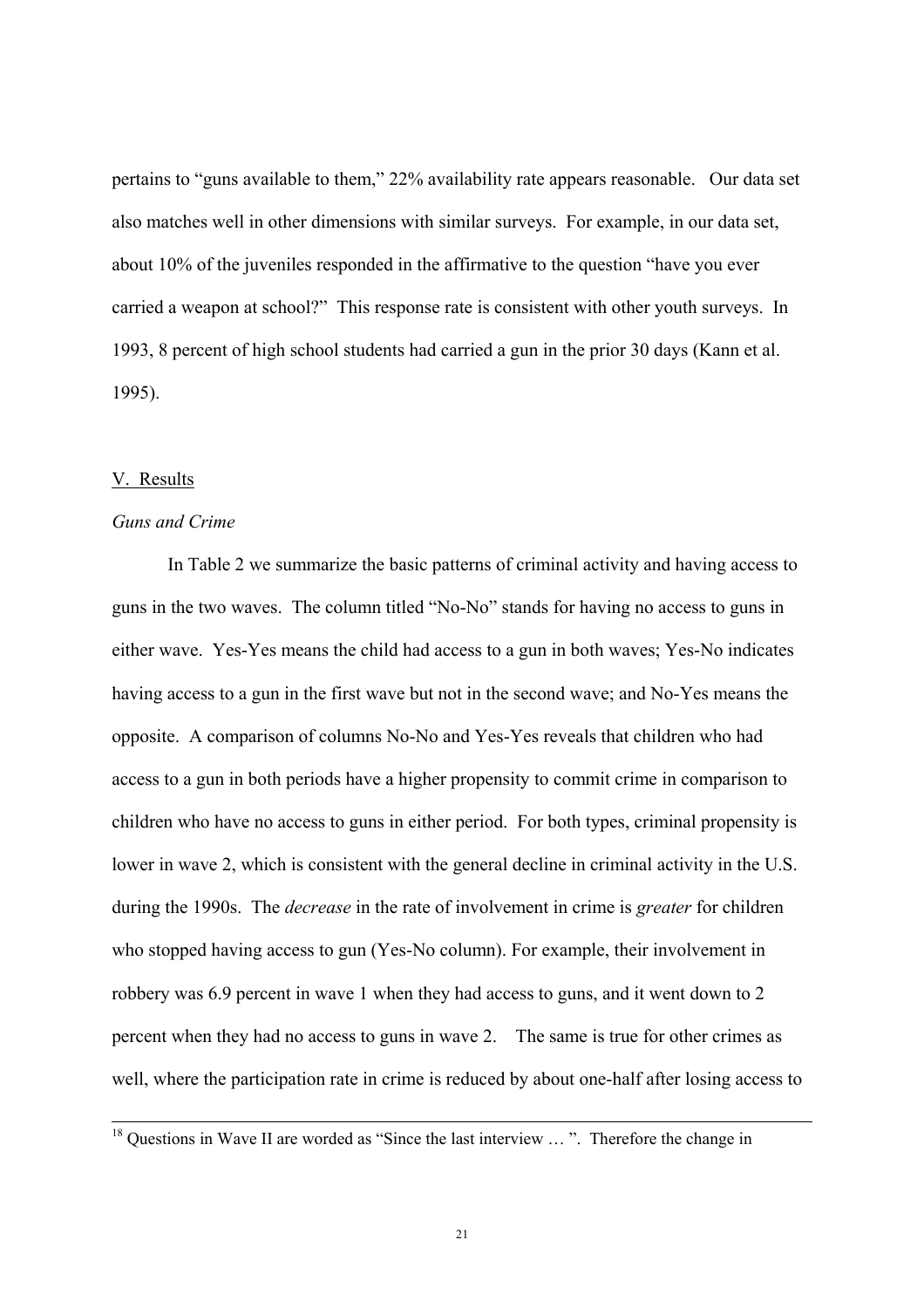pertains to "guns available to them," 22% availability rate appears reasonable. Our data set also matches well in other dimensions with similar surveys. For example, in our data set, about 10% of the juveniles responded in the affirmative to the question "have you ever carried a weapon at school?" This response rate is consistent with other youth surveys. In 1993, 8 percent of high school students had carried a gun in the prior 30 days (Kann et al. 1995).

## V. Results

### *Guns and Crime*

In Table 2 we summarize the basic patterns of criminal activity and having access to guns in the two waves. The column titled "No-No" stands for having no access to guns in either wave. Yes-Yes means the child had access to a gun in both waves; Yes-No indicates having access to a gun in the first wave but not in the second wave; and No-Yes means the opposite. A comparison of columns No-No and Yes-Yes reveals that children who had access to a gun in both periods have a higher propensity to commit crime in comparison to children who have no access to guns in either period. For both types, criminal propensity is lower in wave 2, which is consistent with the general decline in criminal activity in the U.S. during the 1990s. The *decrease* in the rate of involvement in crime is *greater* for children who stopped having access to gun (Yes-No column). For example, their involvement in robbery was 6.9 percent in wave 1 when they had access to guns, and it went down to 2 percent when they had no access to guns in wave 2. The same is true for other crimes as well, where the participation rate in crime is reduced by about one-half after losing access to

[18] Questions in Wave II are worded as "Since the last interview … ". Therefore the change in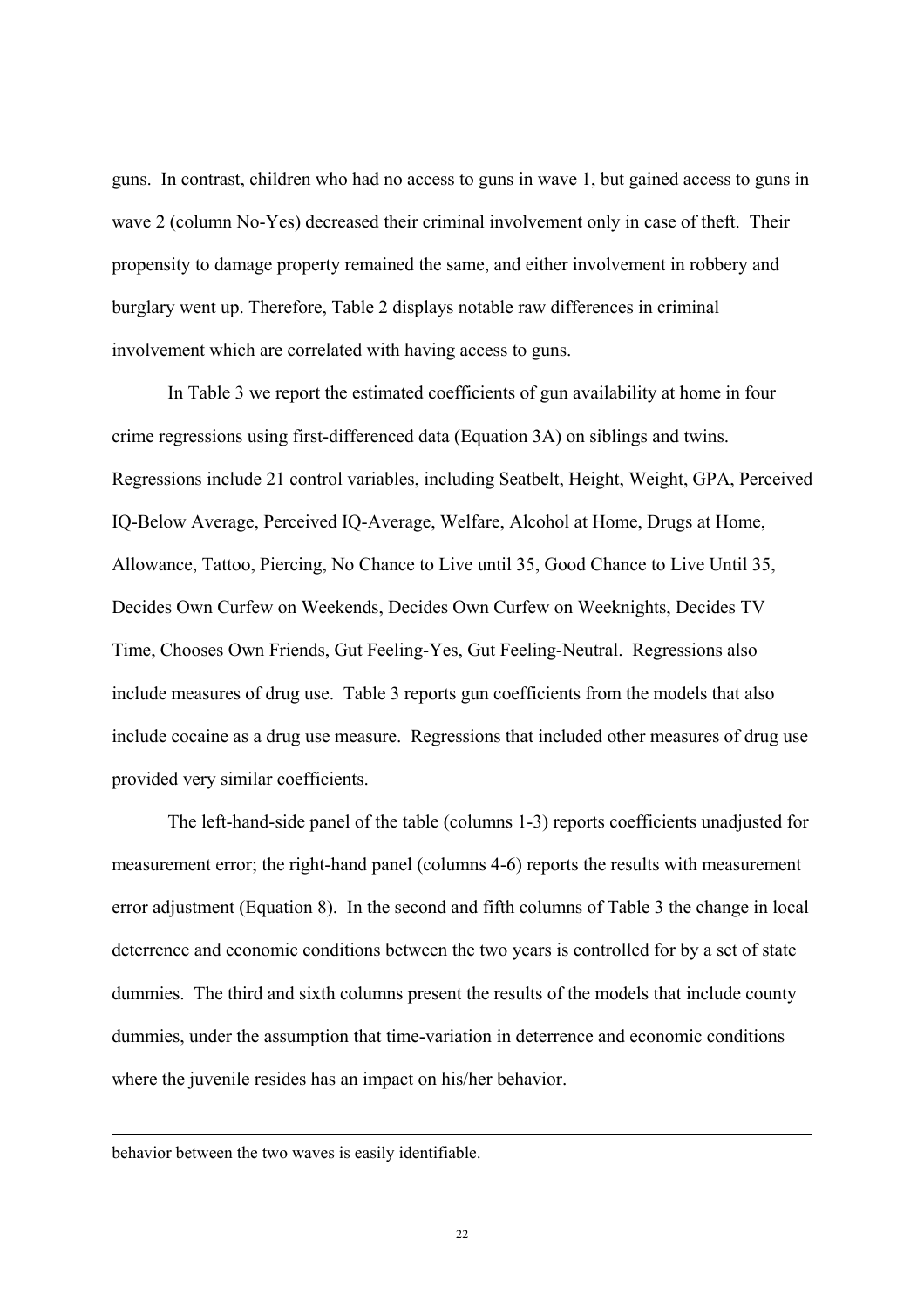guns. In contrast, children who had no access to guns in wave 1, but gained access to guns in wave 2 (column No-Yes) decreased their criminal involvement only in case of theft. Their propensity to damage property remained the same, and either involvement in robbery and burglary went up. Therefore, Table 2 displays notable raw differences in criminal involvement which are correlated with having access to guns.

In Table 3 we report the estimated coefficients of gun availability at home in four crime regressions using first-differenced data (Equation 3A) on siblings and twins. Regressions include 21 control variables, including Seatbelt, Height, Weight, GPA, Perceived IQ-Below Average, Perceived IQ-Average, Welfare, Alcohol at Home, Drugs at Home, Allowance, Tattoo, Piercing, No Chance to Live until 35, Good Chance to Live Until 35, Decides Own Curfew on Weekends, Decides Own Curfew on Weeknights, Decides TV Time, Chooses Own Friends, Gut Feeling-Yes, Gut Feeling-Neutral. Regressions also include measures of drug use. Table 3 reports gun coefficients from the models that also include cocaine as a drug use measure. Regressions that included other measures of drug use provided very similar coefficients.

The left-hand-side panel of the table (columns 1-3) reports coefficients unadjusted for measurement error; the right-hand panel (columns 4-6) reports the results with measurement error adjustment (Equation 8). In the second and fifth columns of Table 3 the change in local deterrence and economic conditions between the two years is controlled for by a set of state dummies. The third and sixth columns present the results of the models that include county dummies, under the assumption that time-variation in deterrence and economic conditions where the juvenile resides has an impact on his/her behavior.

---

behavior between the two waves is easily identifiable.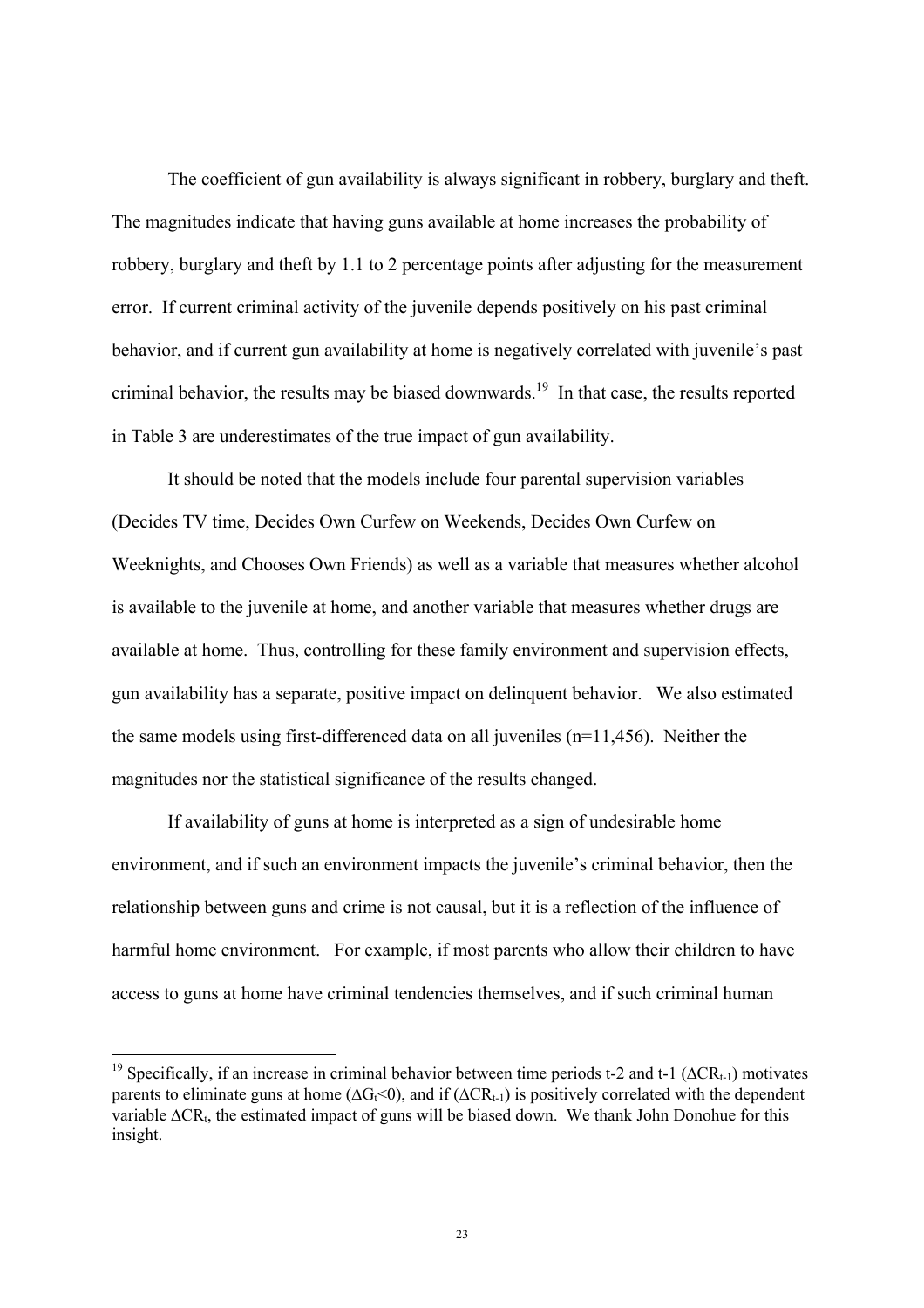The coefficient of gun availability is always significant in robbery, burglary and theft. The magnitudes indicate that having guns available at home increases the probability of robbery, burglary and theft by 1.1 to 2 percentage points after adjusting for the measurement error. If current criminal activity of the juvenile depends positively on his past criminal behavior, and if current gun availability at home is negatively correlated with juvenile's past criminal behavior, the results may be biased downwards.[19] In that case, the results reported in Table 3 are underestimates of the true impact of gun availability.

It should be noted that the models include four parental supervision variables (Decides TV time, Decides Own Curfew on Weekends, Decides Own Curfew on Weeknights, and Chooses Own Friends) as well as a variable that measures whether alcohol is available to the juvenile at home, and another variable that measures whether drugs are available at home. Thus, controlling for these family environment and supervision effects, gun availability has a separate, positive impact on delinquent behavior. We also estimated the same models using first-differenced data on all juveniles (n=11,456). Neither the magnitudes nor the statistical significance of the results changed.

If availability of guns at home is interpreted as a sign of undesirable home environment, and if such an environment impacts the juvenile's criminal behavior, then the relationship between guns and crime is not causal, but it is a reflection of the influence of harmful home environment. For example, if most parents who allow their children to have access to guns at home have criminal tendencies themselves, and if such criminal human

---

[19] Specifically, if an increase in criminal behavior between time periods t-2 and t-1 ($\Delta CR_{t-1}$) motivates parents to eliminate guns at home ($\Delta G_t<0$), and if ($\Delta CR_{t-1}$) is positively correlated with the dependent variable $\Delta CR_t$, the estimated impact of guns will be biased down. We thank John Donohue for this insight.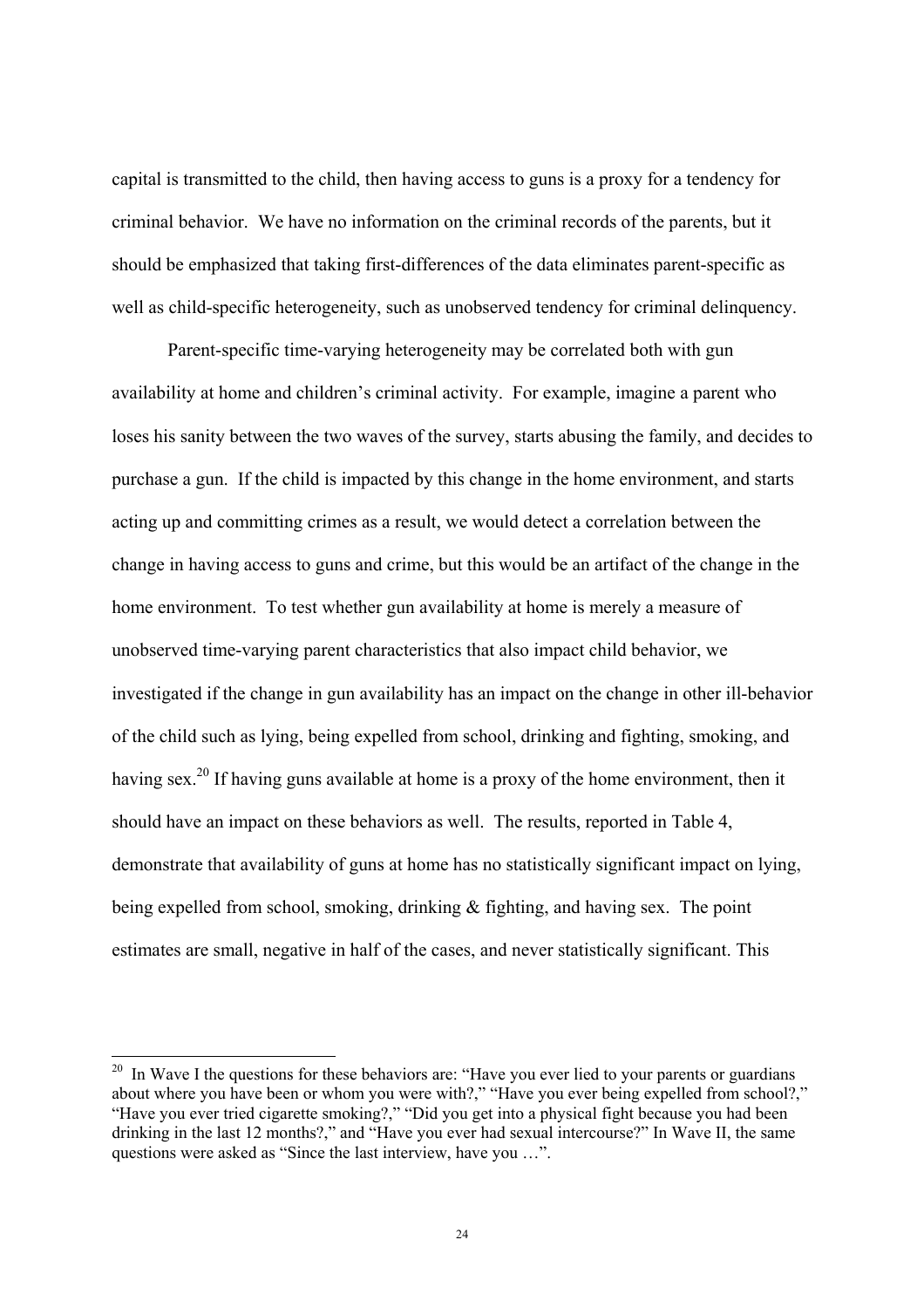capital is transmitted to the child, then having access to guns is a proxy for a tendency for criminal behavior. We have no information on the criminal records of the parents, but it should be emphasized that taking first-differences of the data eliminates parent-specific as well as child-specific heterogeneity, such as unobserved tendency for criminal delinquency.

Parent-specific time-varying heterogeneity may be correlated both with gun availability at home and children's criminal activity. For example, imagine a parent who loses his sanity between the two waves of the survey, starts abusing the family, and decides to purchase a gun. If the child is impacted by this change in the home environment, and starts acting up and committing crimes as a result, we would detect a correlation between the change in having access to guns and crime, but this would be an artifact of the change in the home environment. To test whether gun availability at home is merely a measure of unobserved time-varying parent characteristics that also impact child behavior, we investigated if the change in gun availability has an impact on the change in other ill-behavior of the child such as lying, being expelled from school, drinking and fighting, smoking, and having sex.[20] If having guns available at home is a proxy of the home environment, then it should have an impact on these behaviors as well. The results, reported in Table 4, demonstrate that availability of guns at home has no statistically significant impact on lying, being expelled from school, smoking, drinking & fighting, and having sex. The point estimates are small, negative in half of the cases, and never statistically significant. This

[20] In Wave I the questions for these behaviors are: "Have you ever lied to your parents or guardians about where you have been or whom you were with?," "Have you ever being expelled from school?," "Have you ever tried cigarette smoking?," "Did you get into a physical fight because you had been drinking in the last 12 months?," and "Have you ever had sexual intercourse?" In Wave II, the same questions were asked as "Since the last interview, have you …".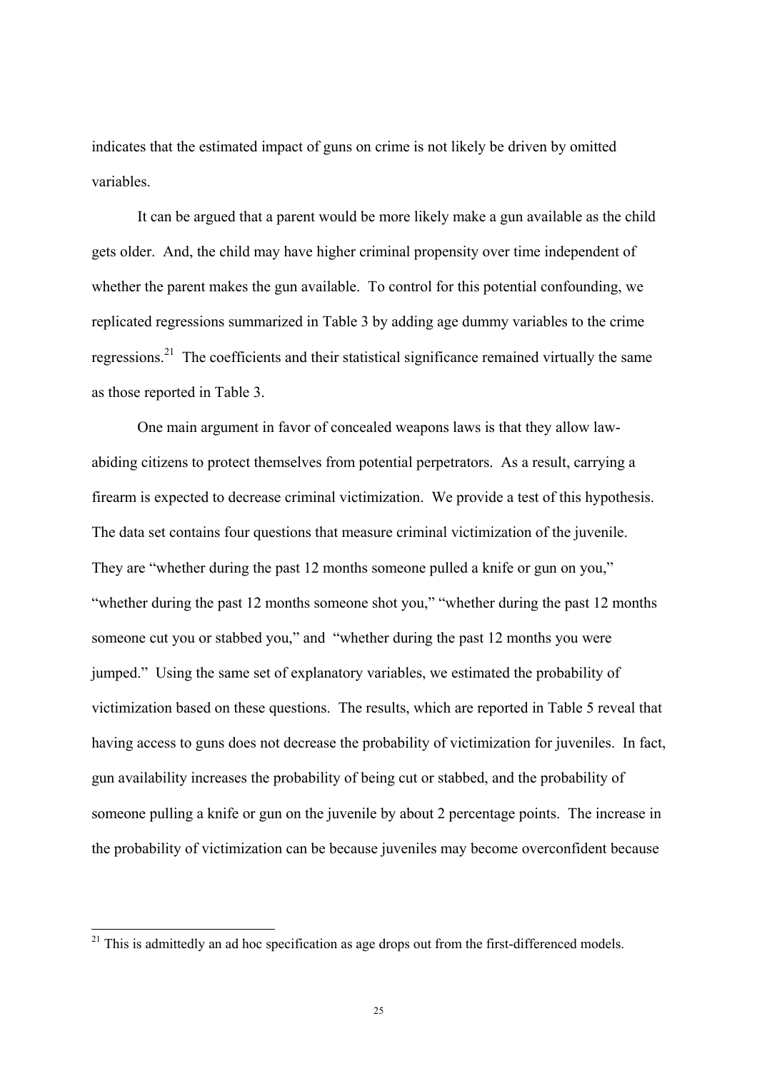indicates that the estimated impact of guns on crime is not likely be driven by omitted variables.

It can be argued that a parent would be more likely make a gun available as the child gets older. And, the child may have higher criminal propensity over time independent of whether the parent makes the gun available. To control for this potential confounding, we replicated regressions summarized in Table 3 by adding age dummy variables to the crime regressions.[21] The coefficients and their statistical significance remained virtually the same as those reported in Table 3.

One main argument in favor of concealed weapons laws is that they allow law-abiding citizens to protect themselves from potential perpetrators. As a result, carrying a firearm is expected to decrease criminal victimization. We provide a test of this hypothesis. The data set contains four questions that measure criminal victimization of the juvenile. They are "whether during the past 12 months someone pulled a knife or gun on you," "whether during the past 12 months someone shot you," "whether during the past 12 months someone cut you or stabbed you," and "whether during the past 12 months you were jumped." Using the same set of explanatory variables, we estimated the probability of victimization based on these questions. The results, which are reported in Table 5 reveal that having access to guns does not decrease the probability of victimization for juveniles. In fact, gun availability increases the probability of being cut or stabbed, and the probability of someone pulling a knife or gun on the juvenile by about 2 percentage points. The increase in the probability of victimization can be because juveniles may become overconfident because

[21] This is admittedly an ad hoc specification as age drops out from the first-differenced models.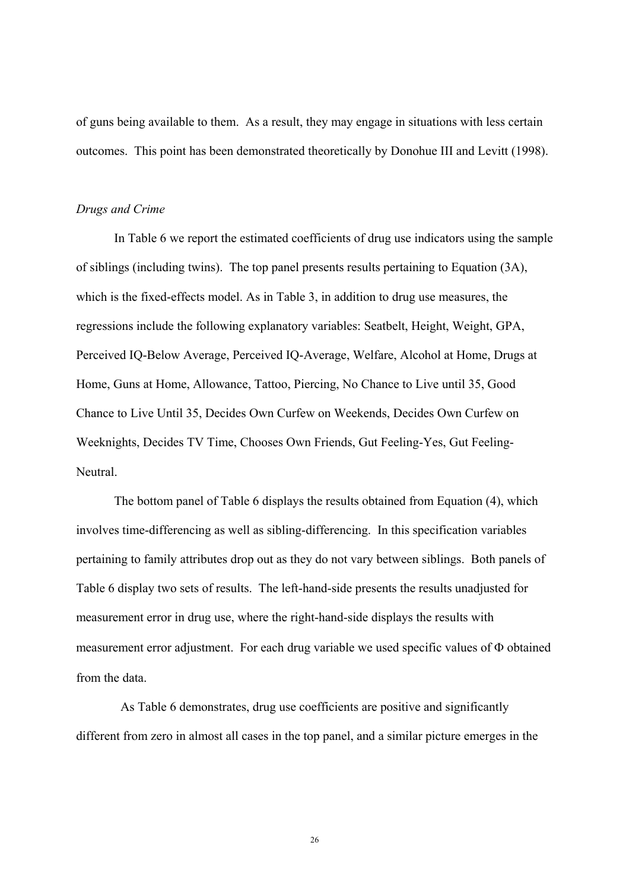of guns being available to them. As a result, they may engage in situations with less certain outcomes. This point has been demonstrated theoretically by Donohue III and Levitt (1998).

*Drugs and Crime*

In Table 6 we report the estimated coefficients of drug use indicators using the sample of siblings (including twins). The top panel presents results pertaining to Equation (3A), which is the fixed-effects model. As in Table 3, in addition to drug use measures, the regressions include the following explanatory variables: Seatbelt, Height, Weight, GPA, Perceived IQ-Below Average, Perceived IQ-Average, Welfare, Alcohol at Home, Drugs at Home, Guns at Home, Allowance, Tattoo, Piercing, No Chance to Live until 35, Good Chance to Live Until 35, Decides Own Curfew on Weekends, Decides Own Curfew on Weeknights, Decides TV Time, Chooses Own Friends, Gut Feeling-Yes, Gut Feeling-Neutral.

The bottom panel of Table 6 displays the results obtained from Equation (4), which involves time-differencing as well as sibling-differencing. In this specification variables pertaining to family attributes drop out as they do not vary between siblings. Both panels of Table 6 display two sets of results. The left-hand-side presents the results unadjusted for measurement error in drug use, where the right-hand-side displays the results with measurement error adjustment. For each drug variable we used specific values of $\Phi$ obtained from the data.

As Table 6 demonstrates, drug use coefficients are positive and significantly different from zero in almost all cases in the top panel, and a similar picture emerges in the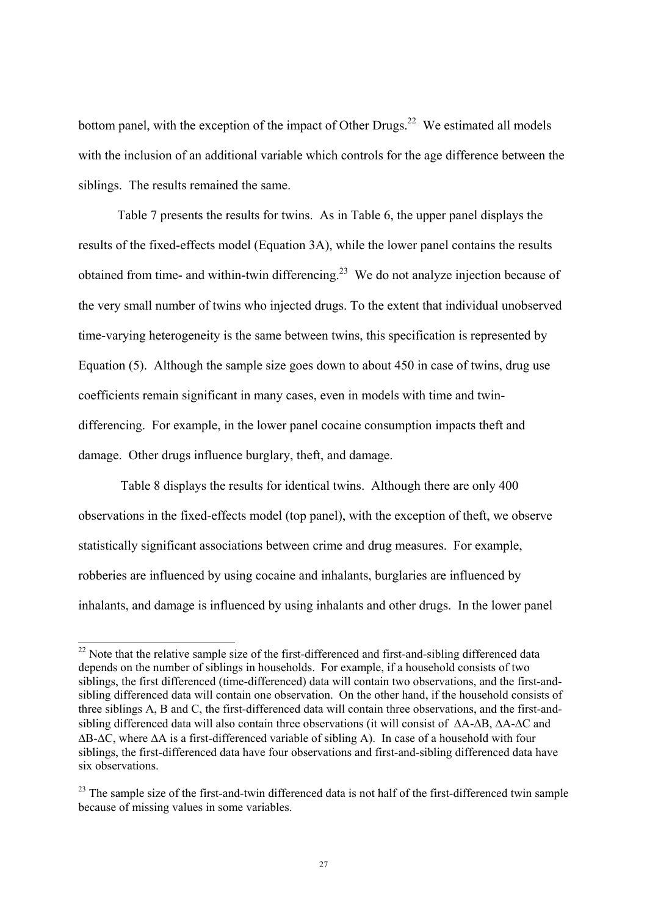bottom panel, with the exception of the impact of Other Drugs.[22] We estimated all models with the inclusion of an additional variable which controls for the age difference between the siblings. The results remained the same.

Table 7 presents the results for twins. As in Table 6, the upper panel displays the results of the fixed-effects model (Equation 3A), while the lower panel contains the results obtained from time- and within-twin differencing.[23] We do not analyze injection because of the very small number of twins who injected drugs. To the extent that individual unobserved time-varying heterogeneity is the same between twins, this specification is represented by Equation (5). Although the sample size goes down to about 450 in case of twins, drug use coefficients remain significant in many cases, even in models with time and twin-differencing. For example, in the lower panel cocaine consumption impacts theft and damage. Other drugs influence burglary, theft, and damage.

Table 8 displays the results for identical twins. Although there are only 400 observations in the fixed-effects model (top panel), with the exception of theft, we observe statistically significant associations between crime and drug measures. For example, robberies are influenced by using cocaine and inhalants, burglaries are influenced by inhalants, and damage is influenced by using inhalants and other drugs. In the lower panel

---

[22] Note that the relative sample size of the first-differenced and first-and-sibling differenced data depends on the number of siblings in households. For example, if a household consists of two siblings, the first differenced (time-differenced) data will contain two observations, and the first-and-sibling differenced data will contain one observation. On the other hand, if the household consists of three siblings A, B and C, the first-differenced data will contain three observations, and the first-and-sibling differenced data will also contain three observations (it will consist of $\Delta A$-$\Delta B$, $\Delta A$-$\Delta C$ and $\Delta B$-$\Delta C$, where $\Delta A$ is a first-differenced variable of sibling A). In case of a household with four siblings, the first-differenced data have four observations and first-and-sibling differenced data have six observations.

[23] The sample size of the first-and-twin differenced data is not half of the first-differenced twin sample because of missing values in some variables.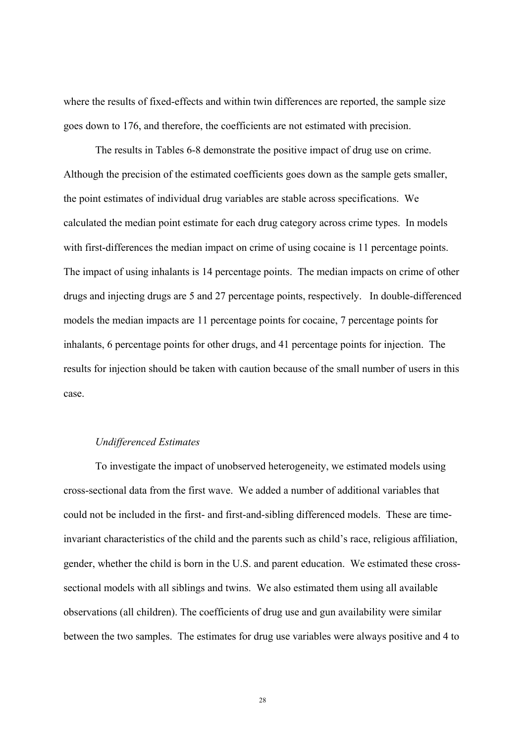where the results of fixed-effects and within twin differences are reported, the sample size goes down to 176, and therefore, the coefficients are not estimated with precision.

The results in Tables 6-8 demonstrate the positive impact of drug use on crime. Although the precision of the estimated coefficients goes down as the sample gets smaller, the point estimates of individual drug variables are stable across specifications. We calculated the median point estimate for each drug category across crime types. In models with first-differences the median impact on crime of using cocaine is 11 percentage points. The impact of using inhalants is 14 percentage points. The median impacts on crime of other drugs and injecting drugs are 5 and 27 percentage points, respectively. In double-differenced models the median impacts are 11 percentage points for cocaine, 7 percentage points for inhalants, 6 percentage points for other drugs, and 41 percentage points for injection. The results for injection should be taken with caution because of the small number of users in this case.

*Undifferenced Estimates*

To investigate the impact of unobserved heterogeneity, we estimated models using cross-sectional data from the first wave. We added a number of additional variables that could not be included in the first- and first-and-sibling differenced models. These are time-invariant characteristics of the child and the parents such as child's race, religious affiliation, gender, whether the child is born in the U.S. and parent education. We estimated these cross-sectional models with all siblings and twins. We also estimated them using all available observations (all children). The coefficients of drug use and gun availability were similar between the two samples. The estimates for drug use variables were always positive and 4 to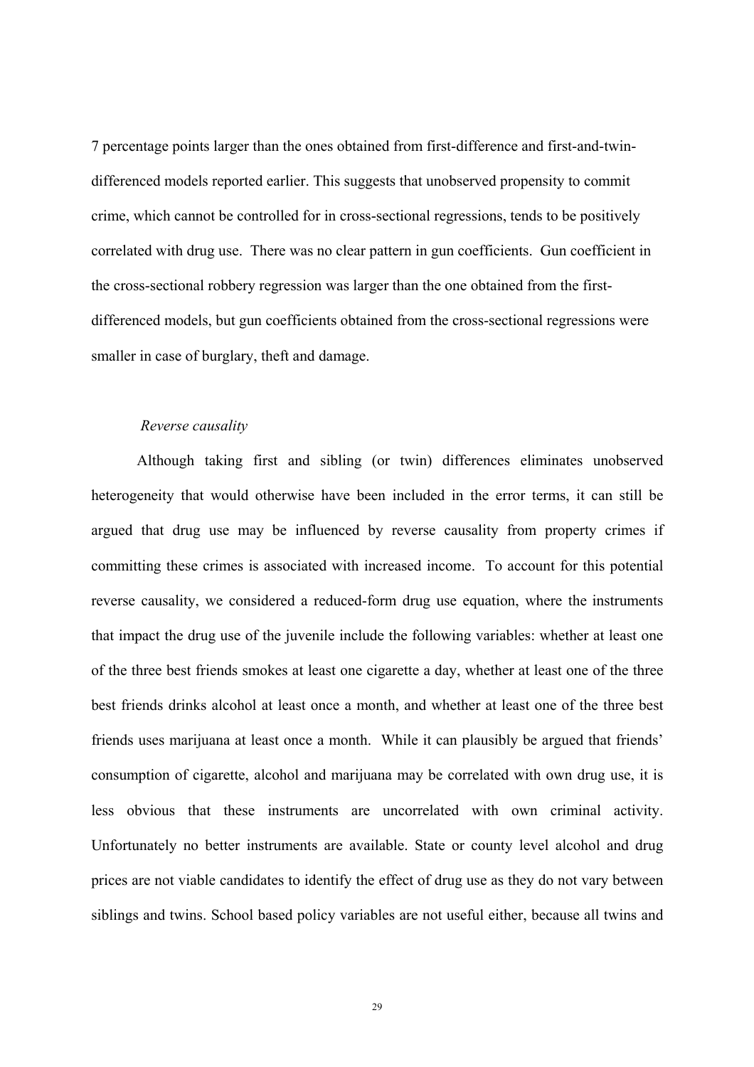7 percentage points larger than the ones obtained from first-difference and first-and-twin-differenced models reported earlier. This suggests that unobserved propensity to commit crime, which cannot be controlled for in cross-sectional regressions, tends to be positively correlated with drug use. There was no clear pattern in gun coefficients. Gun coefficient in the cross-sectional robbery regression was larger than the one obtained from the first-differenced models, but gun coefficients obtained from the cross-sectional regressions were smaller in case of burglary, theft and damage.

*Reverse causality*

Although taking first and sibling (or twin) differences eliminates unobserved heterogeneity that would otherwise have been included in the error terms, it can still be argued that drug use may be influenced by reverse causality from property crimes if committing these crimes is associated with increased income. To account for this potential reverse causality, we considered a reduced-form drug use equation, where the instruments that impact the drug use of the juvenile include the following variables: whether at least one of the three best friends smokes at least one cigarette a day, whether at least one of the three best friends drinks alcohol at least once a month, and whether at least one of the three best friends uses marijuana at least once a month. While it can plausibly be argued that friends' consumption of cigarette, alcohol and marijuana may be correlated with own drug use, it is less obvious that these instruments are uncorrelated with own criminal activity. Unfortunately no better instruments are available. State or county level alcohol and drug prices are not viable candidates to identify the effect of drug use as they do not vary between siblings and twins. School based policy variables are not useful either, because all twins and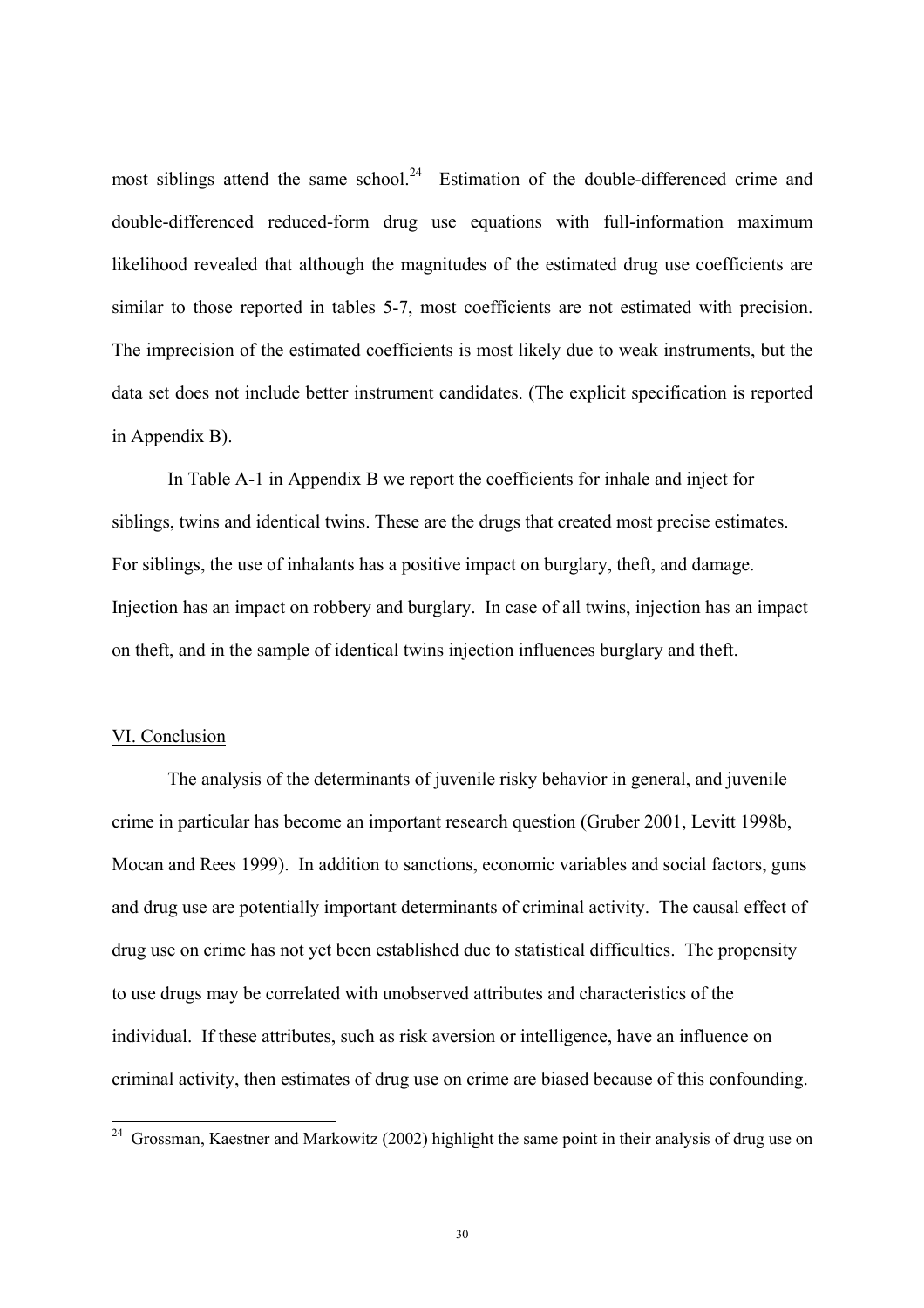most siblings attend the same school.[24] Estimation of the double-differenced crime and double-differenced reduced-form drug use equations with full-information maximum likelihood revealed that although the magnitudes of the estimated drug use coefficients are similar to those reported in tables 5-7, most coefficients are not estimated with precision. The imprecision of the estimated coefficients is most likely due to weak instruments, but the data set does not include better instrument candidates. (The explicit specification is reported in Appendix B).

In Table A-1 in Appendix B we report the coefficients for inhale and inject for siblings, twins and identical twins. These are the drugs that created most precise estimates. For siblings, the use of inhalants has a positive impact on burglary, theft, and damage. Injection has an impact on robbery and burglary. In case of all twins, injection has an impact on theft, and in the sample of identical twins injection influences burglary and theft.

## VI. Conclusion

The analysis of the determinants of juvenile risky behavior in general, and juvenile crime in particular has become an important research question (Gruber 2001, Levitt 1998b, Mocan and Rees 1999). In addition to sanctions, economic variables and social factors, guns and drug use are potentially important determinants of criminal activity. The causal effect of drug use on crime has not yet been established due to statistical difficulties. The propensity to use drugs may be correlated with unobserved attributes and characteristics of the individual. If these attributes, such as risk aversion or intelligence, have an influence on criminal activity, then estimates of drug use on crime are biased because of this confounding.

---

[24] Grossman, Kaestner and Markowitz (2002) highlight the same point in their analysis of drug use on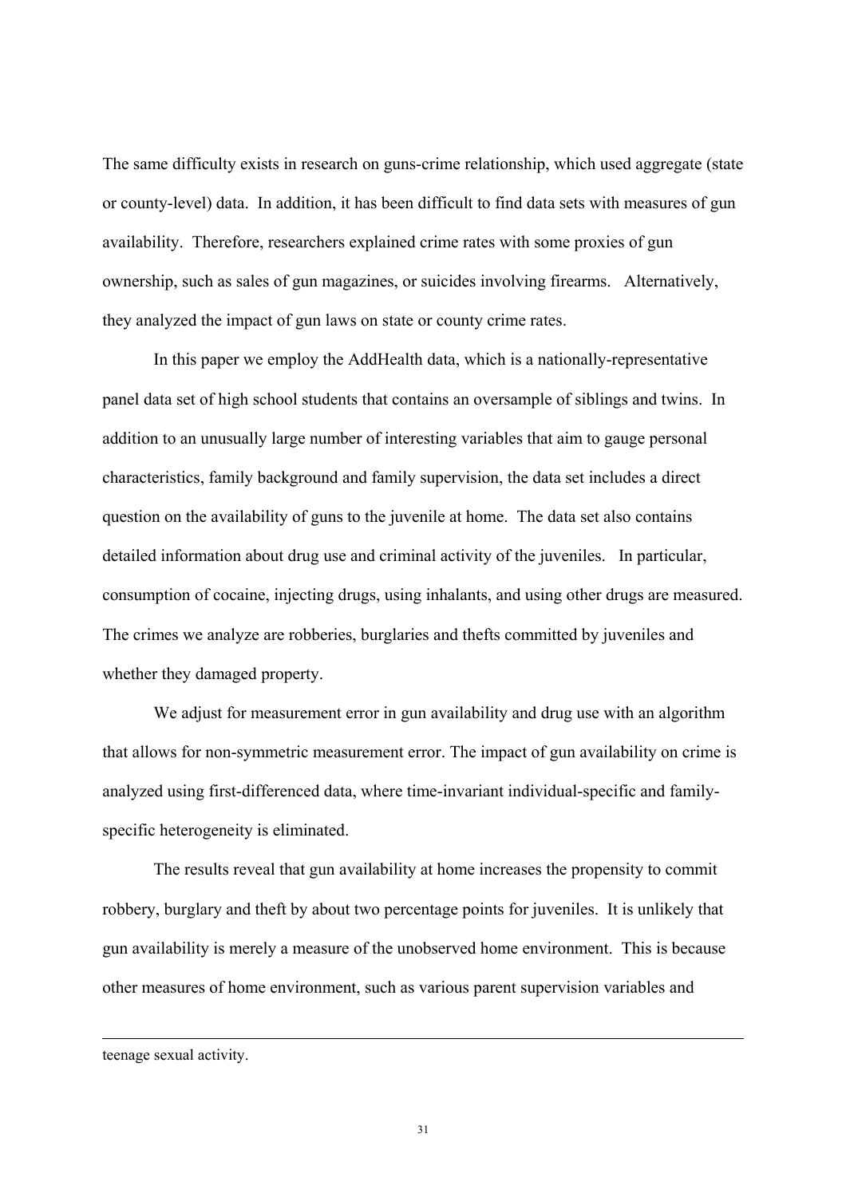The same difficulty exists in research on guns-crime relationship, which used aggregate (state or county-level) data. In addition, it has been difficult to find data sets with measures of gun availability. Therefore, researchers explained crime rates with some proxies of gun ownership, such as sales of gun magazines, or suicides involving firearms. Alternatively, they analyzed the impact of gun laws on state or county crime rates.

In this paper we employ the AddHealth data, which is a nationally-representative panel data set of high school students that contains an oversample of siblings and twins. In addition to an unusually large number of interesting variables that aim to gauge personal characteristics, family background and family supervision, the data set includes a direct question on the availability of guns to the juvenile at home. The data set also contains detailed information about drug use and criminal activity of the juveniles. In particular, consumption of cocaine, injecting drugs, using inhalants, and using other drugs are measured. The crimes we analyze are robberies, burglaries and thefts committed by juveniles and whether they damaged property.

We adjust for measurement error in gun availability and drug use with an algorithm that allows for non-symmetric measurement error. The impact of gun availability on crime is analyzed using first-differenced data, where time-invariant individual-specific and family-specific heterogeneity is eliminated.

The results reveal that gun availability at home increases the propensity to commit robbery, burglary and theft by about two percentage points for juveniles. It is unlikely that gun availability is merely a measure of the unobserved home environment. This is because other measures of home environment, such as various parent supervision variables and

---

teenage sexual activity.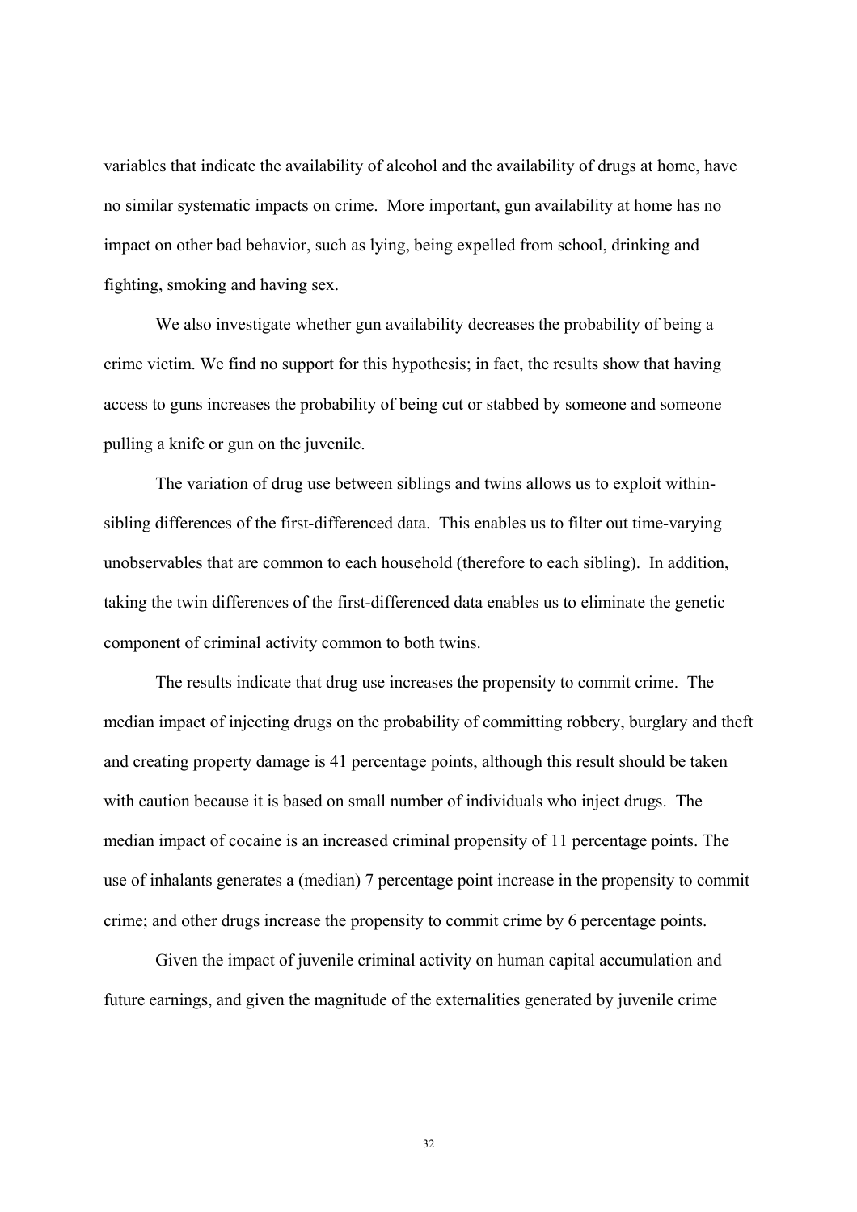variables that indicate the availability of alcohol and the availability of drugs at home, have no similar systematic impacts on crime. More important, gun availability at home has no impact on other bad behavior, such as lying, being expelled from school, drinking and fighting, smoking and having sex.

We also investigate whether gun availability decreases the probability of being a crime victim. We find no support for this hypothesis; in fact, the results show that having access to guns increases the probability of being cut or stabbed by someone and someone pulling a knife or gun on the juvenile.

The variation of drug use between siblings and twins allows us to exploit within-sibling differences of the first-differenced data. This enables us to filter out time-varying unobservables that are common to each household (therefore to each sibling). In addition, taking the twin differences of the first-differenced data enables us to eliminate the genetic component of criminal activity common to both twins.

The results indicate that drug use increases the propensity to commit crime. The median impact of injecting drugs on the probability of committing robbery, burglary and theft and creating property damage is 41 percentage points, although this result should be taken with caution because it is based on small number of individuals who inject drugs. The median impact of cocaine is an increased criminal propensity of 11 percentage points. The use of inhalants generates a (median) 7 percentage point increase in the propensity to commit crime; and other drugs increase the propensity to commit crime by 6 percentage points.

Given the impact of juvenile criminal activity on human capital accumulation and future earnings, and given the magnitude of the externalities generated by juvenile crime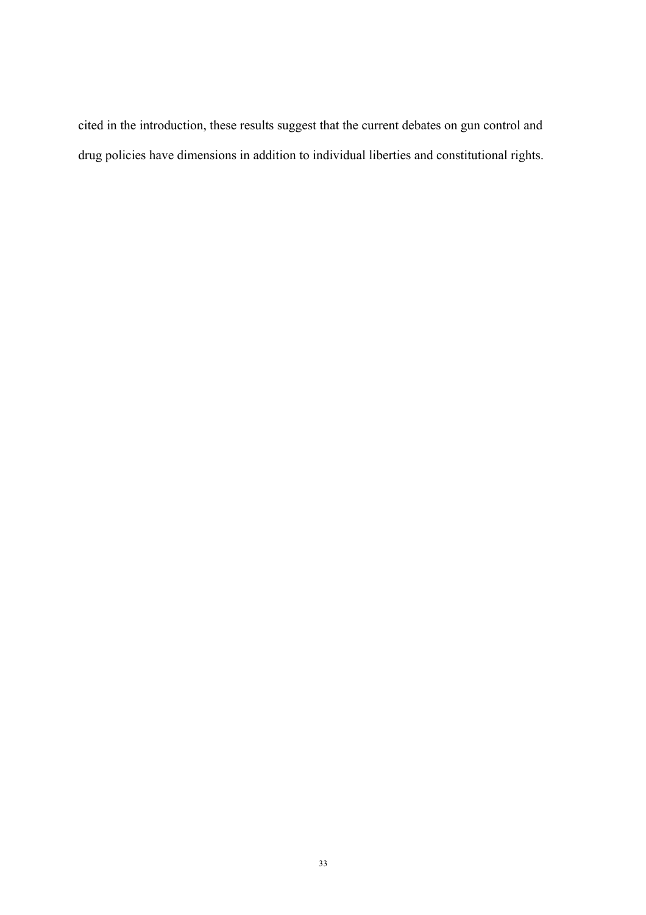cited in the introduction, these results suggest that the current debates on gun control and drug policies have dimensions in addition to individual liberties and constitutional rights.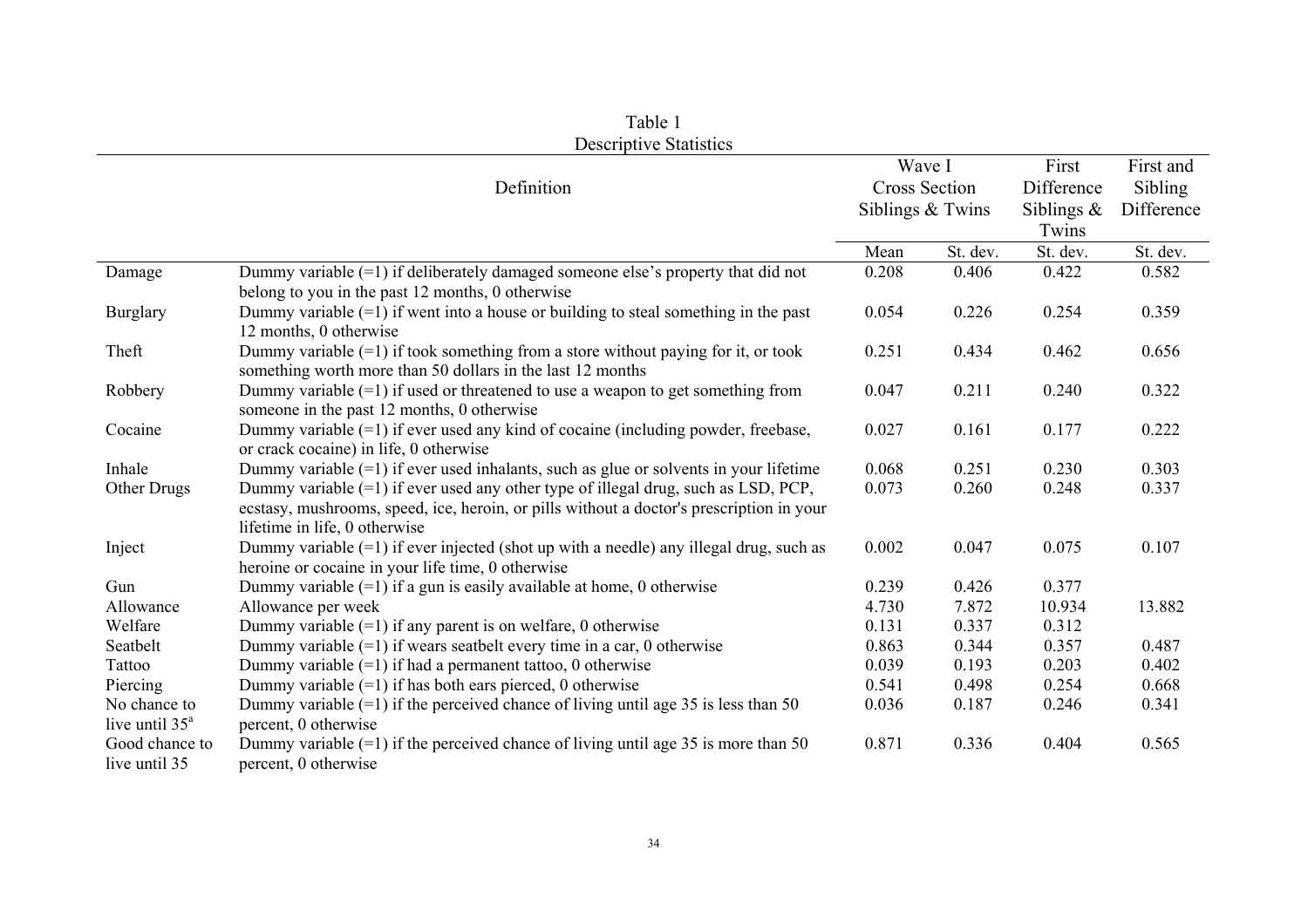Table 1
Descriptive Statistics

| | Definition | Wave I Cross Section Siblings & Twins | | First Difference Siblings & Twins | First and Sibling Difference |
|---|---|---|---|---|---|
| | | Mean | St. dev. | St. dev. | St. dev. |
| Damage | Dummy variable (=1) if deliberately damaged someone else's property that did not belong to you in the past 12 months, 0 otherwise | 0.208 | 0.406 | 0.422 | 0.582 |
| Burglary | Dummy variable (=1) if went into a house or building to steal something in the past 12 months, 0 otherwise | 0.054 | 0.226 | 0.254 | 0.359 |
| Theft | Dummy variable (=1) if took something from a store without paying for it, or took something worth more than 50 dollars in the last 12 months | 0.251 | 0.434 | 0.462 | 0.656 |
| Robbery | Dummy variable (=1) if used or threatened to use a weapon to get something from someone in the past 12 months, 0 otherwise | 0.047 | 0.211 | 0.240 | 0.322 |
| Cocaine | Dummy variable (=1) if ever used any kind of cocaine (including powder, freebase, or crack cocaine) in life, 0 otherwise | 0.027 | 0.161 | 0.177 | 0.222 |
| Inhale | Dummy variable (=1) if ever used inhalants, such as glue or solvents in your lifetime | 0.068 | 0.251 | 0.230 | 0.303 |
| Other Drugs | Dummy variable (=1) if ever used any other type of illegal drug, such as LSD, PCP, ecstasy, mushrooms, speed, ice, heroin, or pills without a doctor's prescription in your lifetime in life, 0 otherwise | 0.073 | 0.260 | 0.248 | 0.337 |
| Inject | Dummy variable (=1) if ever injected (shot up with a needle) any illegal drug, such as heroine or cocaine in your life time, 0 otherwise | 0.002 | 0.047 | 0.075 | 0.107 |
| Gun | Dummy variable (=1) if a gun is easily available at home, 0 otherwise | 0.239 | 0.426 | 0.377 | |
| Allowance | Allowance per week | 4.730 | 7.872 | 10.934 | 13.882 |
| Welfare | Dummy variable (=1) if any parent is on welfare, 0 otherwise | 0.131 | 0.337 | 0.312 | |
| Seatbelt | Dummy variable (=1) if wears seatbelt every time in a car, 0 otherwise | 0.863 | 0.344 | 0.357 | 0.487 |
| Tattoo | Dummy variable (=1) if had a permanent tattoo, 0 otherwise | 0.039 | 0.193 | 0.203 | 0.402 |
| Piercing | Dummy variable (=1) if has both ears pierced, 0 otherwise | 0.541 | 0.498 | 0.254 | 0.668 |
| No chance to live until 35[a] | Dummy variable (=1) if the perceived chance of living until age 35 is less than 50 percent, 0 otherwise | 0.036 | 0.187 | 0.246 | 0.341 |
| Good chance to live until 35 | Dummy variable (=1) if the perceived chance of living until age 35 is more than 50 percent, 0 otherwise | 0.871 | 0.336 | 0.404 | 0.565 |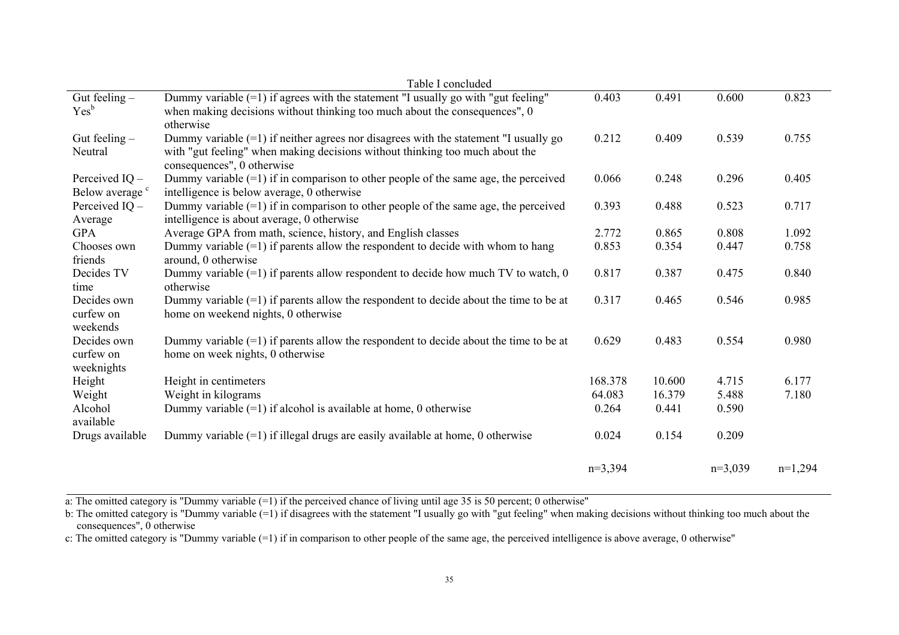Table I concluded

| | | | | | |
|---|---|---|---|---|---|
| Gut feeling – Yes[b] | Dummy variable (=1) if agrees with the statement "I usually go with "gut feeling" when making decisions without thinking too much about the consequences", 0 otherwise | 0.403 | 0.491 | 0.600 | 0.823 |
| Gut feeling – Neutral | Dummy variable (=1) if neither agrees nor disagrees with the statement "I usually go with "gut feeling" when making decisions without thinking too much about the consequences", 0 otherwise | 0.212 | 0.409 | 0.539 | 0.755 |
| Perceived IQ – Below average[c] | Dummy variable (=1) if in comparison to other people of the same age, the perceived intelligence is below average, 0 otherwise | 0.066 | 0.248 | 0.296 | 0.405 |
| Perceived IQ – Average | Dummy variable (=1) if in comparison to other people of the same age, the perceived intelligence is about average, 0 otherwise | 0.393 | 0.488 | 0.523 | 0.717 |
| GPA | Average GPA from math, science, history, and English classes | 2.772 | 0.865 | 0.808 | 1.092 |
| Chooses own friends | Dummy variable (=1) if parents allow the respondent to decide with whom to hang around, 0 otherwise | 0.853 | 0.354 | 0.447 | 0.758 |
| Decides TV time | Dummy variable (=1) if parents allow respondent to decide how much TV to watch, 0 otherwise | 0.817 | 0.387 | 0.475 | 0.840 |
| Decides own curfew on weekends | Dummy variable (=1) if parents allow the respondent to decide about the time to be at home on weekend nights, 0 otherwise | 0.317 | 0.465 | 0.546 | 0.985 |
| Decides own curfew on weeknights | Dummy variable (=1) if parents allow the respondent to decide about the time to be at home on week nights, 0 otherwise | 0.629 | 0.483 | 0.554 | 0.980 |
| Height | Height in centimeters | 168.378 | 10.600 | 4.715 | 6.177 |
| Weight | Weight in kilograms | 64.083 | 16.379 | 5.488 | 7.180 |
| Alcohol available | Dummy variable (=1) if alcohol is available at home, 0 otherwise | 0.264 | 0.441 | 0.590 | |
| Drugs available | Dummy variable (=1) if illegal drugs are easily available at home, 0 otherwise | 0.024 | 0.154 | 0.209 | |
| | | n=3,394 | | n=3,039 | n=1,294 |

a: The omitted category is "Dummy variable (=1) if the perceived chance of living until age 35 is 50 percent; 0 otherwise"

b: The omitted category is "Dummy variable (=1) if disagrees with the statement "I usually go with "gut feeling" when making decisions without thinking too much about the consequences", 0 otherwise

c: The omitted category is "Dummy variable (=1) if in comparison to other people of the same age, the perceived intelligence is above average, 0 otherwise"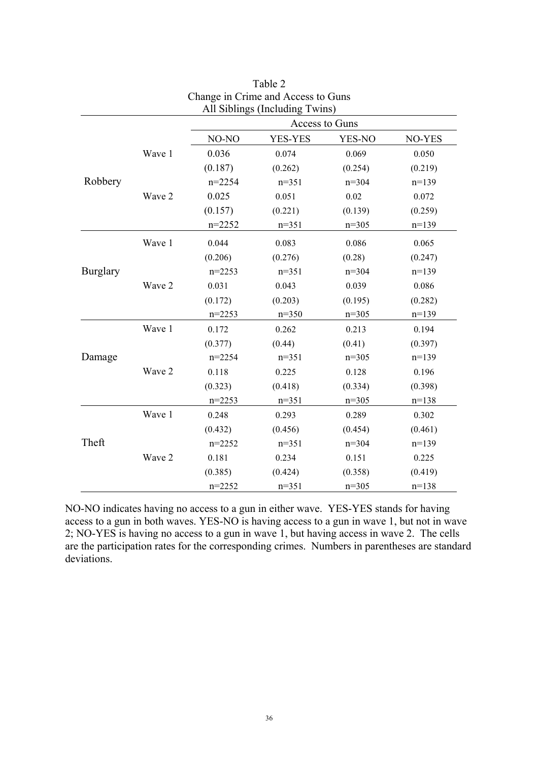Table 2
Change in Crime and Access to Guns
All Siblings (Including Twins)

| | | Access to Guns | | | |
|---|---|---|---|---|---|
| | | NO-NO | YES-YES | YES-NO | NO-YES |
| Robbery | Wave 1 | 0.036 | 0.074 | 0.069 | 0.050 |
| | | (0.187) | (0.262) | (0.254) | (0.219) |
| | | n=2254 | n=351 | n=304 | n=139 |
| | Wave 2 | 0.025 | 0.051 | 0.02 | 0.072 |
| | | (0.157) | (0.221) | (0.139) | (0.259) |
| | | n=2252 | n=351 | n=305 | n=139 |
| Burglary | Wave 1 | 0.044 | 0.083 | 0.086 | 0.065 |
| | | (0.206) | (0.276) | (0.28) | (0.247) |
| | | n=2253 | n=351 | n=304 | n=139 |
| | Wave 2 | 0.031 | 0.043 | 0.039 | 0.086 |
| | | (0.172) | (0.203) | (0.195) | (0.282) |
| | | n=2253 | n=350 | n=305 | n=139 |
| Damage | Wave 1 | 0.172 | 0.262 | 0.213 | 0.194 |
| | | (0.377) | (0.44) | (0.41) | (0.397) |
| | | n=2254 | n=351 | n=305 | n=139 |
| | Wave 2 | 0.118 | 0.225 | 0.128 | 0.196 |
| | | (0.323) | (0.418) | (0.334) | (0.398) |
| | | n=2253 | n=351 | n=305 | n=138 |
| Theft | Wave 1 | 0.248 | 0.293 | 0.289 | 0.302 |
| | | (0.432) | (0.456) | (0.454) | (0.461) |
| | | n=2252 | n=351 | n=304 | n=139 |
| | Wave 2 | 0.181 | 0.234 | 0.151 | 0.225 |
| | | (0.385) | (0.424) | (0.358) | (0.419) |
| | | n=2252 | n=351 | n=305 | n=138 |

NO-NO indicates having no access to a gun in either wave. YES-YES stands for having access to a gun in both waves. YES-NO is having access to a gun in wave 1, but not in wave 2; NO-YES is having no access to a gun in wave 1, but having access in wave 2. The cells are the participation rates for the corresponding crimes. Numbers in parentheses are standard deviations.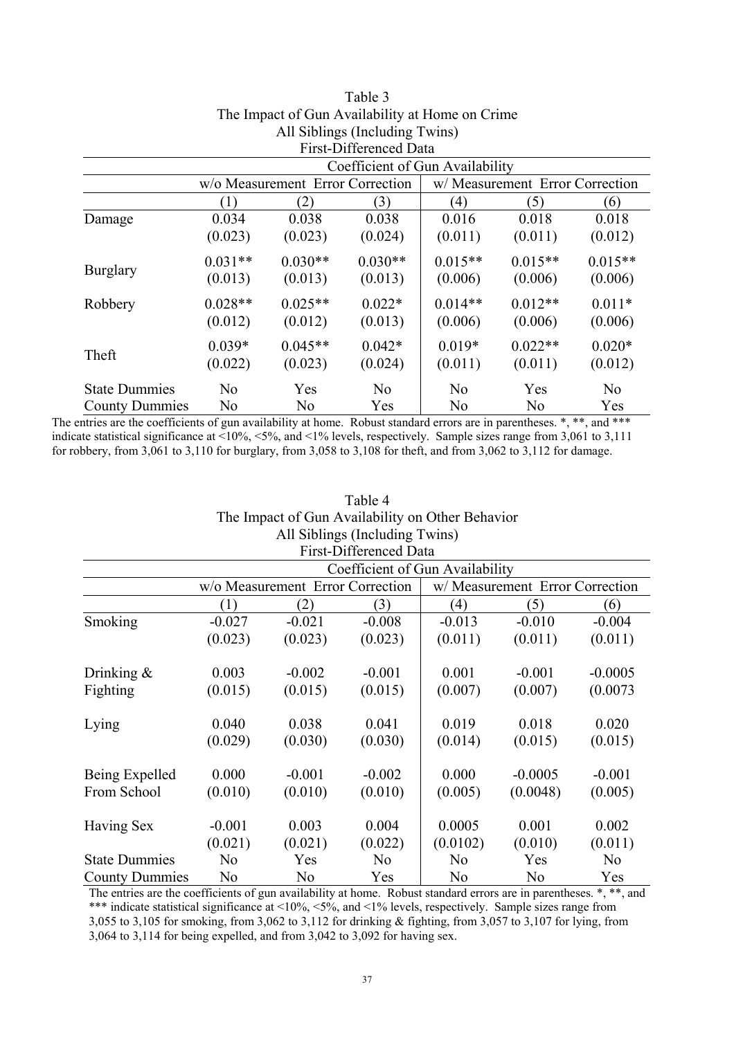Table 3
The Impact of Gun Availability at Home on Crime
All Siblings (Including Twins)
First-Differenced Data

| | Coefficient of Gun Availability | | | | | |
|---|---|---|---|---|---|---|
| | w/o Measurement Error Correction | | | w/ Measurement Error Correction | | |
| | (1) | (2) | (3) | (4) | (5) | (6) |
| Damage | 0.034 | 0.038 | 0.038 | 0.016 | 0.018 | 0.018 |
| | (0.023) | (0.023) | (0.024) | (0.011) | (0.011) | (0.012) |
| Burglary | 0.031** | 0.030** | 0.030** | 0.015** | 0.015** | 0.015** |
| | (0.013) | (0.013) | (0.013) | (0.006) | (0.006) | (0.006) |
| Robbery | 0.028** | 0.025** | 0.022* | 0.014** | 0.012** | 0.011* |
| | (0.012) | (0.012) | (0.013) | (0.006) | (0.006) | (0.006) |
| Theft | 0.039* | 0.045** | 0.042* | 0.019* | 0.022** | 0.020* |
| | (0.022) | (0.023) | (0.024) | (0.011) | (0.011) | (0.012) |
| State Dummies | No | Yes | No | No | Yes | No |
| County Dummies | No | No | Yes | No | No | Yes |

The entries are the coefficients of gun availability at home. Robust standard errors are in parentheses. *, **, and *** indicate statistical significance at <10%, <5%, and <1% levels, respectively. Sample sizes range from 3,061 to 3,111 for robbery, from 3,061 to 3,110 for burglary, from 3,058 to 3,108 for theft, and from 3,062 to 3,112 for damage.

Table 4
The Impact of Gun Availability on Other Behavior
All Siblings (Including Twins)
First-Differenced Data

| | Coefficient of Gun Availability | | | | | |
|---|---|---|---|---|---|---|
| | w/o Measurement Error Correction | | | w/ Measurement Error Correction | | |
| | (1) | (2) | (3) | (4) | (5) | (6) |
| Smoking | -0.027 | -0.021 | -0.008 | -0.013 | -0.010 | -0.004 |
| | (0.023) | (0.023) | (0.023) | (0.011) | (0.011) | (0.011) |
| Drinking & Fighting | 0.003 | -0.002 | -0.001 | 0.001 | -0.001 | -0.0005 |
| | (0.015) | (0.015) | (0.015) | (0.007) | (0.007) | (0.0073 |
| Lying | 0.040 | 0.038 | 0.041 | 0.019 | 0.018 | 0.020 |
| | (0.029) | (0.030) | (0.030) | (0.014) | (0.015) | (0.015) |
| Being Expelled From School | 0.000 | -0.001 | -0.002 | 0.000 | -0.0005 | -0.001 |
| | (0.010) | (0.010) | (0.010) | (0.005) | (0.0048) | (0.005) |
| Having Sex | -0.001 | 0.003 | 0.004 | 0.0005 | 0.001 | 0.002 |
| | (0.021) | (0.021) | (0.022) | (0.0102) | (0.010) | (0.011) |
| State Dummies | No | Yes | No | No | Yes | No |
| County Dummies | No | No | Yes | No | No | Yes |

The entries are the coefficients of gun availability at home. Robust standard errors are in parentheses. *, **, and *** indicate statistical significance at <10%, <5%, and <1% levels, respectively. Sample sizes range from 3,055 to 3,105 for smoking, from 3,062 to 3,112 for drinking & fighting, from 3,057 to 3,107 for lying, from 3,064 to 3,114 for being expelled, and from 3,042 to 3,092 for having sex.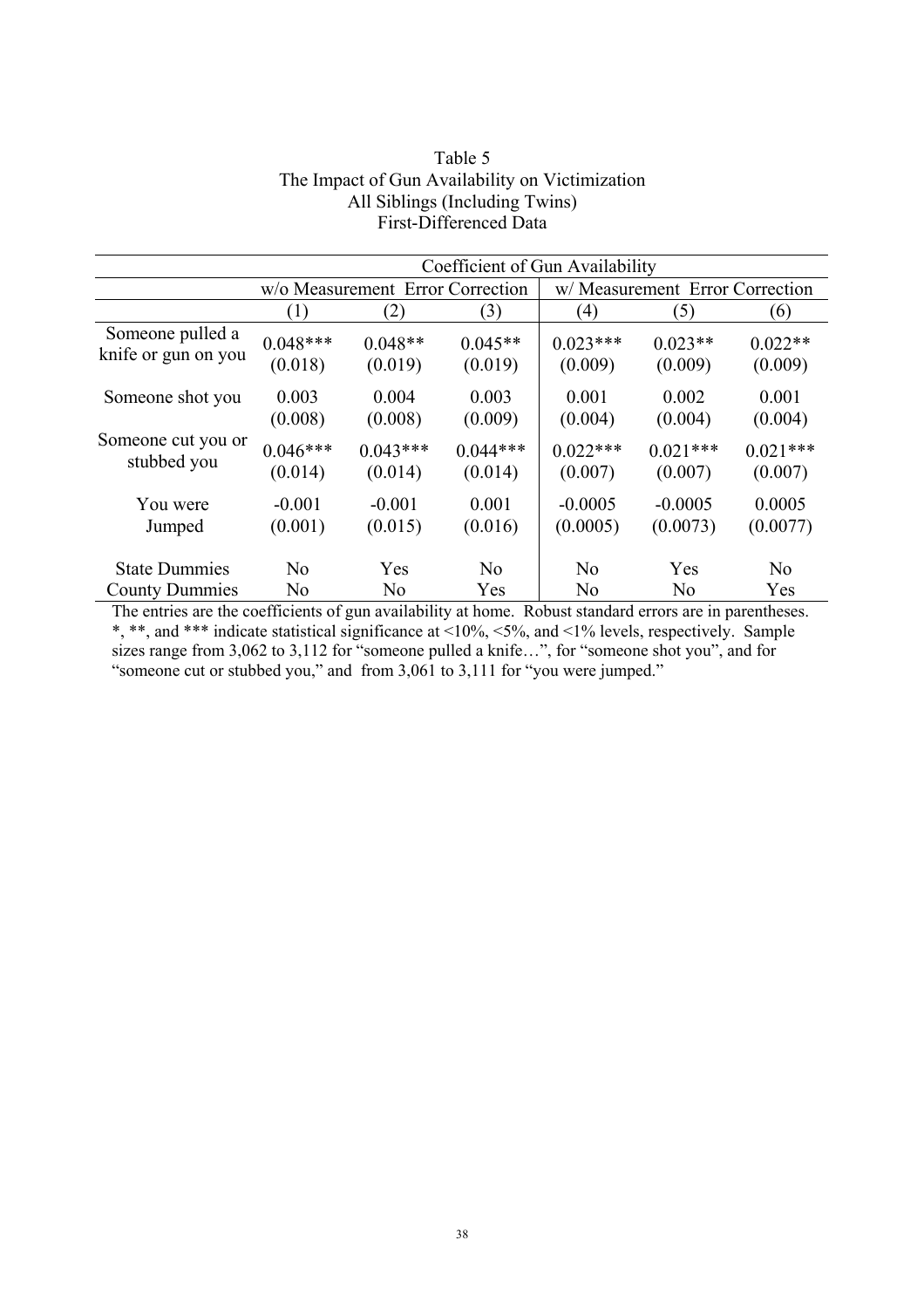Table 5
The Impact of Gun Availability on Victimization
All Siblings (Including Twins)
First-Differenced Data

| | Coefficient of Gun Availability | | | | | |
|---|---|---|---|---|---|---|
| | w/o Measurement Error Correction | | | w/ Measurement Error Correction | | |
| | (1) | (2) | (3) | (4) | (5) | (6) |
| Someone pulled a knife or gun on you | 0.048*** | 0.048** | 0.045** | 0.023*** | 0.023** | 0.022** |
| | (0.018) | (0.019) | (0.019) | (0.009) | (0.009) | (0.009) |
| Someone shot you | 0.003 | 0.004 | 0.003 | 0.001 | 0.002 | 0.001 |
| | (0.008) | (0.008) | (0.009) | (0.004) | (0.004) | (0.004) |
| Someone cut you or stubbed you | 0.046*** | 0.043*** | 0.044*** | 0.022*** | 0.021*** | 0.021*** |
| | (0.014) | (0.014) | (0.014) | (0.007) | (0.007) | (0.007) |
| You were Jumped | -0.001 | -0.001 | 0.001 | -0.0005 | -0.0005 | 0.0005 |
| | (0.001) | (0.015) | (0.016) | (0.0005) | (0.0073) | (0.0077) |
| State Dummies | No | Yes | No | No | Yes | No |
| County Dummies | No | No | Yes | No | No | Yes |

The entries are the coefficients of gun availability at home. Robust standard errors are in parentheses. *, **, and *** indicate statistical significance at <10%, <5%, and <1% levels, respectively. Sample sizes range from 3,062 to 3,112 for "someone pulled a knife…", for "someone shot you", and for "someone cut or stubbed you," and from 3,061 to 3,111 for "you were jumped."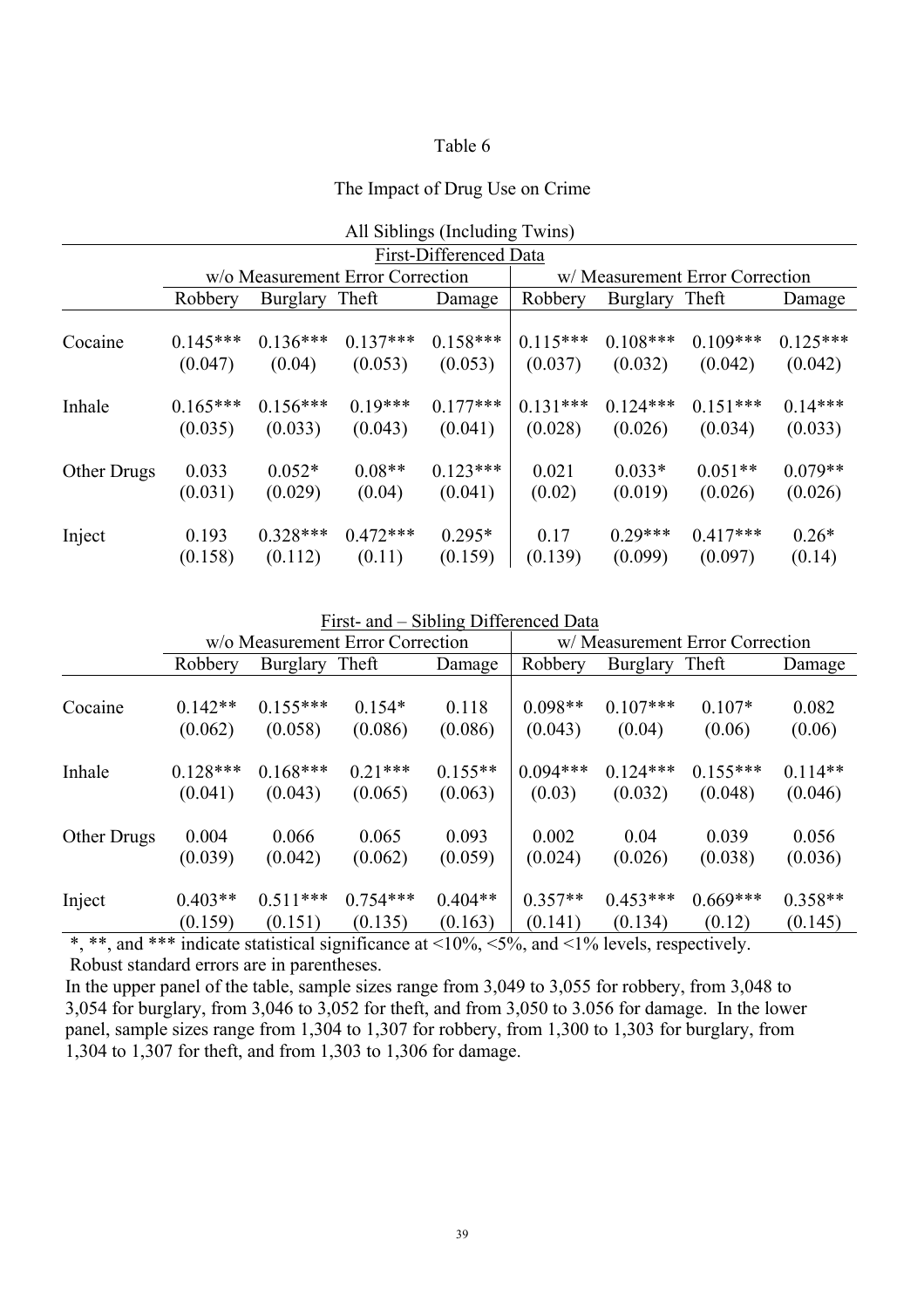Table 6

The Impact of Drug Use on Crime

All Siblings (Including Twins)

| | First-Differenced Data | | | | | | | |
|---|---|---|---|---|---|---|---|---|
| | w/o Measurement Error Correction | | | | w/ Measurement Error Correction | | | |
| | Robbery | Burglary | Theft | Damage | Robbery | Burglary | Theft | Damage |
| Cocaine | 0.145*** | 0.136*** | 0.137*** | 0.158*** | 0.115*** | 0.108*** | 0.109*** | 0.125*** |
| | (0.047) | (0.04) | (0.053) | (0.053) | (0.037) | (0.032) | (0.042) | (0.042) |
| Inhale | 0.165*** | 0.156*** | 0.19*** | 0.177*** | 0.131*** | 0.124*** | 0.151*** | 0.14*** |
| | (0.035) | (0.033) | (0.043) | (0.041) | (0.028) | (0.026) | (0.034) | (0.033) |
| Other Drugs | 0.033 | 0.052* | 0.08** | 0.123*** | 0.021 | 0.033* | 0.051** | 0.079** |
| | (0.031) | (0.029) | (0.04) | (0.041) | (0.02) | (0.019) | (0.026) | (0.026) |
| Inject | 0.193 | 0.328*** | 0.472*** | 0.295* | 0.17 | 0.29*** | 0.417*** | 0.26* |
| | (0.158) | (0.112) | (0.11) | (0.159) | (0.139) | (0.099) | (0.097) | (0.14) |

| | First- and – Sibling Differenced Data | | | | | | | |
|---|---|---|---|---|---|---|---|---|
| | w/o Measurement Error Correction | | | | w/ Measurement Error Correction | | | |
| | Robbery | Burglary | Theft | Damage | Robbery | Burglary | Theft | Damage |
| Cocaine | 0.142** | 0.155*** | 0.154* | 0.118 | 0.098** | 0.107*** | 0.107* | 0.082 |
| | (0.062) | (0.058) | (0.086) | (0.086) | (0.043) | (0.04) | (0.06) | (0.06) |
| Inhale | 0.128*** | 0.168*** | 0.21*** | 0.155** | 0.094*** | 0.124*** | 0.155*** | 0.114** |
| | (0.041) | (0.043) | (0.065) | (0.063) | (0.03) | (0.032) | (0.048) | (0.046) |
| Other Drugs | 0.004 | 0.066 | 0.065 | 0.093 | 0.002 | 0.04 | 0.039 | 0.056 |
| | (0.039) | (0.042) | (0.062) | (0.059) | (0.024) | (0.026) | (0.038) | (0.036) |
| Inject | 0.403** | 0.511*** | 0.754*** | 0.404** | 0.357** | 0.453*** | 0.669*** | 0.358** |
| | (0.159) | (0.151) | (0.135) | (0.163) | (0.141) | (0.134) | (0.12) | (0.145) |

*, **, and *** indicate statistical significance at <10%, <5%, and <1% levels, respectively.
Robust standard errors are in parentheses.
In the upper panel of the table, sample sizes range from 3,049 to 3,055 for robbery, from 3,048 to 3,054 for burglary, from 3,046 to 3,052 for theft, and from 3,050 to 3.056 for damage. In the lower panel, sample sizes range from 1,304 to 1,307 for robbery, from 1,300 to 1,303 for burglary, from 1,304 to 1,307 for theft, and from 1,303 to 1,306 for damage.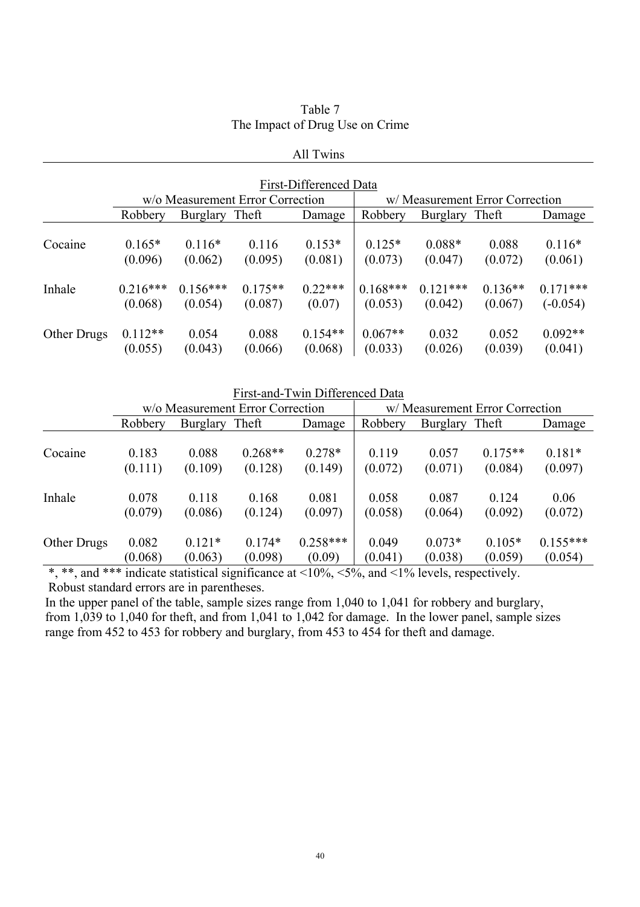Table 7
The Impact of Drug Use on Crime

All Twins

| First-Differenced Data | | | | | | | | |
|---|---|---|---|---|---|---|---|---|
| | w/o Measurement Error Correction | | | | w/ Measurement Error Correction | | | |
| | Robbery | Burglary | Theft | Damage | Robbery | Burglary | Theft | Damage |
| Cocaine | 0.165* | 0.116* | 0.116 | 0.153* | 0.125* | 0.088* | 0.088 | 0.116* |
| | (0.096) | (0.062) | (0.095) | (0.081) | (0.073) | (0.047) | (0.072) | (0.061) |
| Inhale | 0.216*** | 0.156*** | 0.175** | 0.22*** | 0.168*** | 0.121*** | 0.136** | 0.171*** |
| | (0.068) | (0.054) | (0.087) | (0.07) | (0.053) | (0.042) | (0.067) | (-0.054) |
| Other Drugs | 0.112** | 0.054 | 0.088 | 0.154** | 0.067** | 0.032 | 0.052 | 0.092** |
| | (0.055) | (0.043) | (0.066) | (0.068) | (0.033) | (0.026) | (0.039) | (0.041) |

| First-and-Twin Differenced Data | | | | | | | | |
|---|---|---|---|---|---|---|---|---|
| | w/o Measurement Error Correction | | | | w/ Measurement Error Correction | | | |
| | Robbery | Burglary | Theft | Damage | Robbery | Burglary | Theft | Damage |
| Cocaine | 0.183 | 0.088 | 0.268** | 0.278* | 0.119 | 0.057 | 0.175** | 0.181* |
| | (0.111) | (0.109) | (0.128) | (0.149) | (0.072) | (0.071) | (0.084) | (0.097) |
| Inhale | 0.078 | 0.118 | 0.168 | 0.081 | 0.058 | 0.087 | 0.124 | 0.06 |
| | (0.079) | (0.086) | (0.124) | (0.097) | (0.058) | (0.064) | (0.092) | (0.072) |
| Other Drugs | 0.082 | 0.121* | 0.174* | 0.258*** | 0.049 | 0.073* | 0.105* | 0.155*** |
| | (0.068) | (0.063) | (0.098) | (0.09) | (0.041) | (0.038) | (0.059) | (0.054) |

*, **, and *** indicate statistical significance at <10%, <5%, and <1% levels, respectively.
Robust standard errors are in parentheses.
In the upper panel of the table, sample sizes range from 1,040 to 1,041 for robbery and burglary, from 1,039 to 1,040 for theft, and from 1,041 to 1,042 for damage. In the lower panel, sample sizes range from 452 to 453 for robbery and burglary, from 453 to 454 for theft and damage.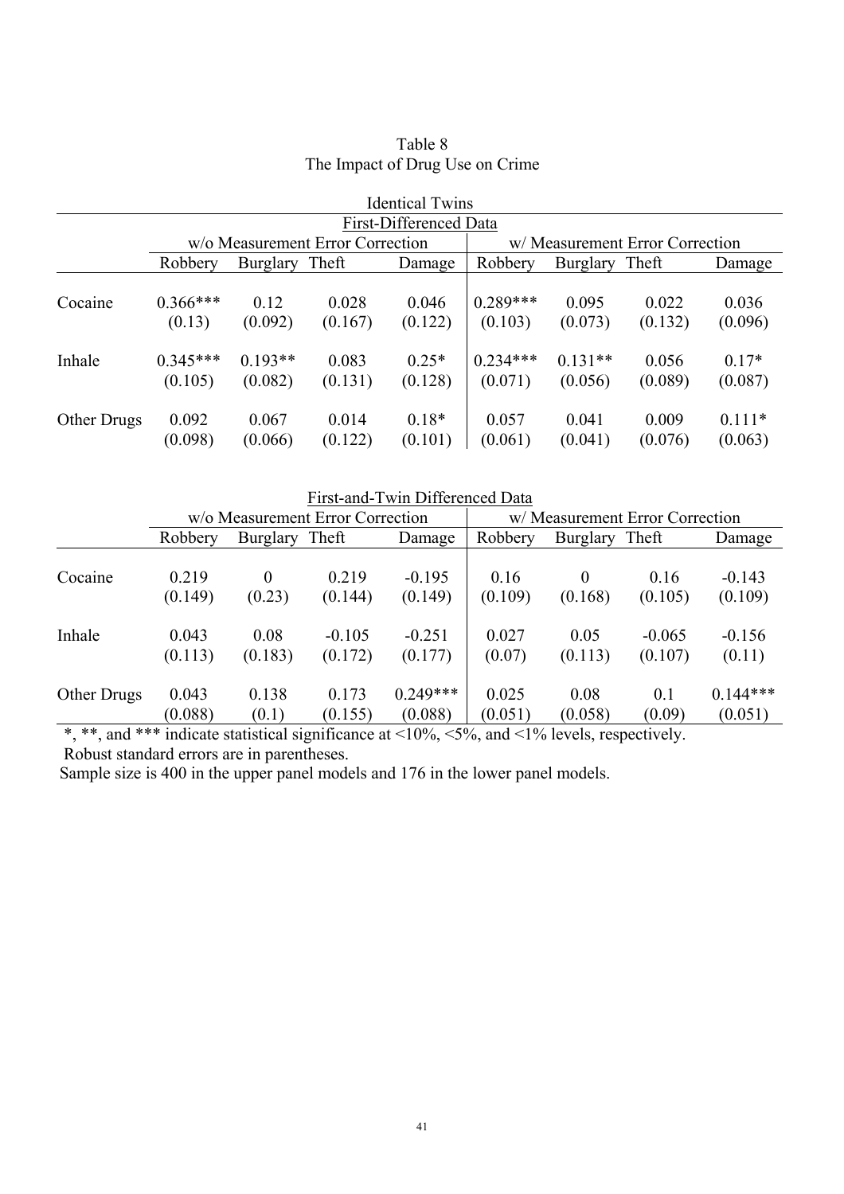Table 8
The Impact of Drug Use on Crime

Identical Twins

First-Differenced Data

| | w/o Measurement Error Correction | | | | w/ Measurement Error Correction | | | |
|---|---|---|---|---|---|---|---|---|
| | Robbery | Burglary | Theft | Damage | Robbery | Burglary | Theft | Damage |
| Cocaine | 0.366*** | 0.12 | 0.028 | 0.046 | 0.289*** | 0.095 | 0.022 | 0.036 |
| | (0.13) | (0.092) | (0.167) | (0.122) | (0.103) | (0.073) | (0.132) | (0.096) |
| Inhale | 0.345*** | 0.193** | 0.083 | 0.25* | 0.234*** | 0.131** | 0.056 | 0.17* |
| | (0.105) | (0.082) | (0.131) | (0.128) | (0.071) | (0.056) | (0.089) | (0.087) |
| Other Drugs | 0.092 | 0.067 | 0.014 | 0.18* | 0.057 | 0.041 | 0.009 | 0.111* |
| | (0.098) | (0.066) | (0.122) | (0.101) | (0.061) | (0.041) | (0.076) | (0.063) |

First-and-Twin Differenced Data

| | w/o Measurement Error Correction | | | | w/ Measurement Error Correction | | | |
|---|---|---|---|---|---|---|---|---|
| | Robbery | Burglary | Theft | Damage | Robbery | Burglary | Theft | Damage |
| Cocaine | 0.219 | 0 | 0.219 | -0.195 | 0.16 | 0 | 0.16 | -0.143 |
| | (0.149) | (0.23) | (0.144) | (0.149) | (0.109) | (0.168) | (0.105) | (0.109) |
| Inhale | 0.043 | 0.08 | -0.105 | -0.251 | 0.027 | 0.05 | -0.065 | -0.156 |
| | (0.113) | (0.183) | (0.172) | (0.177) | (0.07) | (0.113) | (0.107) | (0.11) |
| Other Drugs | 0.043 | 0.138 | 0.173 | 0.249*** | 0.025 | 0.08 | 0.1 | 0.144*** |
| | (0.088) | (0.1) | (0.155) | (0.088) | (0.051) | (0.058) | (0.09) | (0.051) |

*, **, and *** indicate statistical significance at <10%, <5%, and <1% levels, respectively.
Robust standard errors are in parentheses.
Sample size is 400 in the upper panel models and 176 in the lower panel models.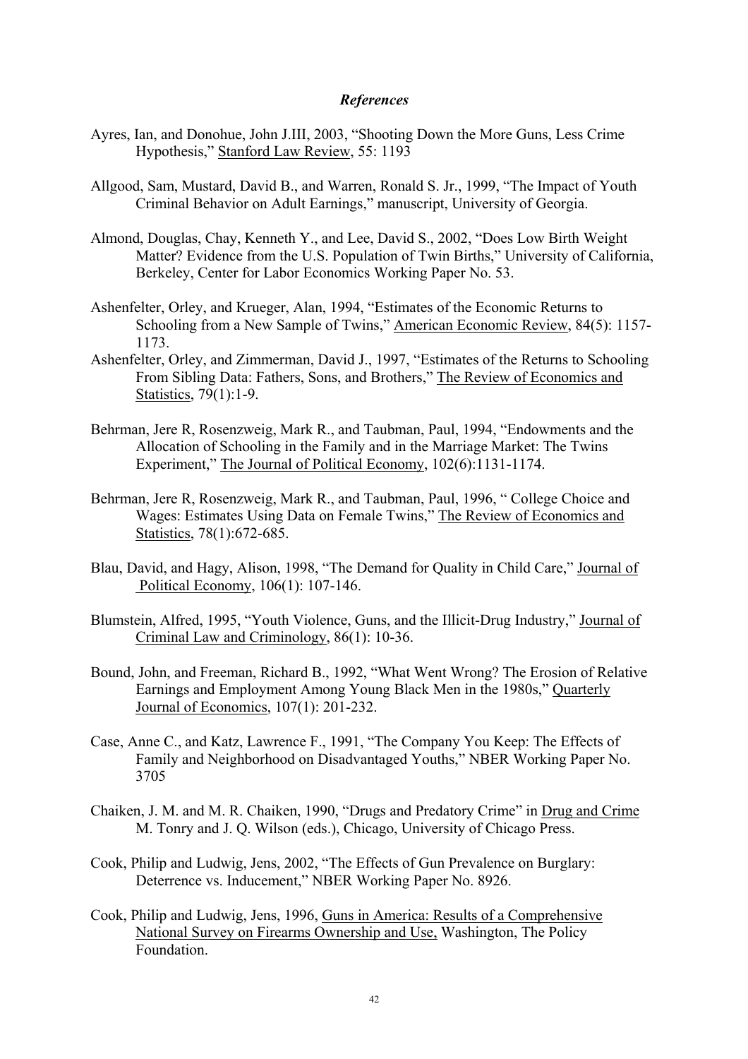### *References*

Ayres, Ian, and Donohue, John J.III, 2003, "Shooting Down the More Guns, Less Crime Hypothesis," Stanford Law Review, 55: 1193

Allgood, Sam, Mustard, David B., and Warren, Ronald S. Jr., 1999, "The Impact of Youth Criminal Behavior on Adult Earnings," manuscript, University of Georgia.

Almond, Douglas, Chay, Kenneth Y., and Lee, David S., 2002, "Does Low Birth Weight Matter? Evidence from the U.S. Population of Twin Births," University of California, Berkeley, Center for Labor Economics Working Paper No. 53.

Ashenfelter, Orley, and Krueger, Alan, 1994, "Estimates of the Economic Returns to Schooling from a New Sample of Twins," American Economic Review, 84(5): 1157-1173.

Ashenfelter, Orley, and Zimmerman, David J., 1997, "Estimates of the Returns to Schooling From Sibling Data: Fathers, Sons, and Brothers," The Review of Economics and Statistics, 79(1):1-9.

Behrman, Jere R, Rosenzweig, Mark R., and Taubman, Paul, 1994, "Endowments and the Allocation of Schooling in the Family and in the Marriage Market: The Twins Experiment," The Journal of Political Economy, 102(6):1131-1174.

Behrman, Jere R, Rosenzweig, Mark R., and Taubman, Paul, 1996, " College Choice and Wages: Estimates Using Data on Female Twins," The Review of Economics and Statistics, 78(1):672-685.

Blau, David, and Hagy, Alison, 1998, "The Demand for Quality in Child Care," Journal of Political Economy, 106(1): 107-146.

Blumstein, Alfred, 1995, "Youth Violence, Guns, and the Illicit-Drug Industry," Journal of Criminal Law and Criminology, 86(1): 10-36.

Bound, John, and Freeman, Richard B., 1992, "What Went Wrong? The Erosion of Relative Earnings and Employment Among Young Black Men in the 1980s," Quarterly Journal of Economics, 107(1): 201-232.

Case, Anne C., and Katz, Lawrence F., 1991, "The Company You Keep: The Effects of Family and Neighborhood on Disadvantaged Youths," NBER Working Paper No. 3705

Chaiken, J. M. and M. R. Chaiken, 1990, "Drugs and Predatory Crime" in Drug and Crime M. Tonry and J. Q. Wilson (eds.), Chicago, University of Chicago Press.

Cook, Philip and Ludwig, Jens, 2002, "The Effects of Gun Prevalence on Burglary: Deterrence vs. Inducement," NBER Working Paper No. 8926.

Cook, Philip and Ludwig, Jens, 1996, Guns in America: Results of a Comprehensive National Survey on Firearms Ownership and Use, Washington, The Policy Foundation.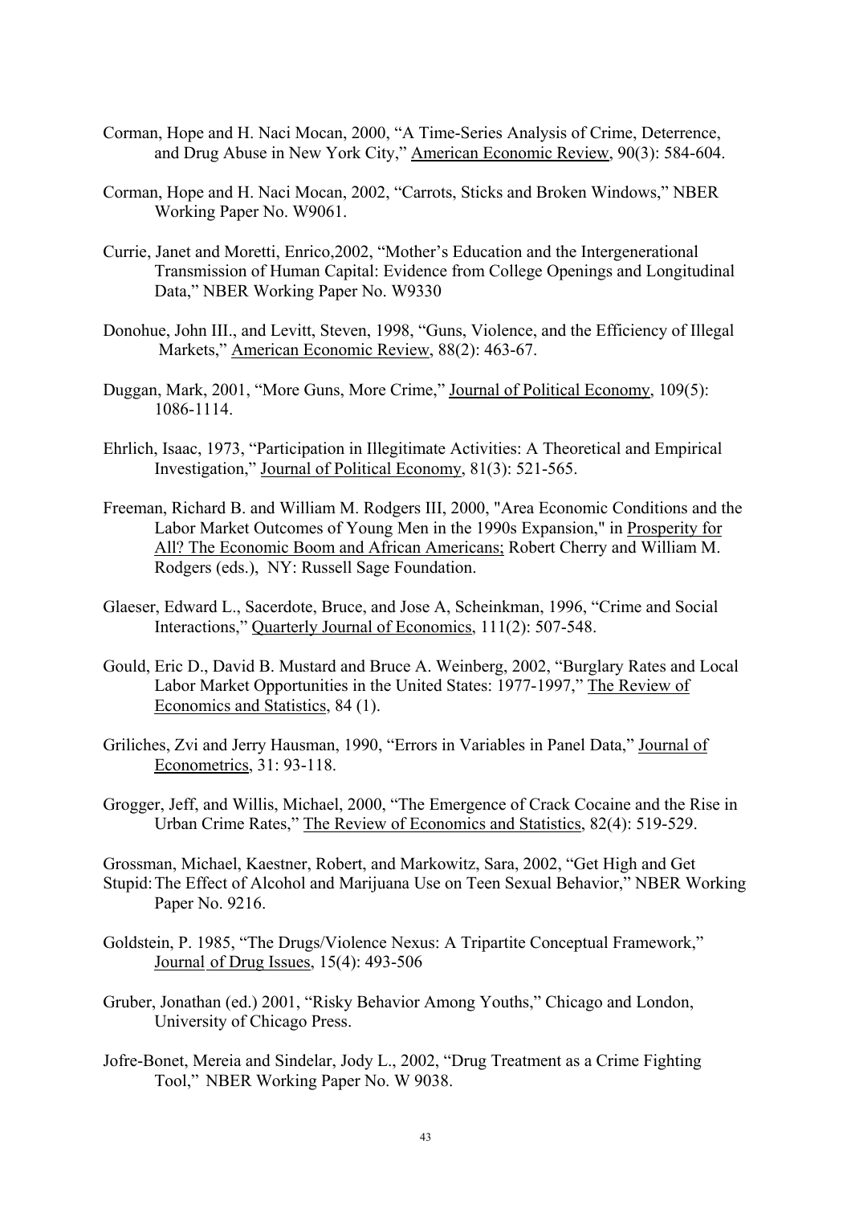Corman, Hope and H. Naci Mocan, 2000, "A Time-Series Analysis of Crime, Deterrence, and Drug Abuse in New York City," American Economic Review, 90(3): 584-604.

Corman, Hope and H. Naci Mocan, 2002, "Carrots, Sticks and Broken Windows," NBER Working Paper No. W9061.

Currie, Janet and Moretti, Enrico,2002, "Mother's Education and the Intergenerational Transmission of Human Capital: Evidence from College Openings and Longitudinal Data," NBER Working Paper No. W9330

Donohue, John III., and Levitt, Steven, 1998, "Guns, Violence, and the Efficiency of Illegal Markets," American Economic Review, 88(2): 463-67.

Duggan, Mark, 2001, "More Guns, More Crime," Journal of Political Economy, 109(5): 1086-1114.

Ehrlich, Isaac, 1973, "Participation in Illegitimate Activities: A Theoretical and Empirical Investigation," Journal of Political Economy, 81(3): 521-565.

Freeman, Richard B. and William M. Rodgers III, 2000, "Area Economic Conditions and the Labor Market Outcomes of Young Men in the 1990s Expansion," in Prosperity for All? The Economic Boom and African Americans; Robert Cherry and William M. Rodgers (eds.), NY: Russell Sage Foundation.

Glaeser, Edward L., Sacerdote, Bruce, and Jose A, Scheinkman, 1996, "Crime and Social Interactions," Quarterly Journal of Economics, 111(2): 507-548.

Gould, Eric D., David B. Mustard and Bruce A. Weinberg, 2002, "Burglary Rates and Local Labor Market Opportunities in the United States: 1977-1997," The Review of Economics and Statistics, 84 (1).

Griliches, Zvi and Jerry Hausman, 1990, "Errors in Variables in Panel Data," Journal of Econometrics, 31: 93-118.

Grogger, Jeff, and Willis, Michael, 2000, "The Emergence of Crack Cocaine and the Rise in Urban Crime Rates," The Review of Economics and Statistics, 82(4): 519-529.

Grossman, Michael, Kaestner, Robert, and Markowitz, Sara, 2002, "Get High and Get Stupid: The Effect of Alcohol and Marijuana Use on Teen Sexual Behavior," NBER Working Paper No. 9216.

Goldstein, P. 1985, "The Drugs/Violence Nexus: A Tripartite Conceptual Framework," Journal of Drug Issues, 15(4): 493-506

Gruber, Jonathan (ed.) 2001, "Risky Behavior Among Youths," Chicago and London, University of Chicago Press.

Jofre-Bonet, Mereia and Sindelar, Jody L., 2002, "Drug Treatment as a Crime Fighting Tool," NBER Working Paper No. W 9038.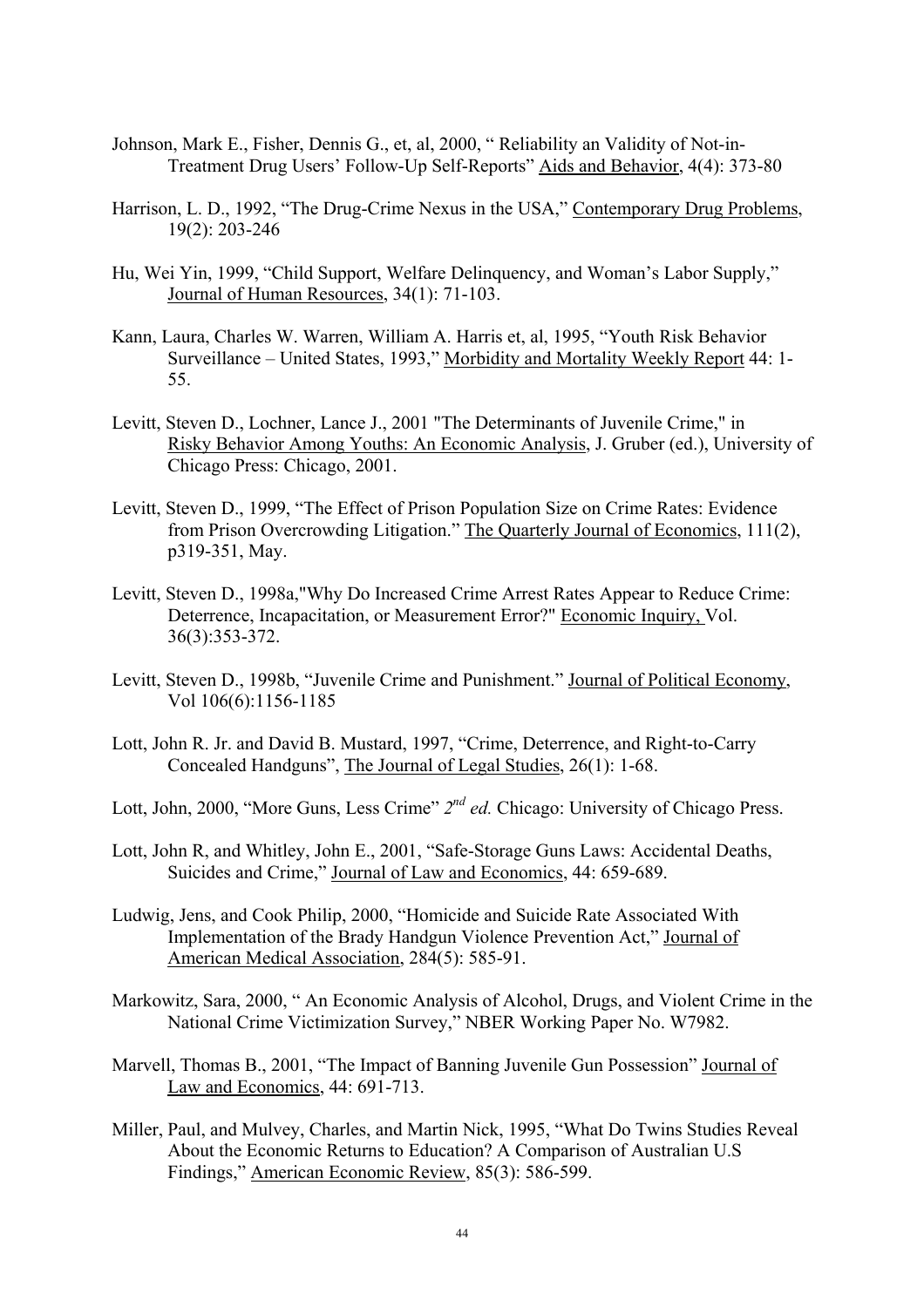Johnson, Mark E., Fisher, Dennis G., et, al, 2000, " Reliability an Validity of Not-in-Treatment Drug Users' Follow-Up Self-Reports" Aids and Behavior, 4(4): 373-80

Harrison, L. D., 1992, "The Drug-Crime Nexus in the USA," Contemporary Drug Problems, 19(2): 203-246

Hu, Wei Yin, 1999, "Child Support, Welfare Delinquency, and Woman's Labor Supply," Journal of Human Resources, 34(1): 71-103.

Kann, Laura, Charles W. Warren, William A. Harris et, al, 1995, "Youth Risk Behavior Surveillance – United States, 1993," Morbidity and Mortality Weekly Report 44: 1-55.

Levitt, Steven D., Lochner, Lance J., 2001 "The Determinants of Juvenile Crime," in Risky Behavior Among Youths: An Economic Analysis, J. Gruber (ed.), University of Chicago Press: Chicago, 2001.

Levitt, Steven D., 1999, "The Effect of Prison Population Size on Crime Rates: Evidence from Prison Overcrowding Litigation." The Quarterly Journal of Economics, 111(2), p319-351, May.

Levitt, Steven D., 1998a,"Why Do Increased Crime Arrest Rates Appear to Reduce Crime: Deterrence, Incapacitation, or Measurement Error?" Economic Inquiry, Vol. 36(3):353-372.

Levitt, Steven D., 1998b, "Juvenile Crime and Punishment." Journal of Political Economy, Vol 106(6):1156-1185

Lott, John R. Jr. and David B. Mustard, 1997, "Crime, Deterrence, and Right-to-Carry Concealed Handguns", The Journal of Legal Studies, 26(1): 1-68.

Lott, John, 2000, "More Guns, Less Crime" *2nd ed.* Chicago: University of Chicago Press.

Lott, John R, and Whitley, John E., 2001, "Safe-Storage Guns Laws: Accidental Deaths, Suicides and Crime," Journal of Law and Economics, 44: 659-689.

Ludwig, Jens, and Cook Philip, 2000, "Homicide and Suicide Rate Associated With Implementation of the Brady Handgun Violence Prevention Act," Journal of American Medical Association, 284(5): 585-91.

Markowitz, Sara, 2000, " An Economic Analysis of Alcohol, Drugs, and Violent Crime in the National Crime Victimization Survey," NBER Working Paper No. W7982.

Marvell, Thomas B., 2001, "The Impact of Banning Juvenile Gun Possession" Journal of Law and Economics, 44: 691-713.

Miller, Paul, and Mulvey, Charles, and Martin Nick, 1995, "What Do Twins Studies Reveal About the Economic Returns to Education? A Comparison of Australian U.S Findings," American Economic Review, 85(3): 586-599.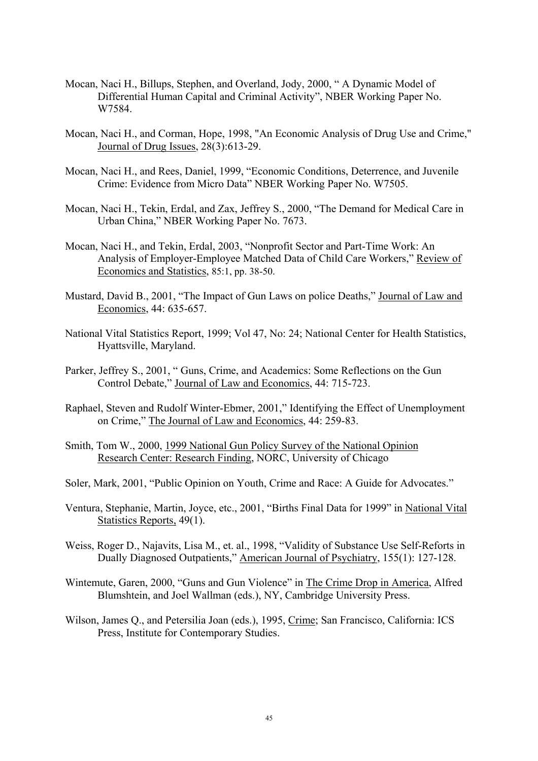Mocan, Naci H., Billups, Stephen, and Overland, Jody, 2000, " A Dynamic Model of Differential Human Capital and Criminal Activity", NBER Working Paper No. W7584.

Mocan, Naci H., and Corman, Hope, 1998, "An Economic Analysis of Drug Use and Crime," Journal of Drug Issues, 28(3):613-29.

Mocan, Naci H., and Rees, Daniel, 1999, "Economic Conditions, Deterrence, and Juvenile Crime: Evidence from Micro Data" NBER Working Paper No. W7505.

Mocan, Naci H., Tekin, Erdal, and Zax, Jeffrey S., 2000, "The Demand for Medical Care in Urban China," NBER Working Paper No. 7673.

Mocan, Naci H., and Tekin, Erdal, 2003, "Nonprofit Sector and Part-Time Work: An Analysis of Employer-Employee Matched Data of Child Care Workers," Review of Economics and Statistics, 85:1, pp. 38-50.

Mustard, David B., 2001, "The Impact of Gun Laws on police Deaths," Journal of Law and Economics, 44: 635-657.

National Vital Statistics Report, 1999; Vol 47, No: 24; National Center for Health Statistics, Hyattsville, Maryland.

Parker, Jeffrey S., 2001, " Guns, Crime, and Academics: Some Reflections on the Gun Control Debate," Journal of Law and Economics, 44: 715-723.

Raphael, Steven and Rudolf Winter-Ebmer, 2001," Identifying the Effect of Unemployment on Crime," The Journal of Law and Economics, 44: 259-83.

Smith, Tom W., 2000, 1999 National Gun Policy Survey of the National Opinion Research Center: Research Finding, NORC, University of Chicago

Soler, Mark, 2001, "Public Opinion on Youth, Crime and Race: A Guide for Advocates."

Ventura, Stephanie, Martin, Joyce, etc., 2001, "Births Final Data for 1999" in National Vital Statistics Reports, 49(1).

Weiss, Roger D., Najavits, Lisa M., et. al., 1998, "Validity of Substance Use Self-Reforts in Dually Diagnosed Outpatients," American Journal of Psychiatry, 155(1): 127-128.

Wintemute, Garen, 2000, "Guns and Gun Violence" in The Crime Drop in America, Alfred Blumshtein, and Joel Wallman (eds.), NY, Cambridge University Press.

Wilson, James Q., and Petersilia Joan (eds.), 1995, Crime; San Francisco, California: ICS Press, Institute for Contemporary Studies.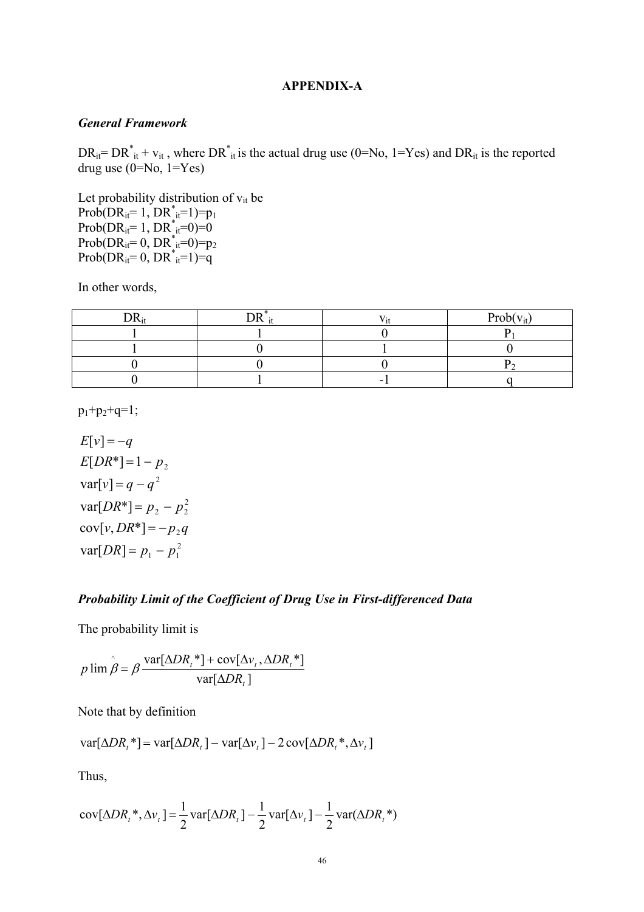# APPENDIX-A

### *General Framework*

$DR_{it} = DR^*_{it} + v_{it}$ , where $DR^*_{it}$ is the actual drug use (0=No, 1=Yes) and $DR_{it}$ is the reported drug use (0=No, 1=Yes)

Let probability distribution of $v_{it}$ be
$Prob(DR_{it}= 1, DR^*_{it}=1)=p_1$
$Prob(DR_{it}= 1, DR^*_{it}=0)=0$
$Prob(DR_{it}= 0, DR^*_{it}=0)=p_2$
$Prob(DR_{it}= 0, DR^*_{it}=1)=q$

In other words,

| $DR_{it}$ | $DR^*_{it}$ | $v_{it}$ | $Prob(v_{it})$ |
|---|---|---|---|
| 1 | 1 | 0 | $P_1$ |
| 1 | 0 | 1 | 0 |
| 0 | 0 | 0 | $P_2$ |
| 0 | 1 | -1 | q |

$p_1+p_2+q=1$;

$$E[v] = -q$$
$$E[DR^*] = 1 - p_2$$
$$\text{var}[v] = q - q^2$$
$$\text{var}[DR^*] = p_2 - p_2^2$$
$$\text{cov}[v, DR^*] = -p_2 q$$
$$\text{var}[DR] = p_1 - p_1^2$$

### *Probability Limit of the Coefficient of Drug Use in First-differenced Data*

The probability limit is

$$p\lim \hat{\beta} = \beta \frac{\text{var}[\Delta DR_t^*] + \text{cov}[\Delta v_t, \Delta DR_t^*]}{\text{var}[\Delta DR_t]}$$

Note that by definition

$$\text{var}[\Delta DR_t^*] = \text{var}[\Delta DR_t] - \text{var}[\Delta v_t] - 2\,\text{cov}[\Delta DR_t^*, \Delta v_t]$$

Thus,

$$\text{cov}[\Delta DR_t^*, \Delta v_t] = \frac{1}{2}\text{var}[\Delta DR_t] - \frac{1}{2}\text{var}[\Delta v_t] - \frac{1}{2}\text{var}(\Delta DR_t^*)$$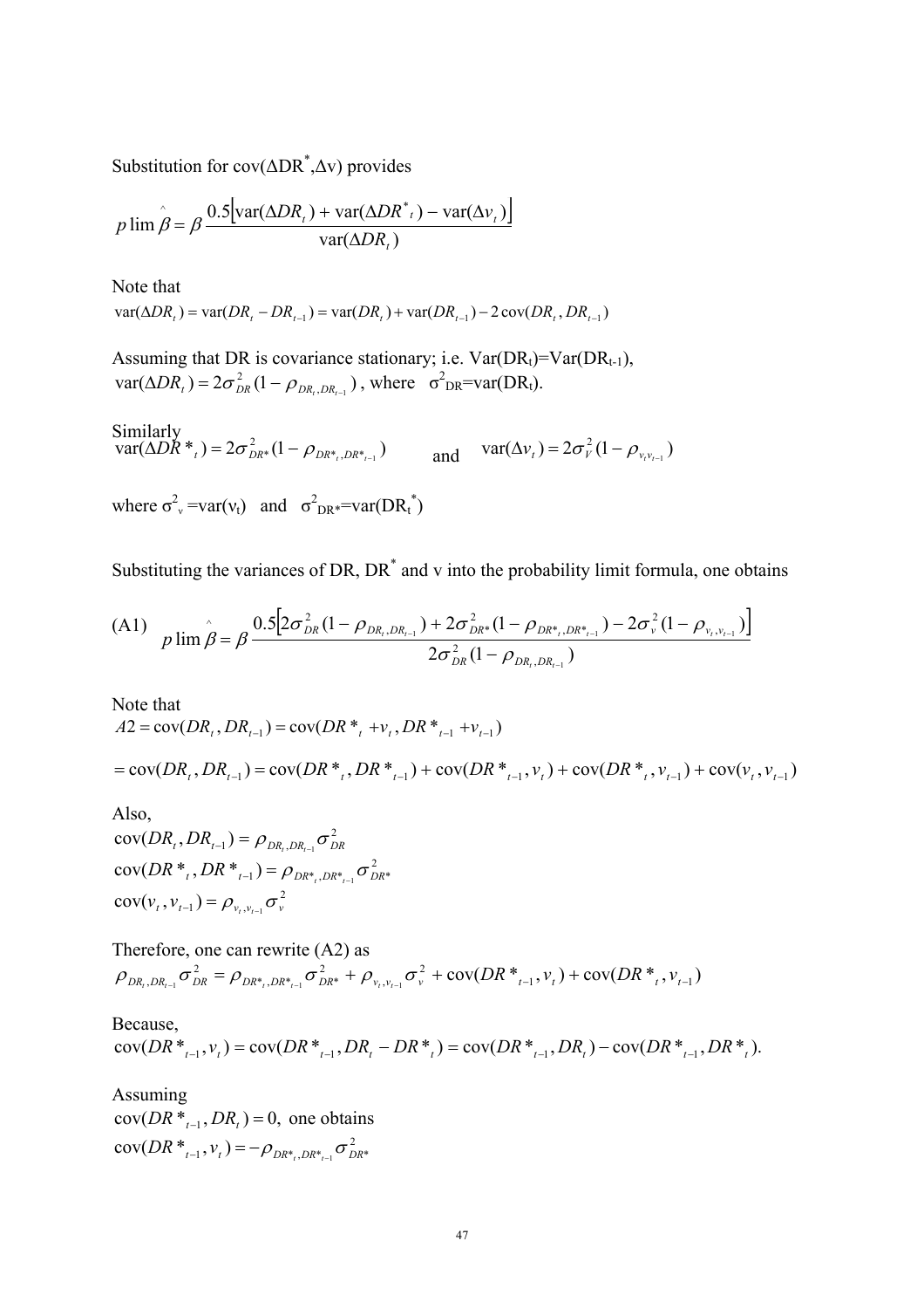Substitution for $\text{cov}(\Delta DR^*, \Delta v)$ provides

$$p\lim \hat{\beta} = \beta \frac{0.5\left[\text{var}(\Delta DR_t) + \text{var}(\Delta DR^*_t) - \text{var}(\Delta v_t)\right]}{\text{var}(\Delta DR_t)}$$

Note that

$$\text{var}(\Delta DR_t) = \text{var}(DR_t - DR_{t-1}) = \text{var}(DR_t) + \text{var}(DR_{t-1}) - 2\,\text{cov}(DR_t, DR_{t-1})$$

Assuming that DR is covariance stationary; i.e. $\text{Var}(DR_t)=\text{Var}(DR_{t-1})$, $\text{var}(\Delta DR_t) = 2\sigma^2_{DR}(1-\rho_{DR_t,DR_{t-1}})$, where $\sigma^2_{DR}=\text{var}(DR_t)$.

Similarly
$\text{var}(\Delta DR^*_t) = 2\sigma^2_{DR^*}(1-\rho_{DR^*_t,DR^*_{t-1}})$ and $\text{var}(\Delta v_t) = 2\sigma^2_V(1-\rho_{v_t v_{t-1}})$

where $\sigma^2_v=\text{var}(v_t)$ and $\sigma^2_{DR^*}=\text{var}(DR^*_t)$

Substituting the variances of DR, $DR^*$ and v into the probability limit formula, one obtains

$$\text{(A1)} \quad p\lim \hat{\beta} = \beta \frac{0.5\left[2\sigma^2_{DR}(1-\rho_{DR_t,DR_{t-1}}) + 2\sigma^2_{DR^*}(1-\rho_{DR^*_t,DR^*_{t-1}}) - 2\sigma^2_v(1-\rho_{v_t,v_{t-1}})\right]}{2\sigma^2_{DR}(1-\rho_{DR_t,DR_{t-1}})}$$

Note that

$$A2 = \text{cov}(DR_t, DR_{t-1}) = \text{cov}(DR^*_t + v_t, DR^*_{t-1} + v_{t-1})$$

$$= \text{cov}(DR_t, DR_{t-1}) = \text{cov}(DR^*_t, DR^*_{t-1}) + \text{cov}(DR^*_{t-1}, v_t) + \text{cov}(DR^*_t, v_{t-1}) + \text{cov}(v_t, v_{t-1})$$

Also,

$$\text{cov}(DR_t, DR_{t-1}) = \rho_{DR_t,DR_{t-1}}\sigma^2_{DR}$$
$$\text{cov}(DR^*_t, DR^*_{t-1}) = \rho_{DR^*_t,DR^*_{t-1}}\sigma^2_{DR^*}$$
$$\text{cov}(v_t, v_{t-1}) = \rho_{v_t,v_{t-1}}\sigma^2_v$$

Therefore, one can rewrite (A2) as

$$\rho_{DR_t,DR_{t-1}}\sigma^2_{DR} = \rho_{DR^*_t,DR^*_{t-1}}\sigma^2_{DR^*} + \rho_{v_t,v_{t-1}}\sigma^2_v + \text{cov}(DR^*_{t-1}, v_t) + \text{cov}(DR^*_t, v_{t-1})$$

Because,

$$\text{cov}(DR^*_{t-1}, v_t) = \text{cov}(DR^*_{t-1}, DR_t - DR^*_t) = \text{cov}(DR^*_{t-1}, DR_t) - \text{cov}(DR^*_{t-1}, DR^*_t).$$

Assuming
$\text{cov}(DR^*_{t-1}, DR_t) = 0,$ one obtains

$$\text{cov}(DR^*_{t-1}, v_t) = -\rho_{DR^*_t,DR^*_{t-1}}\sigma^2_{DR^*}$$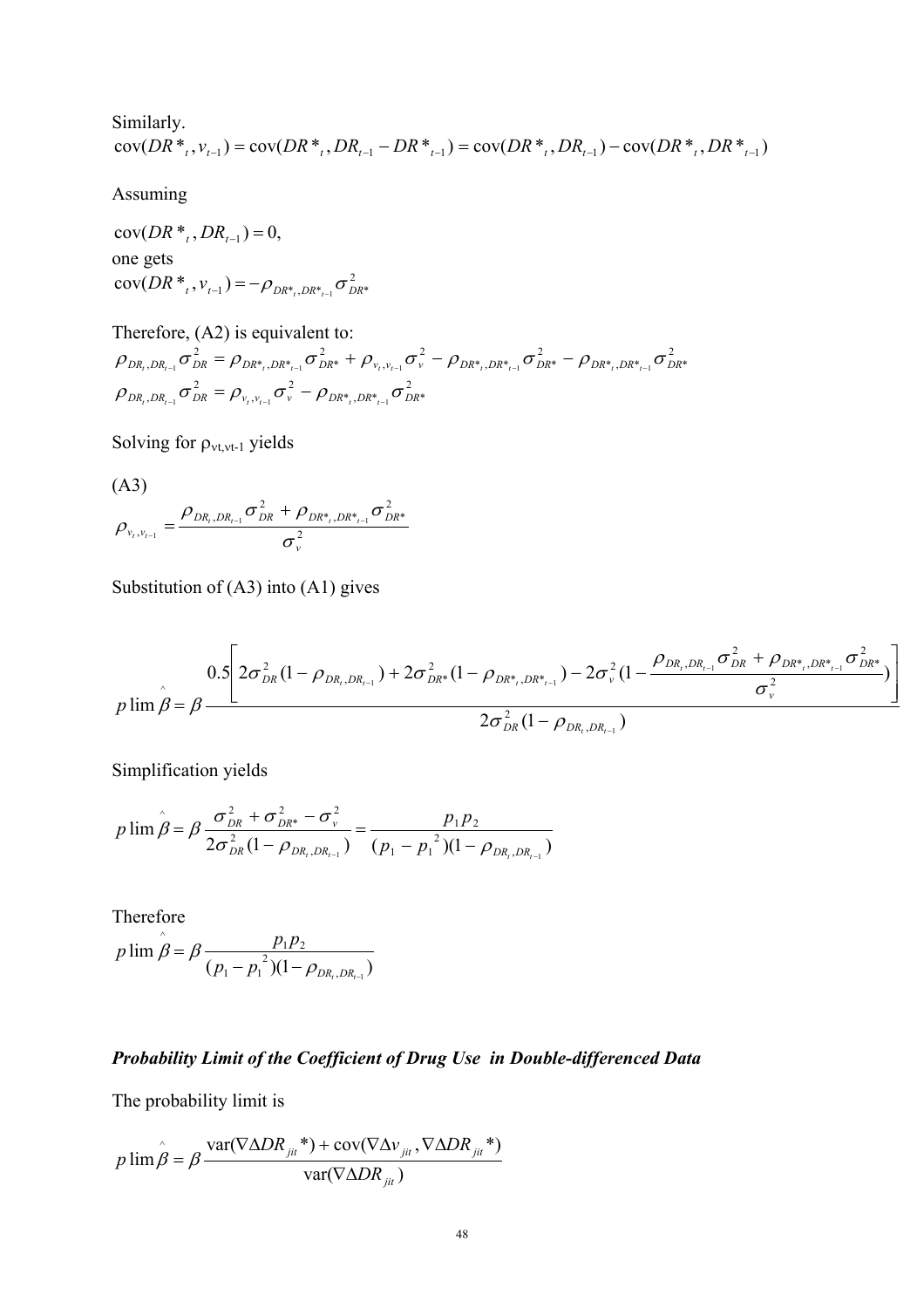Similarly.

$$\text{cov}(DR^*_t, v_{t-1}) = \text{cov}(DR^*_t, DR_{t-1} - DR^*_{t-1}) = \text{cov}(DR^*_t, DR_{t-1}) - \text{cov}(DR^*_t, DR^*_{t-1})$$

Assuming

$$\text{cov}(DR^*_t, DR_{t-1}) = 0,$$

one gets

$$\text{cov}(DR^*_t, v_{t-1}) = -\rho_{DR^*_t, DR^*_{t-1}} \sigma^2_{DR^*}$$

Therefore, (A2) is equivalent to:

$$\rho_{DR_t, DR_{t-1}} \sigma^2_{DR} = \rho_{DR^*_t, DR^*_{t-1}} \sigma^2_{DR^*} + \rho_{v_t, v_{t-1}} \sigma^2_v - \rho_{DR^*_t, DR^*_{t-1}} \sigma^2_{DR^*} - \rho_{DR^*_t, DR^*_{t-1}} \sigma^2_{DR^*}$$

$$\rho_{DR_t, DR_{t-1}} \sigma^2_{DR} = \rho_{v_t, v_{t-1}} \sigma^2_v - \rho_{DR^*_t, DR^*_{t-1}} \sigma^2_{DR^*}$$

Solving for $\rho_{vt,vt-1}$ yields

(A3)

$$\rho_{v_t, v_{t-1}} = \frac{\rho_{DR_t, DR_{t-1}} \sigma^2_{DR} + \rho_{DR^*_t, DR^*_{t-1}} \sigma^2_{DR^*}}{\sigma^2_v}$$

Substitution of (A3) into (A1) gives

$$p\lim \hat{\beta} = \beta \frac{0.5\left[2\sigma^2_{DR}(1-\rho_{DR_t, DR_{t-1}}) + 2\sigma^2_{DR^*}(1-\rho_{DR^*_t, DR^*_{t-1}}) - 2\sigma^2_v\left(1 - \frac{\rho_{DR_t, DR_{t-1}} \sigma^2_{DR} + \rho_{DR^*_t, DR^*_{t-1}} \sigma^2_{DR^*}}{\sigma^2_v}\right)\right]}{2\sigma^2_{DR}(1-\rho_{DR_t, DR_{t-1}})}$$

Simplification yields

$$p\lim \hat{\beta} = \beta \frac{\sigma^2_{DR} + \sigma^2_{DR^*} - \sigma^2_v}{2\sigma^2_{DR}(1-\rho_{DR_t, DR_{t-1}})} = \frac{p_1 p_2}{(p_1 - p_1^{\,2})(1-\rho_{DR_t, DR_{t-1}})}$$

Therefore

$$p\lim \hat{\beta} = \beta \frac{p_1 p_2}{(p_1 - p_1^{\,2})(1-\rho_{DR_t, DR_{t-1}})}$$

### *Probability Limit of the Coefficient of Drug Use in Double-differenced Data*

The probability limit is

$$p\lim \hat{\beta} = \beta \frac{\text{var}(\nabla \Delta DR_{jit}^*) + \text{cov}(\nabla \Delta v_{jit}, \nabla \Delta DR_{jit}^*)}{\text{var}(\nabla \Delta DR_{jit})}$$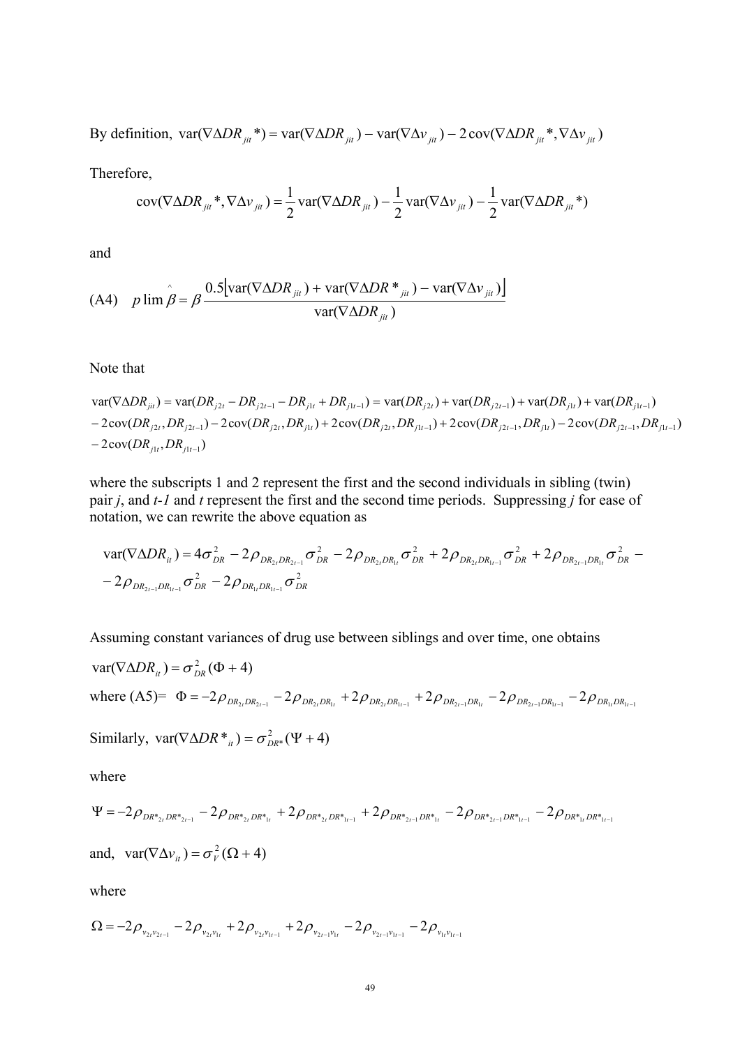By definition, $\text{var}(\nabla\Delta DR_{jit}*) = \text{var}(\nabla\Delta DR_{jit}) - \text{var}(\nabla\Delta v_{jit}) - 2\,\text{cov}(\nabla\Delta DR_{jit}*, \nabla\Delta v_{jit})$

Therefore,

$$\text{cov}(\nabla\Delta DR_{jit}*, \nabla\Delta v_{jit}) = \frac{1}{2}\text{var}(\nabla\Delta DR_{jit}) - \frac{1}{2}\text{var}(\nabla\Delta v_{jit}) - \frac{1}{2}\text{var}(\nabla\Delta DR_{jit}*)$$

and

$$\text{(A4)} \quad p\lim\hat{\beta} = \beta\,\frac{0.5\left[\text{var}(\nabla\Delta DR_{jit}) + \text{var}(\nabla\Delta DR*_{jit}) - \text{var}(\nabla\Delta v_{jit})\right]}{\text{var}(\nabla\Delta DR_{jit})}$$

Note that

$$\begin{aligned}
\text{var}(\nabla\Delta DR_{jit}) &= \text{var}(DR_{j2t} - DR_{j2t-1} - DR_{j1t} + DR_{j1t-1}) = \text{var}(DR_{j2t}) + \text{var}(DR_{j2t-1}) + \text{var}(DR_{j1t}) + \text{var}(DR_{j1t-1}) \\
&- 2\,\text{cov}(DR_{j2t}, DR_{j2t-1}) - 2\,\text{cov}(DR_{j2t}, DR_{j1t}) + 2\,\text{cov}(DR_{j2t}, DR_{j1t-1}) + 2\,\text{cov}(DR_{j2t-1}, DR_{j1t}) - 2\,\text{cov}(DR_{j2t-1}, DR_{j1t-1}) \\
&- 2\,\text{cov}(DR_{j1t}, DR_{j1t-1})
\end{aligned}$$

where the subscripts 1 and 2 represent the first and the second individuals in sibling (twin) pair *j*, and *t-1* and *t* represent the first and the second time periods. Suppressing *j* for ease of notation, we can rewrite the above equation as

$$\begin{aligned}
\text{var}(\nabla\Delta DR_{it}) &= 4\sigma_{DR}^2 - 2\rho_{DR_{2t}DR_{2t-1}}\sigma_{DR}^2 - 2\rho_{DR_{2t}DR_{1t}}\sigma_{DR}^2 + 2\rho_{DR_{2t}DR_{1t-1}}\sigma_{DR}^2 + 2\rho_{DR_{2t-1}DR_{1t}}\sigma_{DR}^2 - \\
&- 2\rho_{DR_{2t-1}DR_{1t-1}}\sigma_{DR}^2 - 2\rho_{DR_{1t}DR_{1t-1}}\sigma_{DR}^2
\end{aligned}$$

Assuming constant variances of drug use between siblings and over time, one obtains

$\text{var}(\nabla\Delta DR_{it}) = \sigma_{DR}^2(\Phi + 4)$

where (A5)= $\Phi = -2\rho_{DR_{2t}DR_{2t-1}} - 2\rho_{DR_{2t}DR_{1t}} + 2\rho_{DR_{2t}DR_{1t-1}} + 2\rho_{DR_{2t-1}DR_{1t}} - 2\rho_{DR_{2t-1}DR_{1t-1}} - 2\rho_{DR_{1t}DR_{1t-1}}$

Similarly, $\text{var}(\nabla\Delta DR*_{it}) = \sigma_{DR*}^2(\Psi + 4)$

where

$$\Psi = -2\rho_{DR*_{2t}DR*_{2t-1}} - 2\rho_{DR*_{2t}DR*_{1t}} + 2\rho_{DR*_{2t}DR*_{1t-1}} + 2\rho_{DR*_{2t-1}DR*_{1t}} - 2\rho_{DR*_{2t-1}DR*_{1t-1}} - 2\rho_{DR*_{1t}DR*_{1t-1}}$$

and, $\text{var}(\nabla\Delta v_{it}) = \sigma_V^2(\Omega + 4)$

where

$$\Omega = -2\rho_{v_{2t}v_{2t-1}} - 2\rho_{v_{2t}v_{1t}} + 2\rho_{v_{2t}v_{1t-1}} + 2\rho_{v_{2t-1}v_{1t}} - 2\rho_{v_{2t-1}v_{1t-1}} - 2\rho_{v_{1t}v_{1t-1}}$$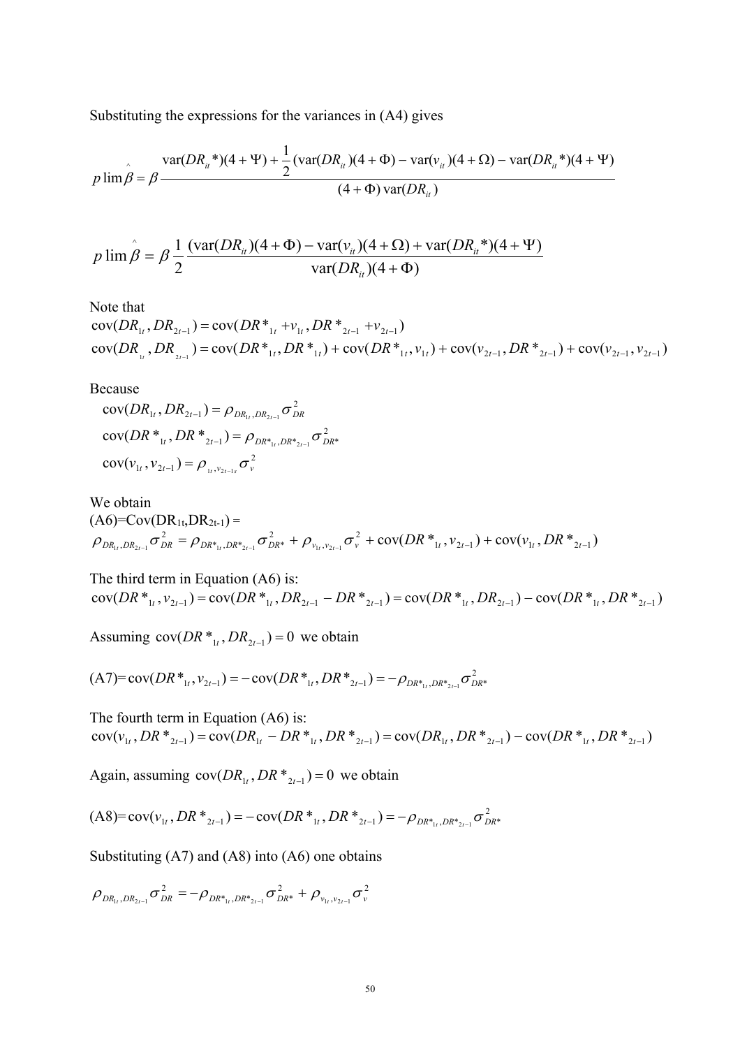Substituting the expressions for the variances in (A4) gives

$$p\lim \hat{\beta} = \beta \frac{\operatorname{var}(DR_{it}^*)(4+\Psi) + \frac{1}{2}(\operatorname{var}(DR_{it})(4+\Phi) - \operatorname{var}(v_{it})(4+\Omega) - \operatorname{var}(DR_{it}^*)(4+\Psi)}{(4+\Phi)\operatorname{var}(DR_{it})}$$

$$p\lim \hat{\beta} = \beta \frac{1}{2} \frac{(\operatorname{var}(DR_{it})(4+\Phi) - \operatorname{var}(v_{it})(4+\Omega) + \operatorname{var}(DR_{it}^*)(4+\Psi)}{\operatorname{var}(DR_{it})(4+\Phi)}$$

Note that

$$\operatorname{cov}(DR_{1t}, DR_{2t-1}) = \operatorname{cov}(DR^*_{1t} + v_{1t}, DR^*_{2t-1} + v_{2t-1})$$

$$\operatorname{cov}(DR_{1t}, DR_{2t-1}) = \operatorname{cov}(DR^*_{1t}, DR^*_{1t}) + \operatorname{cov}(DR^*_{1t}, v_{1t}) + \operatorname{cov}(v_{2t-1}, DR^*_{2t-1}) + \operatorname{cov}(v_{2t-1}, v_{2t-1})$$

Because

$$\operatorname{cov}(DR_{1t}, DR_{2t-1}) = \rho_{DR_{1t}, DR_{2t-1}} \sigma^2_{DR}$$

$$\operatorname{cov}(DR^*_{1t}, DR^*_{2t-1}) = \rho_{DR^*_{1t}, DR^*_{2t-1}} \sigma^2_{DR^*}$$

$$\operatorname{cov}(v_{1t}, v_{2t-1}) = \rho_{1t, v_{2t-1s}} \sigma^2_{v}$$

We obtain

(A6)=Cov($DR_{1t}$,$DR_{2t-1}$) =

$$\rho_{DR_{1t}, DR_{2t-1}} \sigma^2_{DR} = \rho_{DR^*_{1t}, DR^*_{2t-1}} \sigma^2_{DR^*} + \rho_{v_{1t}, v_{2t-1}} \sigma^2_{v} + \operatorname{cov}(DR^*_{1t}, v_{2t-1}) + \operatorname{cov}(v_{1t}, DR^*_{2t-1})$$

The third term in Equation (A6) is:

$$\operatorname{cov}(DR^*_{1t}, v_{2t-1}) = \operatorname{cov}(DR^*_{1t}, DR_{2t-1} - DR^*_{2t-1}) = \operatorname{cov}(DR^*_{1t}, DR_{2t-1}) - \operatorname{cov}(DR^*_{1t}, DR^*_{2t-1})$$

Assuming $\operatorname{cov}(DR^*_{1t}, DR_{2t-1}) = 0$ we obtain

$$\text{(A7)} = \operatorname{cov}(DR^*_{1t}, v_{2t-1}) = -\operatorname{cov}(DR^*_{1t}, DR^*_{2t-1}) = -\rho_{DR^*_{1t}, DR^*_{2t-1}} \sigma^2_{DR^*}$$

The fourth term in Equation (A6) is:

$$\operatorname{cov}(v_{1t}, DR^*_{2t-1}) = \operatorname{cov}(DR_{1t} - DR^*_{1t}, DR^*_{2t-1}) = \operatorname{cov}(DR_{1t}, DR^*_{2t-1}) - \operatorname{cov}(DR^*_{1t}, DR^*_{2t-1})$$

Again, assuming $\operatorname{cov}(DR_{1t}, DR^*_{2t-1}) = 0$ we obtain

$$\text{(A8)} = \operatorname{cov}(v_{1t}, DR^*_{2t-1}) = -\operatorname{cov}(DR^*_{1t}, DR^*_{2t-1}) = -\rho_{DR^*_{1t}, DR^*_{2t-1}} \sigma^2_{DR^*}$$

Substituting (A7) and (A8) into (A6) one obtains

$$\rho_{DR_{1t}, DR_{2t-1}} \sigma^2_{DR} = -\rho_{DR^*_{1t}, DR^*_{2t-1}} \sigma^2_{DR^*} + \rho_{v_{1t}, v_{2t-1}} \sigma^2_{v}$$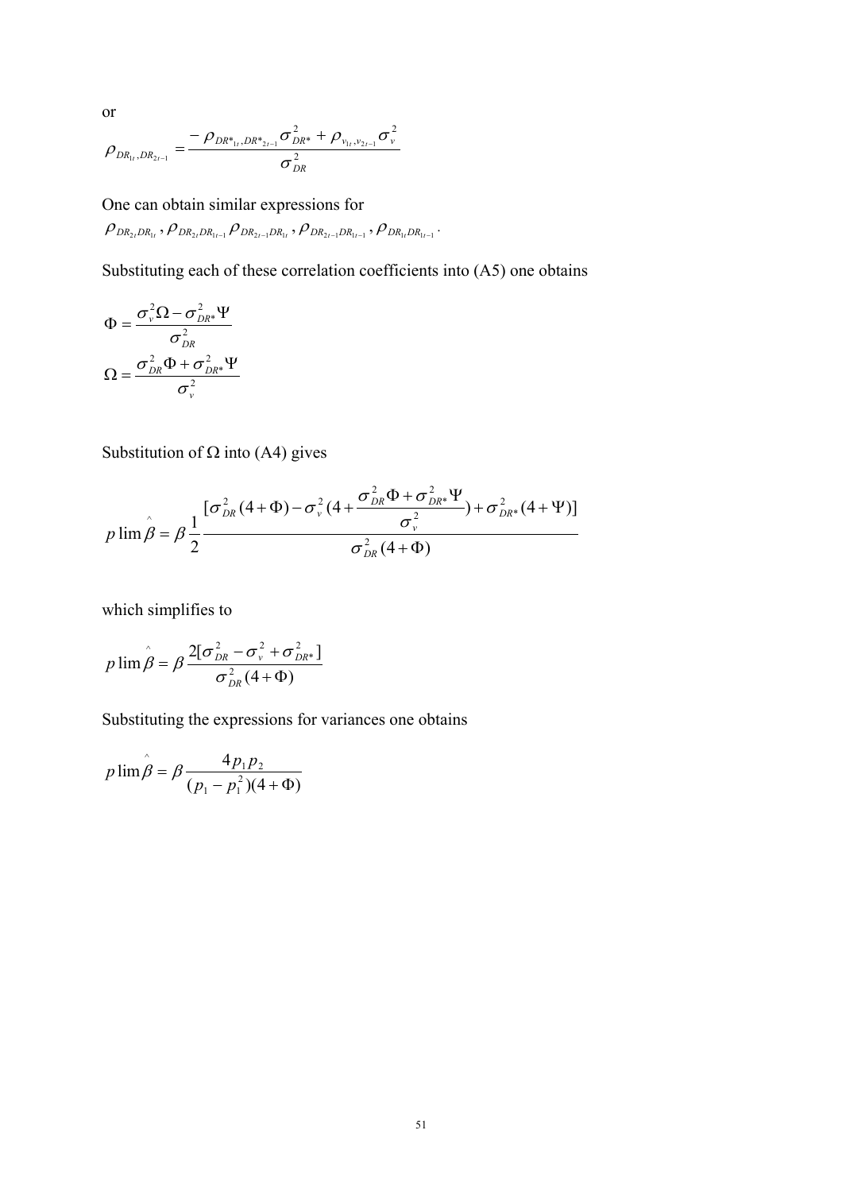or

$$\rho_{DR_{1t},DR_{2t-1}} = \frac{-\rho_{DR*_{1t},DR*_{2t-1}}\sigma_{DR*}^2 + \rho_{v_{1t},v_{2t-1}}\sigma_v^2}{\sigma_{DR}^2}$$

One can obtain similar expressions for

$\rho_{DR_{2t}DR_{1t}}$, $\rho_{DR_{2t}DR_{1t-1}}\rho_{DR_{2t-1}DR_{1t}}$, $\rho_{DR_{2t-1}DR_{1t-1}}$, $\rho_{DR_{1t}DR_{1t-1}}$.

Substituting each of these correlation coefficients into (A5) one obtains

$$\Phi = \frac{\sigma_v^2\Omega - \sigma_{DR*}^2\Psi}{\sigma_{DR}^2}$$

$$\Omega = \frac{\sigma_{DR}^2\Phi + \sigma_{DR*}^2\Psi}{\sigma_v^2}$$

Substitution of $\Omega$ into (A4) gives

$$p\lim\hat{\beta} = \beta\frac{1}{2}\frac{[\sigma_{DR}^2(4+\Phi) - \sigma_v^2(4+\frac{\sigma_{DR}^2\Phi + \sigma_{DR*}^2\Psi}{\sigma_v^2}) + \sigma_{DR*}^2(4+\Psi)]}{\sigma_{DR}^2(4+\Phi)}$$

which simplifies to

$$p\lim\hat{\beta} = \beta\frac{2[\sigma_{DR}^2 - \sigma_v^2 + \sigma_{DR*}^2]}{\sigma_{DR}^2(4+\Phi)}$$

Substituting the expressions for variances one obtains

$$p\lim\hat{\beta} = \beta\frac{4p_1p_2}{(p_1 - p_1^2)(4+\Phi)}$$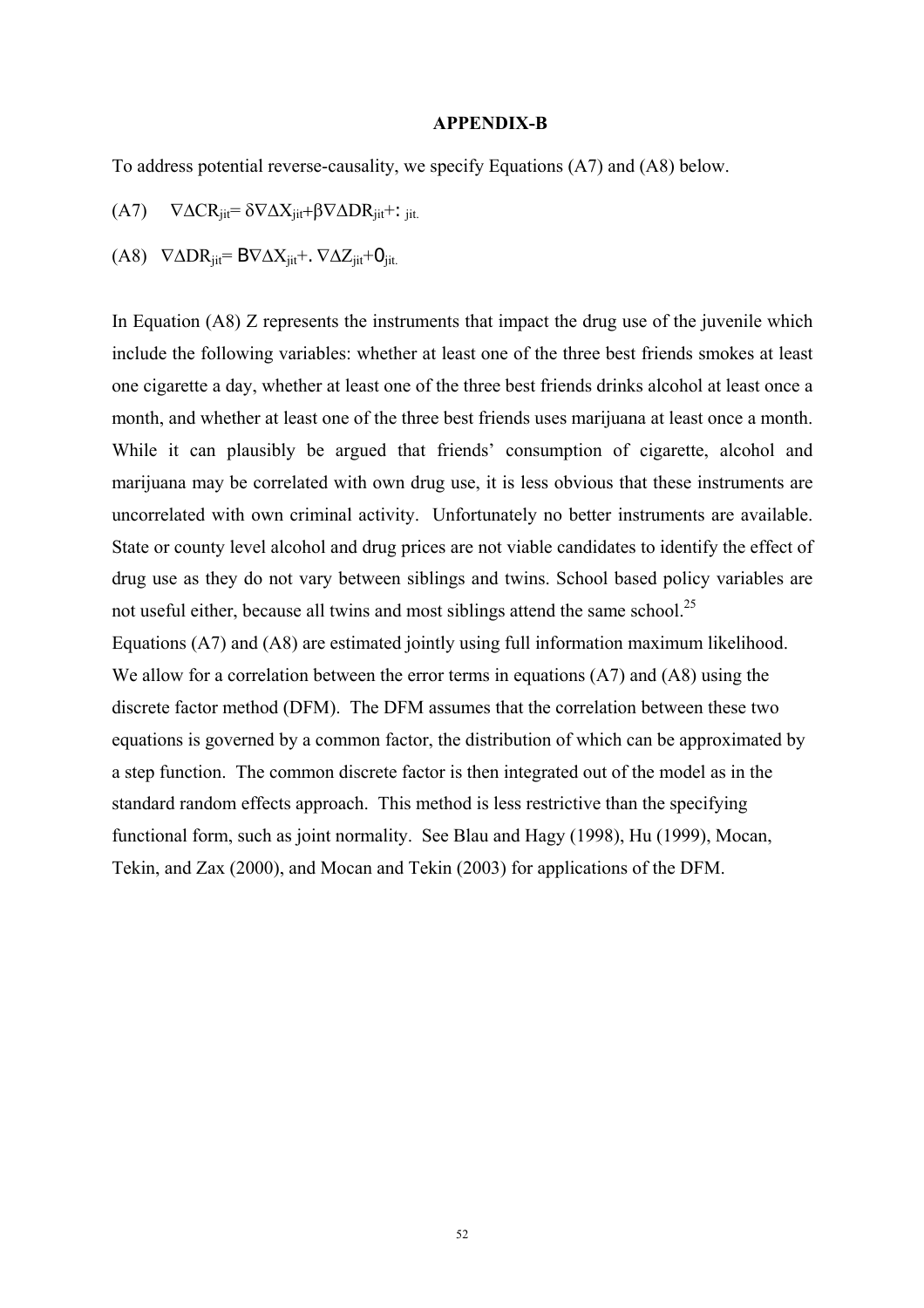**APPENDIX-B**

To address potential reverse-causality, we specify Equations (A7) and (A8) below.

(A7) $\nabla\Delta CR_{jit} = \delta\nabla\Delta X_{jit} + \beta\nabla\Delta DR_{jit} + \mu_{jit}$

(A8) $\nabla\Delta DR_{jit} = B\nabla\Delta X_{jit} + \lambda\nabla\Delta Z_{jit} + \eta_{jit}$

In Equation (A8) Z represents the instruments that impact the drug use of the juvenile which include the following variables: whether at least one of the three best friends smokes at least one cigarette a day, whether at least one of the three best friends drinks alcohol at least once a month, and whether at least one of the three best friends uses marijuana at least once a month. While it can plausibly be argued that friends' consumption of cigarette, alcohol and marijuana may be correlated with own drug use, it is less obvious that these instruments are uncorrelated with own criminal activity. Unfortunately no better instruments are available. State or county level alcohol and drug prices are not viable candidates to identify the effect of drug use as they do not vary between siblings and twins. School based policy variables are not useful either, because all twins and most siblings attend the same school.[25]

Equations (A7) and (A8) are estimated jointly using full information maximum likelihood. We allow for a correlation between the error terms in equations (A7) and (A8) using the discrete factor method (DFM). The DFM assumes that the correlation between these two equations is governed by a common factor, the distribution of which can be approximated by a step function. The common discrete factor is then integrated out of the model as in the standard random effects approach. This method is less restrictive than the specifying functional form, such as joint normality. See Blau and Hagy (1998), Hu (1999), Mocan, Tekin, and Zax (2000), and Mocan and Tekin (2003) for applications of the DFM.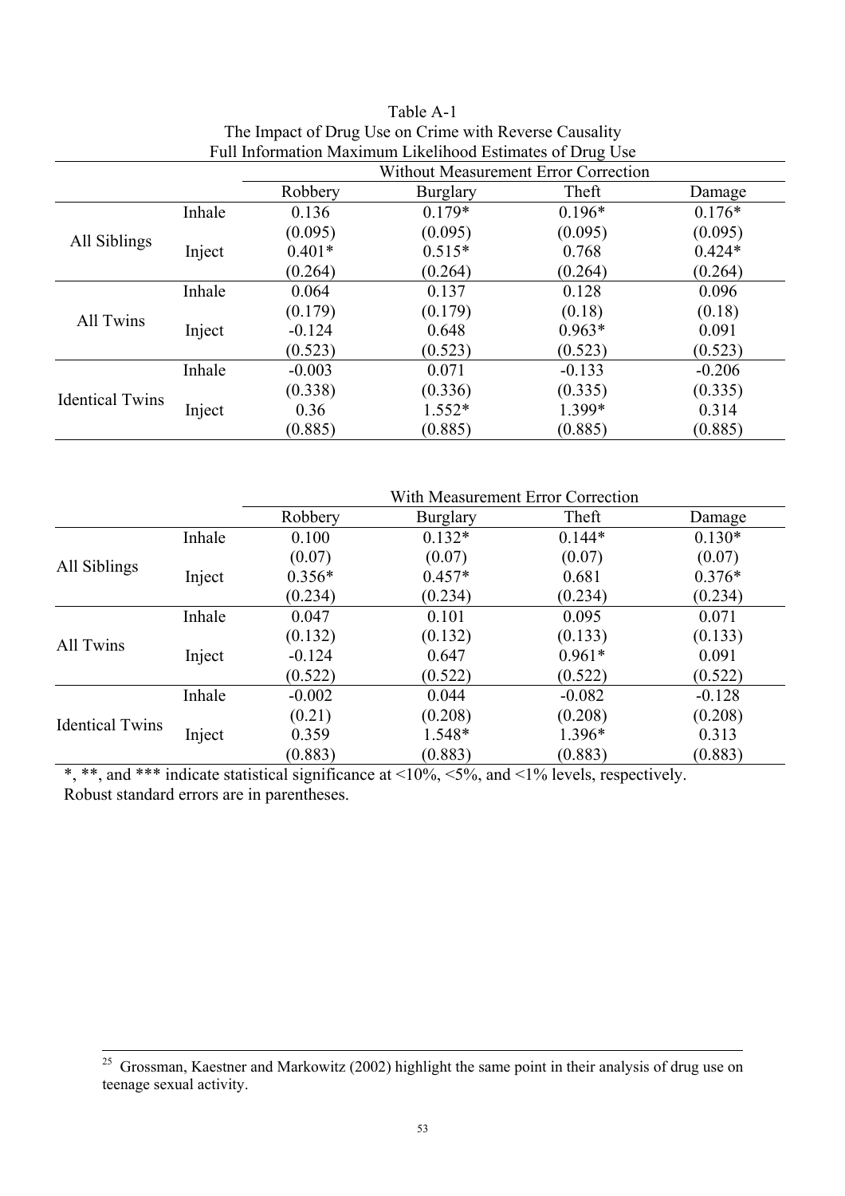Table A-1
The Impact of Drug Use on Crime with Reverse Causality
Full Information Maximum Likelihood Estimates of Drug Use

| | | Without Measurement Error Correction | | | |
|---|---|---|---|---|---|
| | | Robbery | Burglary | Theft | Damage |
| All Siblings | Inhale | 0.136 | 0.179* | 0.196* | 0.176* |
| | | (0.095) | (0.095) | (0.095) | (0.095) |
| | Inject | 0.401* | 0.515* | 0.768 | 0.424* |
| | | (0.264) | (0.264) | (0.264) | (0.264) |
| All Twins | Inhale | 0.064 | 0.137 | 0.128 | 0.096 |
| | | (0.179) | (0.179) | (0.18) | (0.18) |
| | Inject | -0.124 | 0.648 | 0.963* | 0.091 |
| | | (0.523) | (0.523) | (0.523) | (0.523) |
| Identical Twins | Inhale | -0.003 | 0.071 | -0.133 | -0.206 |
| | | (0.338) | (0.336) | (0.335) | (0.335) |
| | Inject | 0.36 | 1.552* | 1.399* | 0.314 |
| | | (0.885) | (0.885) | (0.885) | (0.885) |

| | | With Measurement Error Correction | | | |
|---|---|---|---|---|---|
| | | Robbery | Burglary | Theft | Damage |
| All Siblings | Inhale | 0.100 | 0.132* | 0.144* | 0.130* |
| | | (0.07) | (0.07) | (0.07) | (0.07) |
| | Inject | 0.356* | 0.457* | 0.681 | 0.376* |
| | | (0.234) | (0.234) | (0.234) | (0.234) |
| All Twins | Inhale | 0.047 | 0.101 | 0.095 | 0.071 |
| | | (0.132) | (0.132) | (0.133) | (0.133) |
| | Inject | -0.124 | 0.647 | 0.961* | 0.091 |
| | | (0.522) | (0.522) | (0.522) | (0.522) |
| Identical Twins | Inhale | -0.002 | 0.044 | -0.082 | -0.128 |
| | | (0.21) | (0.208) | (0.208) | (0.208) |
| | Inject | 0.359 | 1.548* | 1.396* | 0.313 |
| | | (0.883) | (0.883) | (0.883) | (0.883) |

*, **, and *** indicate statistical significance at <10%, <5%, and <1% levels, respectively.
Robust standard errors are in parentheses.

[25] Grossman, Kaestner and Markowitz (2002) highlight the same point in their analysis of drug use on teenage sexual activity.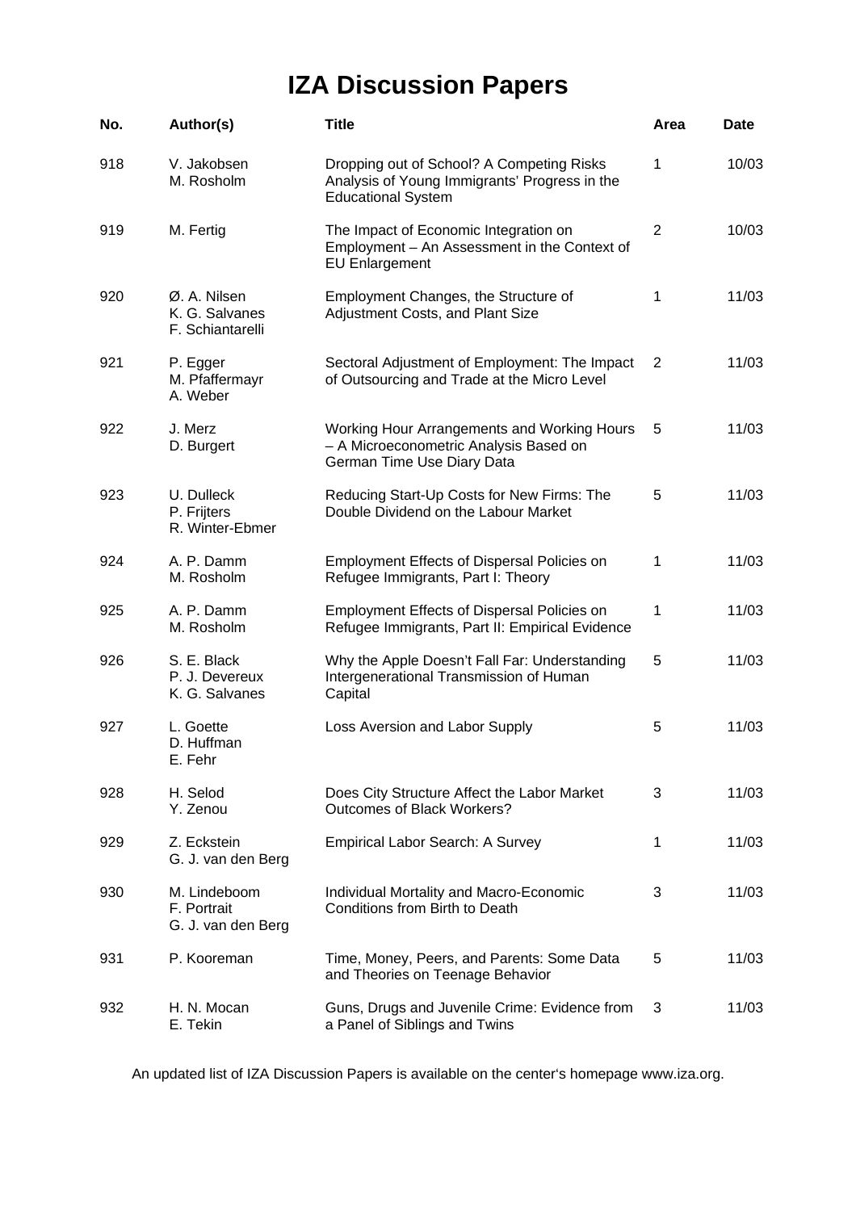# IZA Discussion Papers

| No. | Author(s) | Title | Area | Date |
|---|---|---|---|---|
| 918 | V. Jakobsen<br>M. Rosholm | Dropping out of School? A Competing Risks Analysis of Young Immigrants' Progress in the Educational System | 1 | 10/03 |
| 919 | M. Fertig | The Impact of Economic Integration on Employment – An Assessment in the Context of EU Enlargement | 2 | 10/03 |
| 920 | Ø. A. Nilsen<br>K. G. Salvanes<br>F. Schiantarelli | Employment Changes, the Structure of Adjustment Costs, and Plant Size | 1 | 11/03 |
| 921 | P. Egger<br>M. Pfaffermayr<br>A. Weber | Sectoral Adjustment of Employment: The Impact of Outsourcing and Trade at the Micro Level | 2 | 11/03 |
| 922 | J. Merz<br>D. Burgert | Working Hour Arrangements and Working Hours – A Microeconometric Analysis Based on German Time Use Diary Data | 5 | 11/03 |
| 923 | U. Dulleck<br>P. Frijters<br>R. Winter-Ebmer | Reducing Start-Up Costs for New Firms: The Double Dividend on the Labour Market | 5 | 11/03 |
| 924 | A. P. Damm<br>M. Rosholm | Employment Effects of Dispersal Policies on Refugee Immigrants, Part I: Theory | 1 | 11/03 |
| 925 | A. P. Damm<br>M. Rosholm | Employment Effects of Dispersal Policies on Refugee Immigrants, Part II: Empirical Evidence | 1 | 11/03 |
| 926 | S. E. Black<br>P. J. Devereux<br>K. G. Salvanes | Why the Apple Doesn't Fall Far: Understanding Intergenerational Transmission of Human Capital | 5 | 11/03 |
| 927 | L. Goette<br>D. Huffman<br>E. Fehr | Loss Aversion and Labor Supply | 5 | 11/03 |
| 928 | H. Selod<br>Y. Zenou | Does City Structure Affect the Labor Market Outcomes of Black Workers? | 3 | 11/03 |
| 929 | Z. Eckstein<br>G. J. van den Berg | Empirical Labor Search: A Survey | 1 | 11/03 |
| 930 | M. Lindeboom<br>F. Portrait<br>G. J. van den Berg | Individual Mortality and Macro-Economic Conditions from Birth to Death | 3 | 11/03 |
| 931 | P. Kooreman | Time, Money, Peers, and Parents: Some Data and Theories on Teenage Behavior | 5 | 11/03 |
| 932 | H. N. Mocan<br>E. Tekin | Guns, Drugs and Juvenile Crime: Evidence from a Panel of Siblings and Twins | 3 | 11/03 |

An updated list of IZA Discussion Papers is available on the center's homepage www.iza.org.